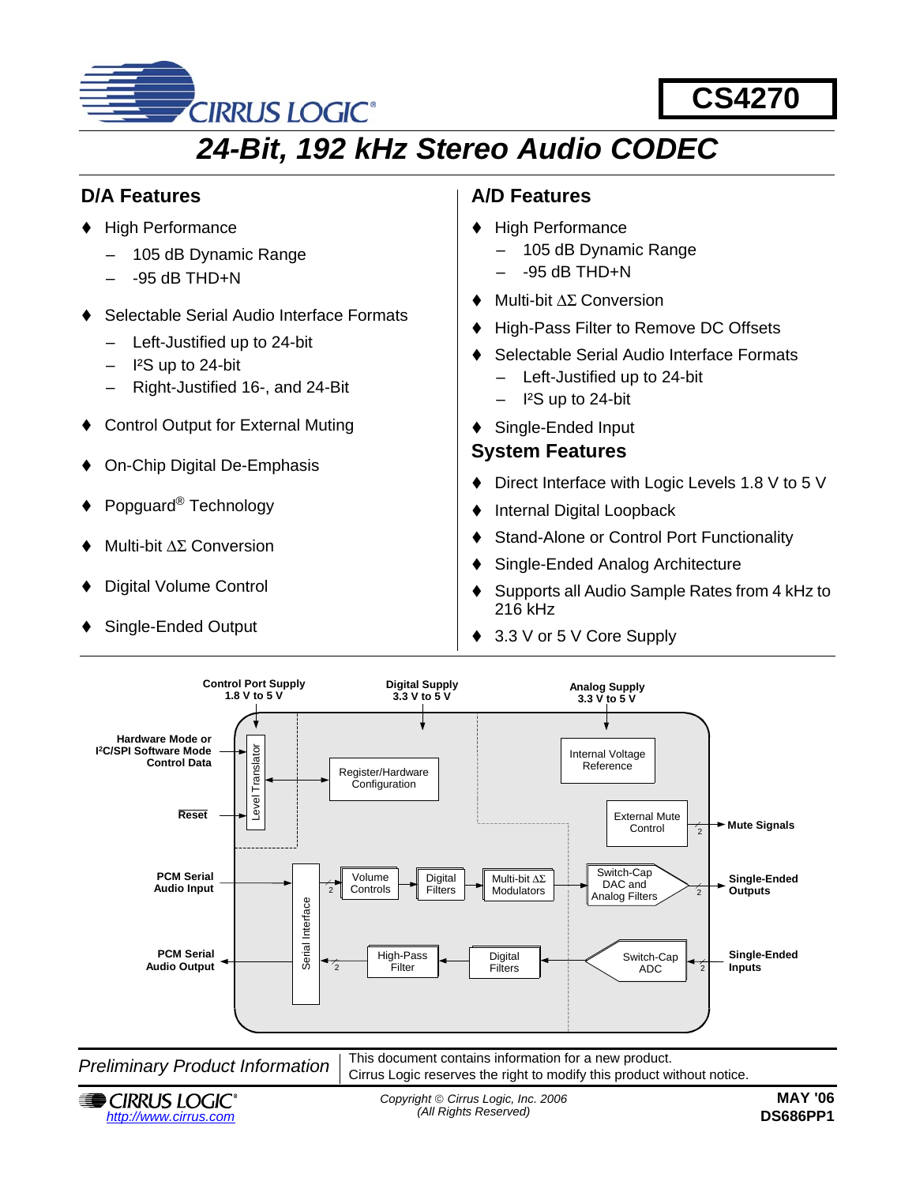# CS4270

## 24-Bit, 192 kHz Stereo Audio CODEC

### D/A Features

- High Performance
  - 105 dB Dynamic Range
  - -95 dB THD+N
- Selectable Serial Audio Interface Formats
  - Left-Justified up to 24-bit
  - I²S up to 24-bit
  - Right-Justified 16-, and 24-Bit
- Control Output for External Muting
- On-Chip Digital De-Emphasis
- Popguard® Technology
- Multi-bit ΔΣ Conversion
- Digital Volume Control
- Single-Ended Output

### A/D Features

- High Performance
  - 105 dB Dynamic Range
  - -95 dB THD+N
- Multi-bit ΔΣ Conversion
- High-Pass Filter to Remove DC Offsets
- Selectable Serial Audio Interface Formats
  - Left-Justified up to 24-bit
  - I²S up to 24-bit
- Single-Ended Input

### System Features

- Direct Interface with Logic Levels 1.8 V to 5 V
- Internal Digital Loopback
- Stand-Alone or Control Port Functionality
- Single-Ended Analog Architecture
- Supports all Audio Sample Rates from 4 kHz to 216 kHz
- 3.3 V or 5 V Core Supply

Control Port Supply 1.8 V to 5 V | Digital Supply 3.3 V to 5 V | Analog Supply 3.3 V to 5 V

Hardware Mode or I²C/SPI Software Mode Control Data | Reset | Level Translator | Register/Hardware Configuration | Internal Voltage Reference | External Mute Control | Mute Signals

PCM Serial Audio Input | Serial Interface | Volume Controls | Digital Filters | Multi-bit ΔΣ Modulators | Switch-Cap DAC and Analog Filters | Single-Ended Outputs

PCM Serial Audio Output | High-Pass Filter | Digital Filters | Switch-Cap ADC | Single-Ended Inputs

*Preliminary Product Information* | This document contains information for a new product. Cirrus Logic reserves the right to modify this product without notice.

http://www.cirrus.com

*Copyright © Cirrus Logic, Inc. 2006 (All Rights Reserved)*

**MAY '06**
**DS686PP1**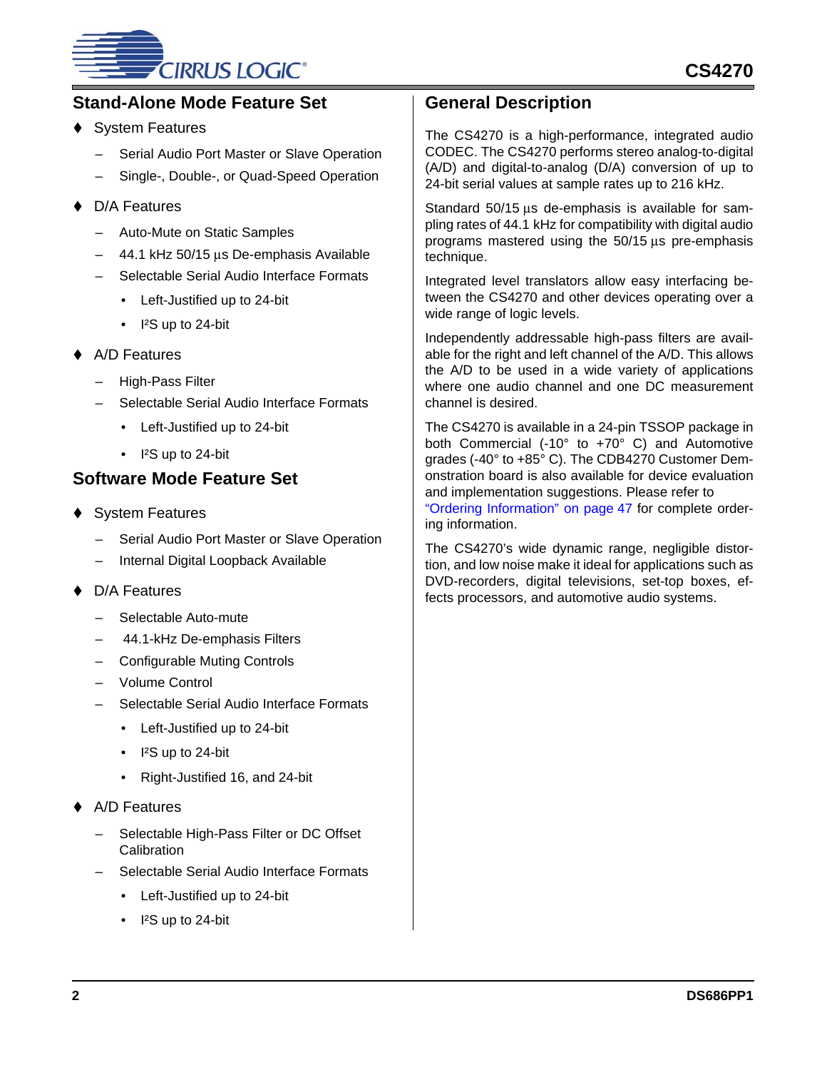## Stand-Alone Mode Feature Set

- System Features
  - Serial Audio Port Master or Slave Operation
  - Single-, Double-, or Quad-Speed Operation
- D/A Features
  - Auto-Mute on Static Samples
  - 44.1 kHz 50/15 µs De-emphasis Available
  - Selectable Serial Audio Interface Formats
    - Left-Justified up to 24-bit
    - I²S up to 24-bit
- A/D Features
  - High-Pass Filter
  - Selectable Serial Audio Interface Formats
    - Left-Justified up to 24-bit
    - I²S up to 24-bit

## Software Mode Feature Set

- System Features
  - Serial Audio Port Master or Slave Operation
  - Internal Digital Loopback Available
- D/A Features
  - Selectable Auto-mute
  - 44.1-kHz De-emphasis Filters
  - Configurable Muting Controls
  - Volume Control
  - Selectable Serial Audio Interface Formats
    - Left-Justified up to 24-bit
    - I²S up to 24-bit
    - Right-Justified 16, and 24-bit
- A/D Features
  - Selectable High-Pass Filter or DC Offset Calibration
  - Selectable Serial Audio Interface Formats
    - Left-Justified up to 24-bit
    - I²S up to 24-bit

## General Description

The CS4270 is a high-performance, integrated audio CODEC. The CS4270 performs stereo analog-to-digital (A/D) and digital-to-analog (D/A) conversion of up to 24-bit serial values at sample rates up to 216 kHz.

Standard 50/15 µs de-emphasis is available for sampling rates of 44.1 kHz for compatibility with digital audio programs mastered using the 50/15 µs pre-emphasis technique.

Integrated level translators allow easy interfacing between the CS4270 and other devices operating over a wide range of logic levels.

Independently addressable high-pass filters are available for the right and left channel of the A/D. This allows the A/D to be used in a wide variety of applications where one audio channel and one DC measurement channel is desired.

The CS4270 is available in a 24-pin TSSOP package in both Commercial (-10° to +70° C) and Automotive grades (-40° to +85° C). The CDB4270 Customer Demonstration board is also available for device evaluation and implementation suggestions. Please refer to "Ordering Information" on page 47 for complete ordering information.

The CS4270's wide dynamic range, negligible distortion, and low noise make it ideal for applications such as DVD-recorders, digital televisions, set-top boxes, effects processors, and automotive audio systems.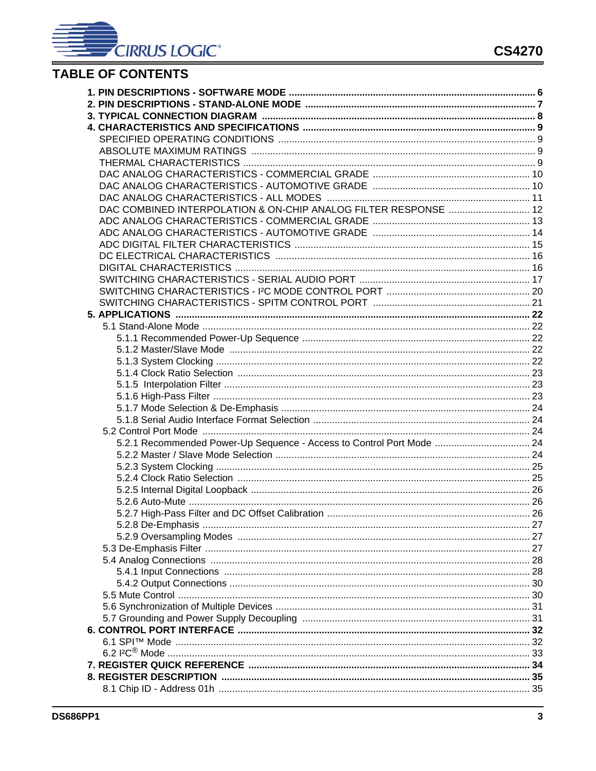## TABLE OF CONTENTS

**1. PIN DESCRIPTIONS - SOFTWARE MODE .......... 6**
**2. PIN DESCRIPTIONS - STAND-ALONE MODE .......... 7**
**3. TYPICAL CONNECTION DIAGRAM .......... 8**
**4. CHARACTERISTICS AND SPECIFICATIONS .......... 9**

- SPECIFIED OPERATING CONDITIONS .......... 9
- ABSOLUTE MAXIMUM RATINGS .......... 9
- THERMAL CHARACTERISTICS .......... 9
- DAC ANALOG CHARACTERISTICS - COMMERCIAL GRADE .......... 10
- DAC ANALOG CHARACTERISTICS - AUTOMOTIVE GRADE .......... 10
- DAC ANALOG CHARACTERISTICS - ALL MODES .......... 11
- DAC COMBINED INTERPOLATION & ON-CHIP ANALOG FILTER RESPONSE .......... 12
- ADC ANALOG CHARACTERISTICS - COMMERCIAL GRADE .......... 13
- ADC ANALOG CHARACTERISTICS - AUTOMOTIVE GRADE .......... 14
- ADC DIGITAL FILTER CHARACTERISTICS .......... 15
- DC ELECTRICAL CHARACTERISTICS .......... 16
- DIGITAL CHARACTERISTICS .......... 16
- SWITCHING CHARACTERISTICS - SERIAL AUDIO PORT .......... 17
- SWITCHING CHARACTERISTICS - I²C MODE CONTROL PORT .......... 20
- SWITCHING CHARACTERISTICS - SPITM CONTROL PORT .......... 21

**5. APPLICATIONS .......... 22**

- 5.1 Stand-Alone Mode .......... 22
  - 5.1.1 Recommended Power-Up Sequence .......... 22
  - 5.1.2 Master/Slave Mode .......... 22
  - 5.1.3 System Clocking .......... 22
  - 5.1.4 Clock Ratio Selection .......... 23
  - 5.1.5 Interpolation Filter .......... 23
  - 5.1.6 High-Pass Filter .......... 23
  - 5.1.7 Mode Selection & De-Emphasis .......... 24
  - 5.1.8 Serial Audio Interface Format Selection .......... 24
- 5.2 Control Port Mode .......... 24
  - 5.2.1 Recommended Power-Up Sequence - Access to Control Port Mode .......... 24
  - 5.2.2 Master / Slave Mode Selection .......... 24
  - 5.2.3 System Clocking .......... 25
  - 5.2.4 Clock Ratio Selection .......... 25
  - 5.2.5 Internal Digital Loopback .......... 26
  - 5.2.6 Auto-Mute .......... 26
  - 5.2.7 High-Pass Filter and DC Offset Calibration .......... 26
  - 5.2.8 De-Emphasis .......... 27
  - 5.2.9 Oversampling Modes .......... 27
- 5.3 De-Emphasis Filter .......... 27
- 5.4 Analog Connections .......... 28
  - 5.4.1 Input Connections .......... 28
  - 5.4.2 Output Connections .......... 30
- 5.5 Mute Control .......... 30
- 5.6 Synchronization of Multiple Devices .......... 31
- 5.7 Grounding and Power Supply Decoupling .......... 31

**6. CONTROL PORT INTERFACE .......... 32**

- 6.1 SPI™ Mode .......... 32
- 6.2 I²C® Mode .......... 33

**7. REGISTER QUICK REFERENCE .......... 34**
**8. REGISTER DESCRIPTION .......... 35**

- 8.1 Chip ID - Address 01h .......... 35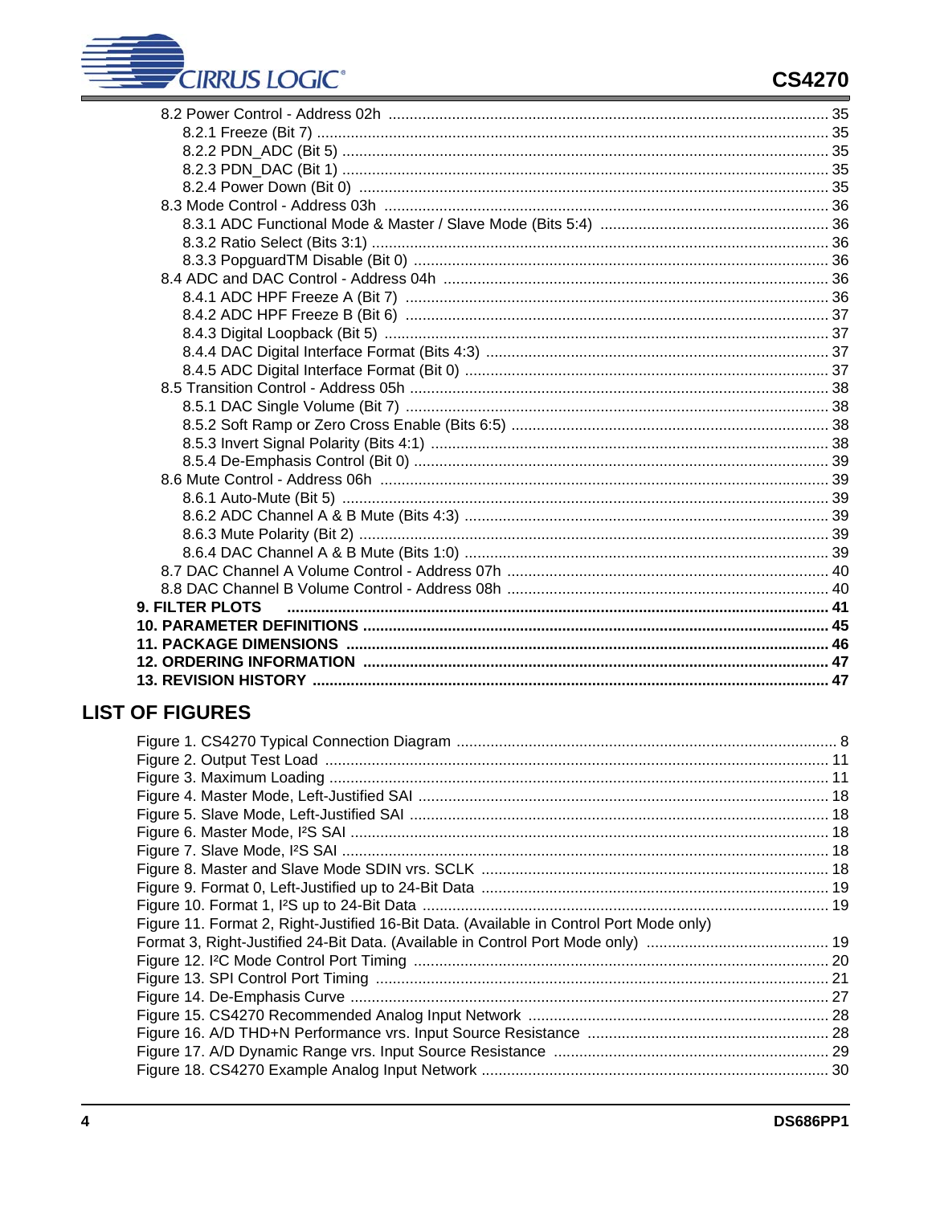8.2 Power Control - Address 02h ........................................................................................ 35
    8.2.1 Freeze (Bit 7) ........................................................................................ 35
    8.2.2 PDN_ADC (Bit 5) ........................................................................................ 35
    8.2.3 PDN_DAC (Bit 1) ........................................................................................ 35
    8.2.4 Power Down (Bit 0) ........................................................................................ 35
8.3 Mode Control - Address 03h ........................................................................................ 36
    8.3.1 ADC Functional Mode & Master / Slave Mode (Bits 5:4) ........................................ 36
    8.3.2 Ratio Select (Bits 3:1) ........................................................................................ 36
    8.3.3 PopguardTM Disable (Bit 0) ........................................................................................ 36
8.4 ADC and DAC Control - Address 04h ........................................................................................ 36
    8.4.1 ADC HPF Freeze A (Bit 7) ........................................................................................ 36
    8.4.2 ADC HPF Freeze B (Bit 6) ........................................................................................ 37
    8.4.3 Digital Loopback (Bit 5) ........................................................................................ 37
    8.4.4 DAC Digital Interface Format (Bits 4:3) ........................................................................................ 37
    8.4.5 ADC Digital Interface Format (Bit 0) ........................................................................................ 37
8.5 Transition Control - Address 05h ........................................................................................ 38
    8.5.1 DAC Single Volume (Bit 7) ........................................................................................ 38
    8.5.2 Soft Ramp or Zero Cross Enable (Bits 6:5) ........................................................................................ 38
    8.5.3 Invert Signal Polarity (Bits 4:1) ........................................................................................ 38
    8.5.4 De-Emphasis Control (Bit 0) ........................................................................................ 39
8.6 Mute Control - Address 06h ........................................................................................ 39
    8.6.1 Auto-Mute (Bit 5) ........................................................................................ 39
    8.6.2 ADC Channel A & B Mute (Bits 4:3) ........................................................................................ 39
    8.6.3 Mute Polarity (Bit 2) ........................................................................................ 39
    8.6.4 DAC Channel A & B Mute (Bits 1:0) ........................................................................................ 39
8.7 DAC Channel A Volume Control - Address 07h ........................................................................................ 40
8.8 DAC Channel B Volume Control - Address 08h ........................................................................................ 40

**9. FILTER PLOTS ........................................................................................ 41**
**10. PARAMETER DEFINITIONS ........................................................................................ 45**
**11. PACKAGE DIMENSIONS ........................................................................................ 46**
**12. ORDERING INFORMATION ........................................................................................ 47**
**13. REVISION HISTORY ........................................................................................ 47**

## LIST OF FIGURES

Figure 1. CS4270 Typical Connection Diagram ........................................................................................ 8
Figure 2. Output Test Load ........................................................................................ 11
Figure 3. Maximum Loading ........................................................................................ 11
Figure 4. Master Mode, Left-Justified SAI ........................................................................................ 18
Figure 5. Slave Mode, Left-Justified SAI ........................................................................................ 18
Figure 6. Master Mode, I²S SAI ........................................................................................ 18
Figure 7. Slave Mode, I²S SAI ........................................................................................ 18
Figure 8. Master and Slave Mode SDIN vrs. SCLK ........................................................................................ 18
Figure 9. Format 0, Left-Justified up to 24-Bit Data ........................................................................................ 19
Figure 10. Format 1, I²S up to 24-Bit Data ........................................................................................ 19
Figure 11. Format 2, Right-Justified 16-Bit Data. (Available in Control Port Mode only)
Format 3, Right-Justified 24-Bit Data. (Available in Control Port Mode only) ........................................ 19
Figure 12. I²C Mode Control Port Timing ........................................................................................ 20
Figure 13. SPI Control Port Timing ........................................................................................ 21
Figure 14. De-Emphasis Curve ........................................................................................ 27
Figure 15. CS4270 Recommended Analog Input Network ........................................................................................ 28
Figure 16. A/D THD+N Performance vrs. Input Source Resistance ........................................................................................ 28
Figure 17. A/D Dynamic Range vrs. Input Source Resistance ........................................................................................ 29
Figure 18. CS4270 Example Analog Input Network ........................................................................................ 30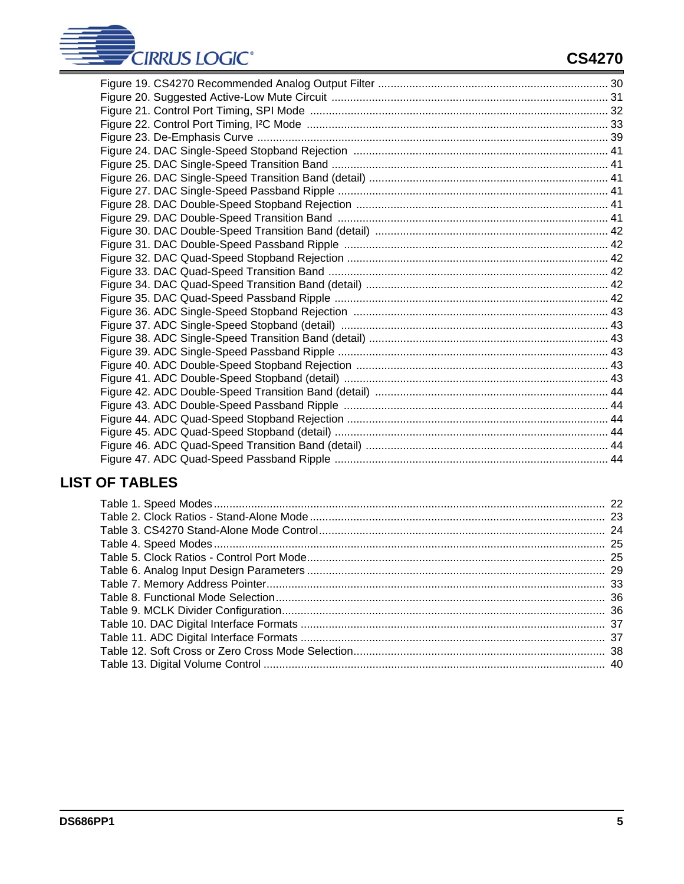Figure 19. CS4270 Recommended Analog Output Filter ........................................................................ 30
Figure 20. Suggested Active-Low Mute Circuit ........................................................................ 31
Figure 21. Control Port Timing, SPI Mode ........................................................................ 32
Figure 22. Control Port Timing, I²C Mode ........................................................................ 33
Figure 23. De-Emphasis Curve ........................................................................ 39
Figure 24. DAC Single-Speed Stopband Rejection ........................................................................ 41
Figure 25. DAC Single-Speed Transition Band ........................................................................ 41
Figure 26. DAC Single-Speed Transition Band (detail) ........................................................................ 41
Figure 27. DAC Single-Speed Passband Ripple ........................................................................ 41
Figure 28. DAC Double-Speed Stopband Rejection ........................................................................ 41
Figure 29. DAC Double-Speed Transition Band ........................................................................ 41
Figure 30. DAC Double-Speed Transition Band (detail) ........................................................................ 42
Figure 31. DAC Double-Speed Passband Ripple ........................................................................ 42
Figure 32. DAC Quad-Speed Stopband Rejection ........................................................................ 42
Figure 33. DAC Quad-Speed Transition Band ........................................................................ 42
Figure 34. DAC Quad-Speed Transition Band (detail) ........................................................................ 42
Figure 35. DAC Quad-Speed Passband Ripple ........................................................................ 42
Figure 36. ADC Single-Speed Stopband Rejection ........................................................................ 43
Figure 37. ADC Single-Speed Stopband (detail) ........................................................................ 43
Figure 38. ADC Single-Speed Transition Band (detail) ........................................................................ 43
Figure 39. ADC Single-Speed Passband Ripple ........................................................................ 43
Figure 40. ADC Double-Speed Stopband Rejection ........................................................................ 43
Figure 41. ADC Double-Speed Stopband (detail) ........................................................................ 43
Figure 42. ADC Double-Speed Transition Band (detail) ........................................................................ 44
Figure 43. ADC Double-Speed Passband Ripple ........................................................................ 44
Figure 44. ADC Quad-Speed Stopband Rejection ........................................................................ 44
Figure 45. ADC Quad-Speed Stopband (detail) ........................................................................ 44
Figure 46. ADC Quad-Speed Transition Band (detail) ........................................................................ 44
Figure 47. ADC Quad-Speed Passband Ripple ........................................................................ 44

## LIST OF TABLES

Table 1. Speed Modes ........................................................................ 22
Table 2. Clock Ratios - Stand-Alone Mode ........................................................................ 23
Table 3. CS4270 Stand-Alone Mode Control ........................................................................ 24
Table 4. Speed Modes ........................................................................ 25
Table 5. Clock Ratios - Control Port Mode ........................................................................ 25
Table 6. Analog Input Design Parameters ........................................................................ 29
Table 7. Memory Address Pointer ........................................................................ 33
Table 8. Functional Mode Selection ........................................................................ 36
Table 9. MCLK Divider Configuration ........................................................................ 36
Table 10. DAC Digital Interface Formats ........................................................................ 37
Table 11. ADC Digital Interface Formats ........................................................................ 37
Table 12. Soft Cross or Zero Cross Mode Selection ........................................................................ 38
Table 13. Digital Volume Control ........................................................................ 40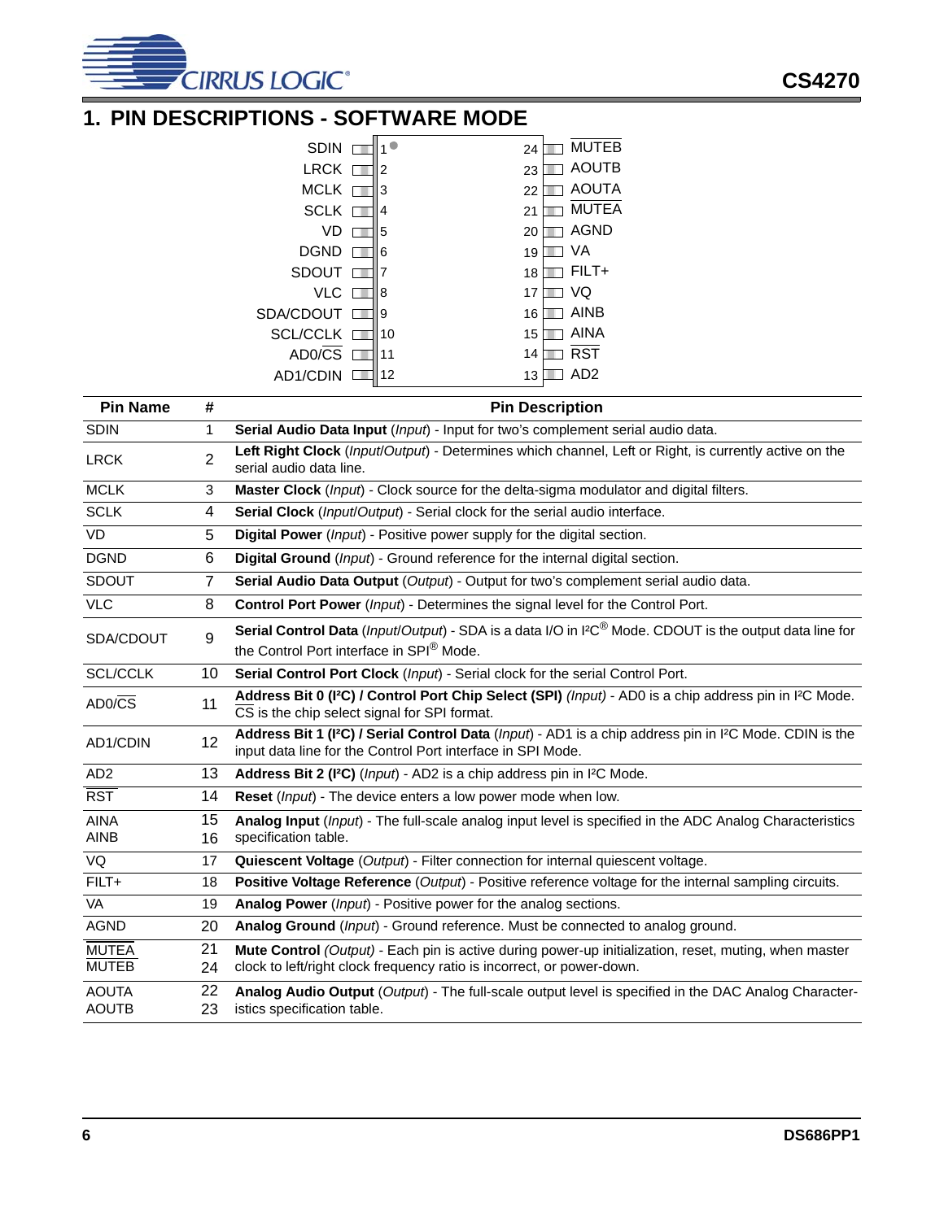# 1. PIN DESCRIPTIONS - SOFTWARE MODE

| Pin Name | # | Pin Description |
|---|---|---|
| SDIN | 1 | **Serial Audio Data Input** (*Input*) - Input for two's complement serial audio data. |
| LRCK | 2 | **Left Right Clock** (*Input/Output*) - Determines which channel, Left or Right, is currently active on the serial audio data line. |
| MCLK | 3 | **Master Clock** (*Input*) - Clock source for the delta-sigma modulator and digital filters. |
| SCLK | 4 | **Serial Clock** (*Input/Output*) - Serial clock for the serial audio interface. |
| VD | 5 | **Digital Power** (*Input*) - Positive power supply for the digital section. |
| DGND | 6 | **Digital Ground** (*Input*) - Ground reference for the internal digital section. |
| SDOUT | 7 | **Serial Audio Data Output** (*Output*) - Output for two's complement serial audio data. |
| VLC | 8 | **Control Port Power** (*Input*) - Determines the signal level for the Control Port. |
| SDA/CDOUT | 9 | **Serial Control Data** (*Input/Output*) - SDA is a data I/O in I²C® Mode. CDOUT is the output data line for the Control Port interface in SPI® Mode. |
| SCL/CCLK | 10 | **Serial Control Port Clock** (*Input*) - Serial clock for the serial Control Port. |
| AD0/$\overline{\text{CS}}$ | 11 | **Address Bit 0 (I²C) / Control Port Chip Select (SPI)** (*Input*) - AD0 is a chip address pin in I²C Mode. $\overline{\text{CS}}$ is the chip select signal for SPI format. |
| AD1/CDIN | 12 | **Address Bit 1 (I²C) / Serial Control Data** (*Input*) - AD1 is a chip address pin in I²C Mode. CDIN is the input data line for the Control Port interface in SPI Mode. |
| AD2 | 13 | **Address Bit 2 (I²C)** (*Input*) - AD2 is a chip address pin in I²C Mode. |
| $\overline{\text{RST}}$ | 14 | **Reset** (*Input*) - The device enters a low power mode when low. |
| AINA<br>AINB | 15<br>16 | **Analog Input** (*Input*) - The full-scale analog input level is specified in the ADC Analog Characteristics specification table. |
| VQ | 17 | **Quiescent Voltage** (*Output*) - Filter connection for internal quiescent voltage. |
| FILT+ | 18 | **Positive Voltage Reference** (*Output*) - Positive reference voltage for the internal sampling circuits. |
| VA | 19 | **Analog Power** (*Input*) - Positive power for the analog sections. |
| AGND | 20 | **Analog Ground** (*Input*) - Ground reference. Must be connected to analog ground. |
| $\overline{\text{MUTEA}}$<br>$\overline{\text{MUTEB}}$ | 21<br>24 | **Mute Control** (*Output*) - Each pin is active during power-up initialization, reset, muting, when master clock to left/right clock frequency ratio is incorrect, or power-down. |
| AOUTA<br>AOUTB | 22<br>23 | **Analog Audio Output** (*Output*) - The full-scale output level is specified in the DAC Analog Characteristics specification table. |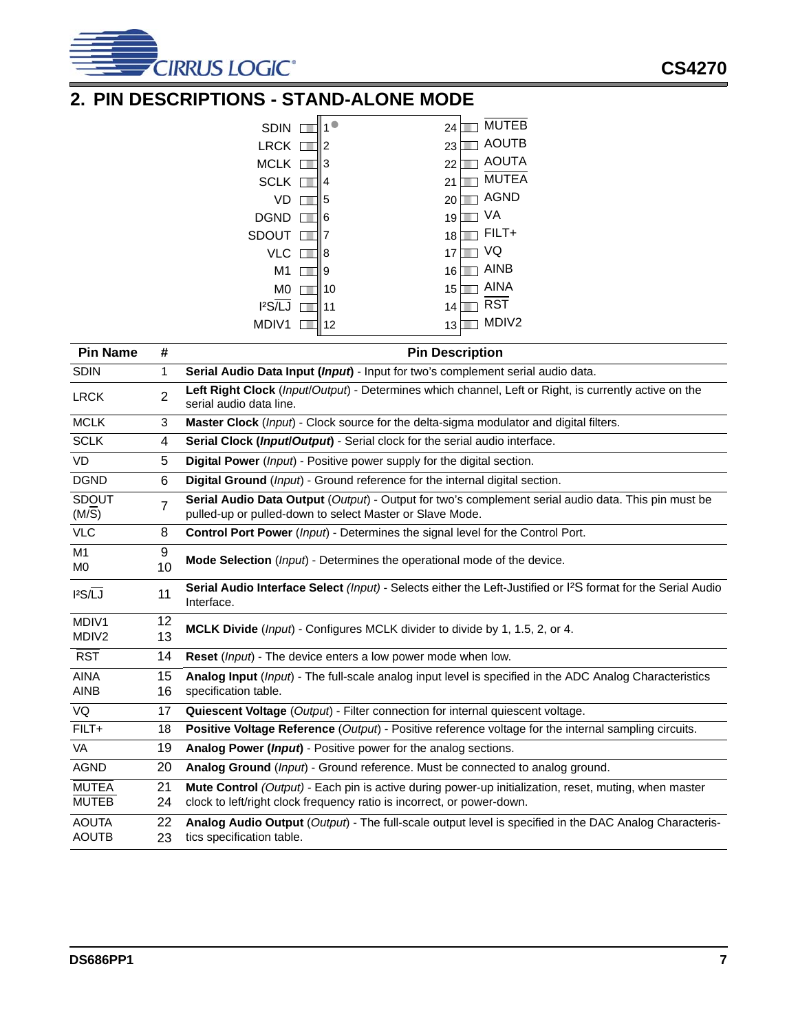## 2. PIN DESCRIPTIONS - STAND-ALONE MODE

| Pin Name | # | Pin Description |
|---|---|---|
| SDIN | 1 | **Serial Audio Data Input (*Input*)** - Input for two's complement serial audio data. |
| LRCK | 2 | **Left Right Clock** (*Input/Output*) - Determines which channel, Left or Right, is currently active on the serial audio data line. |
| MCLK | 3 | **Master Clock** (*Input*) - Clock source for the delta-sigma modulator and digital filters. |
| SCLK | 4 | **Serial Clock (*Input/Output*)** - Serial clock for the serial audio interface. |
| VD | 5 | **Digital Power** (*Input*) - Positive power supply for the digital section. |
| DGND | 6 | **Digital Ground** (*Input*) - Ground reference for the internal digital section. |
| SDOUT (M/$\overline{\text{S}}$) | 7 | **Serial Audio Data Output** (*Output*) - Output for two's complement serial audio data. This pin must be pulled-up or pulled-down to select Master or Slave Mode. |
| VLC | 8 | **Control Port Power** (*Input*) - Determines the signal level for the Control Port. |
| M1<br>M0 | 9<br>10 | **Mode Selection** (*Input*) - Determines the operational mode of the device. |
| I²S/$\overline{\text{LJ}}$ | 11 | **Serial Audio Interface Select** *(Input)* - Selects either the Left-Justified or I²S format for the Serial Audio Interface. |
| MDIV1<br>MDIV2 | 12<br>13 | **MCLK Divide** (*Input*) - Configures MCLK divider to divide by 1, 1.5, 2, or 4. |
| $\overline{\text{RST}}$ | 14 | **Reset** (*Input*) - The device enters a low power mode when low. |
| AINA<br>AINB | 15<br>16 | **Analog Input** (*Input*) - The full-scale analog input level is specified in the ADC Analog Characteristics specification table. |
| VQ | 17 | **Quiescent Voltage** (*Output*) - Filter connection for internal quiescent voltage. |
| FILT+ | 18 | **Positive Voltage Reference** (*Output*) - Positive reference voltage for the internal sampling circuits. |
| VA | 19 | **Analog Power (*Input*)** - Positive power for the analog sections. |
| AGND | 20 | **Analog Ground** (*Input*) - Ground reference. Must be connected to analog ground. |
| $\overline{\text{MUTEA}}$<br>$\overline{\text{MUTEB}}$ | 21<br>24 | **Mute Control** *(Output)* - Each pin is active during power-up initialization, reset, muting, when master clock to left/right clock frequency ratio is incorrect, or power-down. |
| AOUTA<br>AOUTB | 22<br>23 | **Analog Audio Output** (*Output*) - The full-scale output level is specified in the DAC Analog Characteristics specification table. |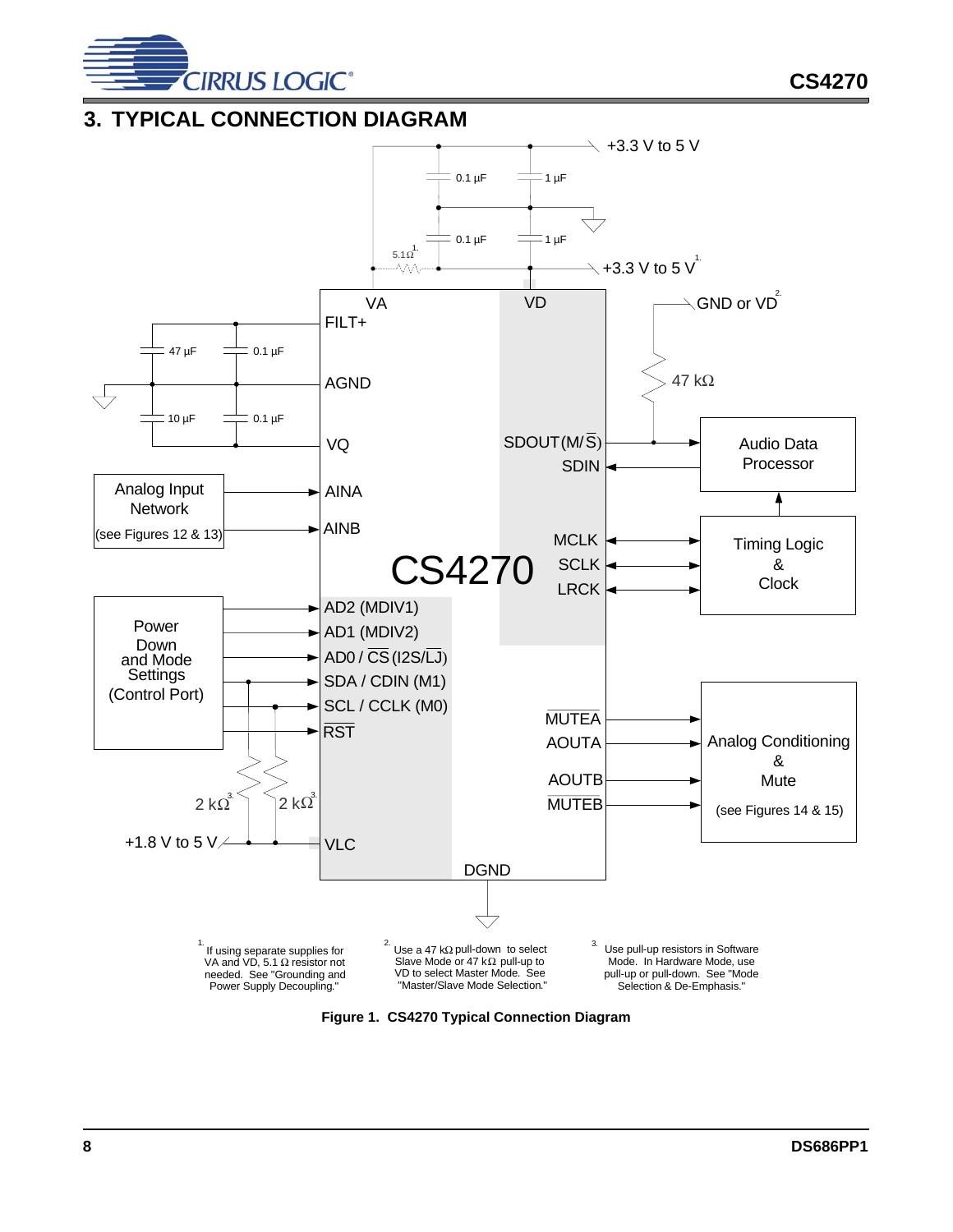## 3. TYPICAL CONNECTION DIAGRAM

1. If using separate supplies for VA and VD, 5.1 Ω resistor not needed. See "Grounding and Power Supply Decoupling."

2. Use a 47 kΩ pull-down to select Slave Mode or 47 kΩ pull-up to VD to select Master Mode. See "Master/Slave Mode Selection."

3. Use pull-up resistors in Software Mode. In Hardware Mode, use pull-up or pull-down. See "Mode Selection & De-Emphasis."

**Figure 1. CS4270 Typical Connection Diagram**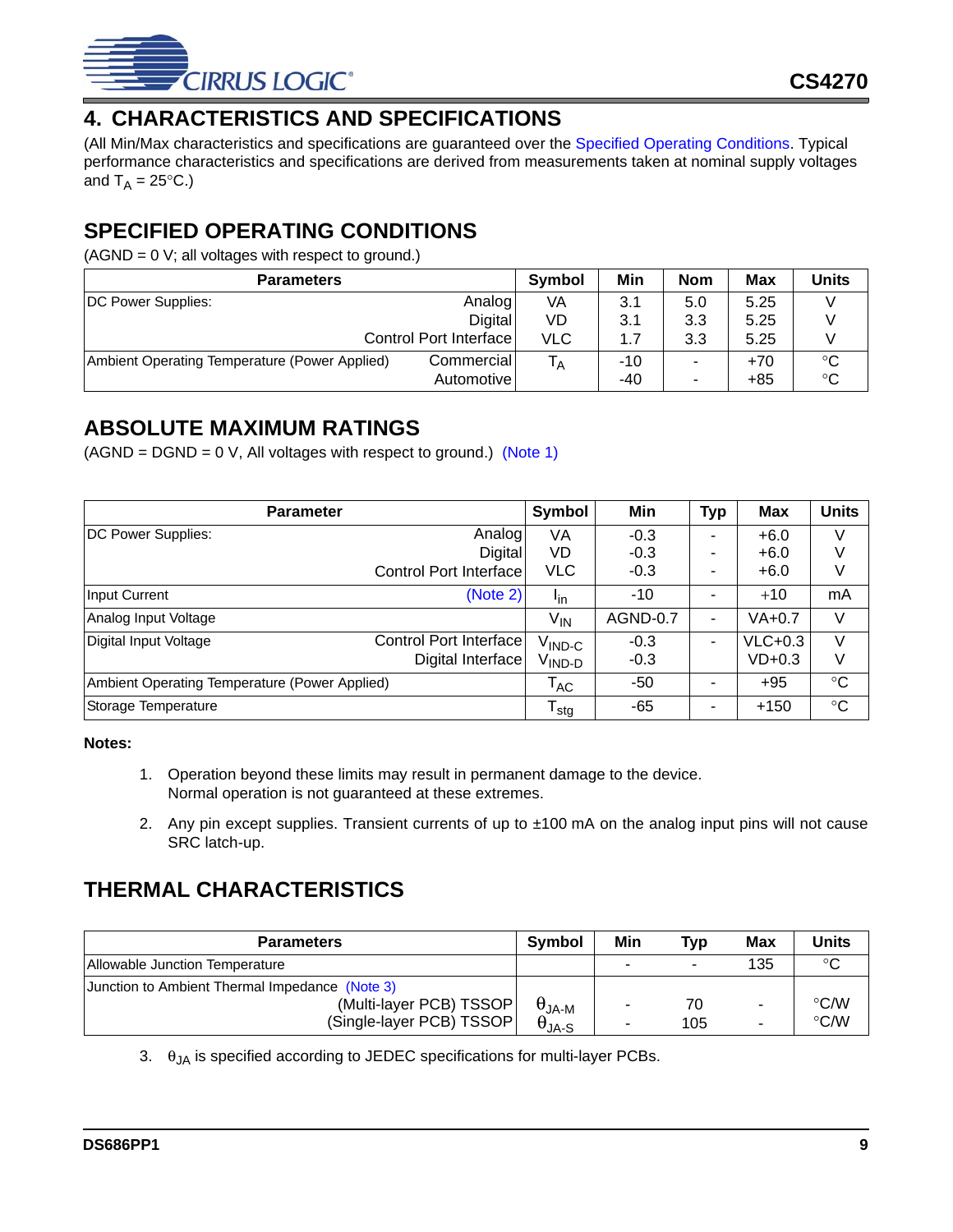## 4. CHARACTERISTICS AND SPECIFICATIONS

(All Min/Max characteristics and specifications are guaranteed over the Specified Operating Conditions. Typical performance characteristics and specifications are derived from measurements taken at nominal supply voltages and $T_A$ = 25°C.)

## SPECIFIED OPERATING CONDITIONS

(AGND = 0 V; all voltages with respect to ground.)

| Parameters | | Symbol | Min | Nom | Max | Units |
|---|---|---|---|---|---|---|
| DC Power Supplies: | Analog | VA | 3.1 | 5.0 | 5.25 | V |
| | Digital | VD | 3.1 | 3.3 | 5.25 | V |
| | Control Port Interface | VLC | 1.7 | 3.3 | 5.25 | V |
| Ambient Operating Temperature (Power Applied) | Commercial | $T_A$ | -10 | - | +70 | °C |
| | Automotive | | -40 | - | +85 | °C |

## ABSOLUTE MAXIMUM RATINGS

(AGND = DGND = 0 V, All voltages with respect to ground.) (Note 1)

| Parameter | | Symbol | Min | Typ | Max | Units |
|---|---|---|---|---|---|---|
| DC Power Supplies: | Analog | VA | -0.3 | - | +6.0 | V |
| | Digital | VD | -0.3 | - | +6.0 | V |
| | Control Port Interface | VLC | -0.3 | - | +6.0 | V |
| Input Current | (Note 2) | $I_{in}$ | -10 | - | +10 | mA |
| Analog Input Voltage | | $V_{IN}$ | AGND-0.7 | - | VA+0.7 | V |
| Digital Input Voltage | Control Port Interface | $V_{IND-C}$ | -0.3 | - | VLC+0.3 | V |
| | Digital Interface | $V_{IND-D}$ | -0.3 | | VD+0.3 | V |
| Ambient Operating Temperature (Power Applied) | | $T_{AC}$ | -50 | - | +95 | °C |
| Storage Temperature | | $T_{stg}$ | -65 | - | +150 | °C |

**Notes:**

1. Operation beyond these limits may result in permanent damage to the device. Normal operation is not guaranteed at these extremes.
2. Any pin except supplies. Transient currents of up to ±100 mA on the analog input pins will not cause SRC latch-up.

## THERMAL CHARACTERISTICS

| Parameters | | Symbol | Min | Typ | Max | Units |
|---|---|---|---|---|---|---|
| Allowable Junction Temperature | | | - | - | 135 | °C |
| Junction to Ambient Thermal Impedance (Note 3) | (Multi-layer PCB) TSSOP | $\theta_{JA-M}$ | - | 70 | - | °C/W |
| | (Single-layer PCB) TSSOP | $\theta_{JA-S}$ | - | 105 | - | °C/W |

3. $\theta_{JA}$ is specified according to JEDEC specifications for multi-layer PCBs.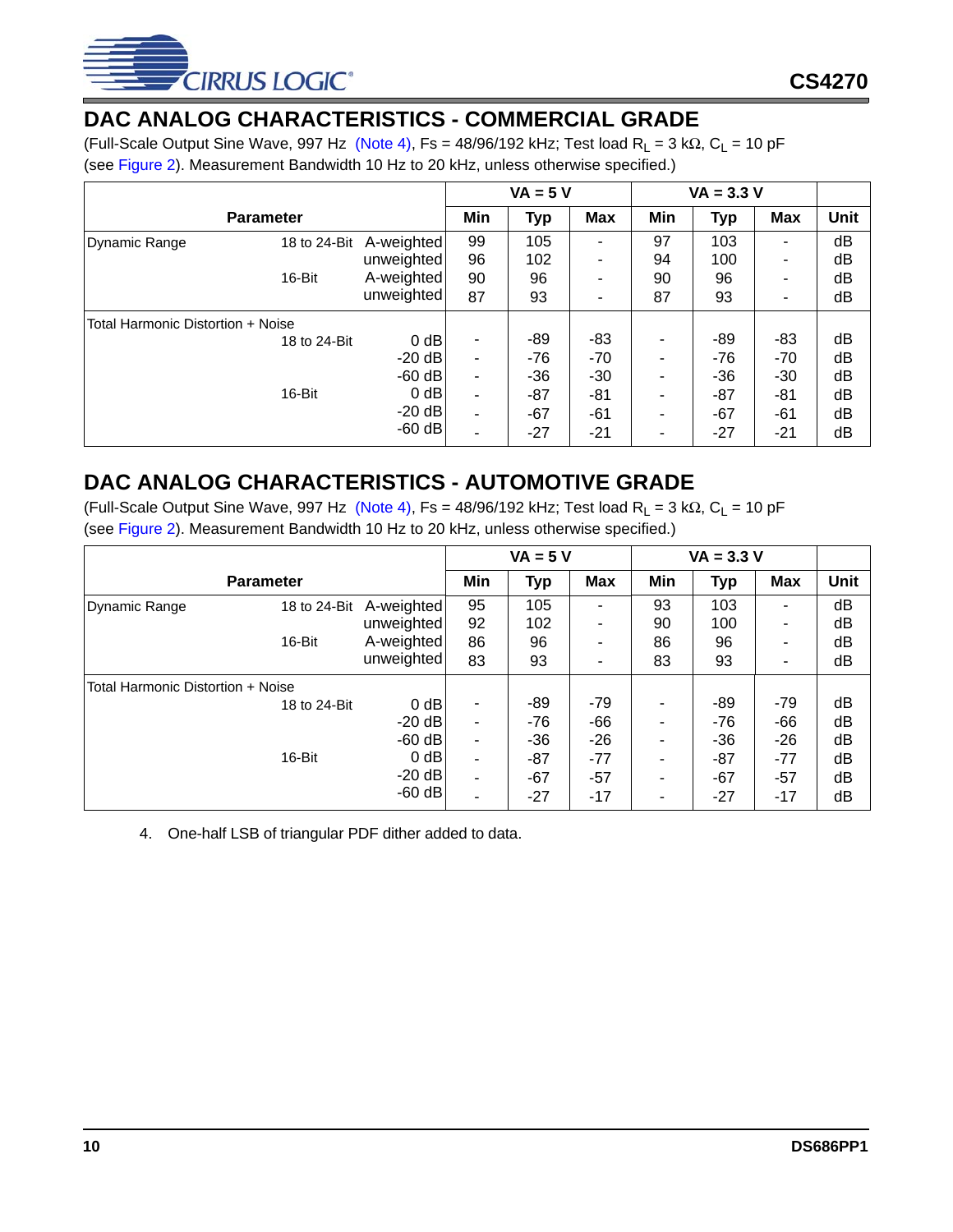## DAC ANALOG CHARACTERISTICS - COMMERCIAL GRADE

(Full-Scale Output Sine Wave, 997 Hz (Note 4), Fs = 48/96/192 kHz; Test load $R_L$ = 3 kΩ, $C_L$ = 10 pF (see Figure 2). Measurement Bandwidth 10 Hz to 20 kHz, unless otherwise specified.)

| Parameter | | | VA = 5 V | | | VA = 3.3 V | | | |
|---|---|---|---|---|---|---|---|---|---|
| | | | Min | Typ | Max | Min | Typ | Max | Unit |
| Dynamic Range | 18 to 24-Bit | A-weighted | 99 | 105 | - | 97 | 103 | - | dB |
| | | unweighted | 96 | 102 | - | 94 | 100 | - | dB |
| | 16-Bit | A-weighted | 90 | 96 | - | 90 | 96 | - | dB |
| | | unweighted | 87 | 93 | - | 87 | 93 | - | dB |
| Total Harmonic Distortion + Noise | | | | | | | | | |
| | 18 to 24-Bit | 0 dB | - | -89 | -83 | - | -89 | -83 | dB |
| | | -20 dB | - | -76 | -70 | - | -76 | -70 | dB |
| | | -60 dB | - | -36 | -30 | - | -36 | -30 | dB |
| | 16-Bit | 0 dB | - | -87 | -81 | - | -87 | -81 | dB |
| | | -20 dB | - | -67 | -61 | - | -67 | -61 | dB |
| | | -60 dB | - | -27 | -21 | - | -27 | -21 | dB |

## DAC ANALOG CHARACTERISTICS - AUTOMOTIVE GRADE

(Full-Scale Output Sine Wave, 997 Hz (Note 4), Fs = 48/96/192 kHz; Test load $R_L$ = 3 kΩ, $C_L$ = 10 pF (see Figure 2). Measurement Bandwidth 10 Hz to 20 kHz, unless otherwise specified.)

| Parameter | | | VA = 5 V | | | VA = 3.3 V | | | |
|---|---|---|---|---|---|---|---|---|---|
| | | | Min | Typ | Max | Min | Typ | Max | Unit |
| Dynamic Range | 18 to 24-Bit | A-weighted | 95 | 105 | - | 93 | 103 | - | dB |
| | | unweighted | 92 | 102 | - | 90 | 100 | - | dB |
| | 16-Bit | A-weighted | 86 | 96 | - | 86 | 96 | - | dB |
| | | unweighted | 83 | 93 | - | 83 | 93 | - | dB |
| Total Harmonic Distortion + Noise | | | | | | | | | |
| | 18 to 24-Bit | 0 dB | - | -89 | -79 | - | -89 | -79 | dB |
| | | -20 dB | - | -76 | -66 | - | -76 | -66 | dB |
| | | -60 dB | - | -36 | -26 | - | -36 | -26 | dB |
| | 16-Bit | 0 dB | - | -87 | -77 | - | -87 | -77 | dB |
| | | -20 dB | - | -67 | -57 | - | -67 | -57 | dB |
| | | -60 dB | - | -27 | -17 | - | -27 | -17 | dB |

4. One-half LSB of triangular PDF dither added to data.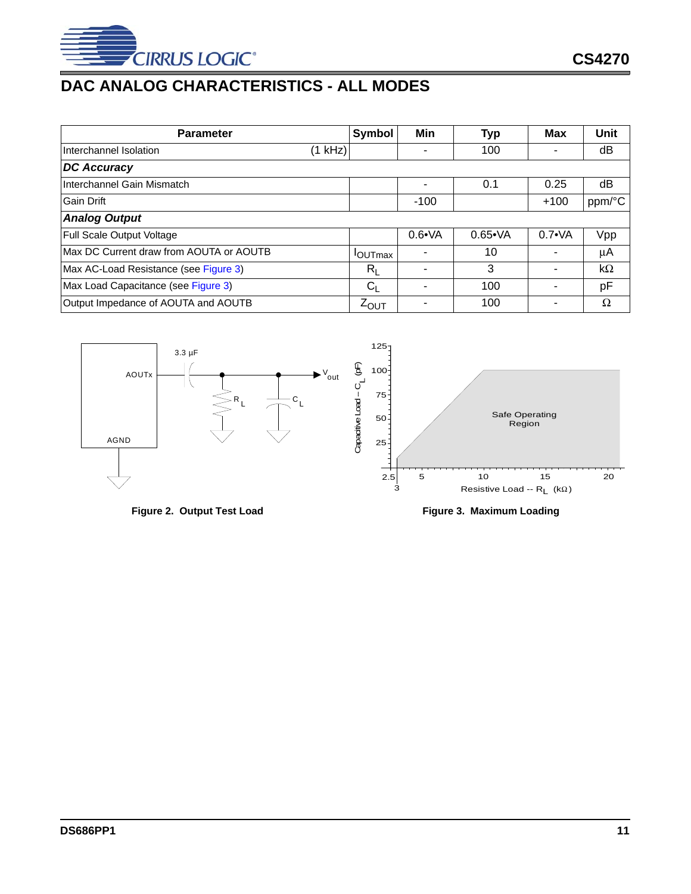## DAC ANALOG CHARACTERISTICS - ALL MODES

| Parameter | Symbol | Min | Typ | Max | Unit |
|---|---|---|---|---|---|
| Interchannel Isolation (1 kHz) | | - | 100 | - | dB |
| ***DC Accuracy*** | | | | | |
| Interchannel Gain Mismatch | | - | 0.1 | 0.25 | dB |
| Gain Drift | | -100 | | +100 | ppm/°C |
| ***Analog Output*** | | | | | |
| Full Scale Output Voltage | | 0.6•VA | 0.65•VA | 0.7•VA | Vpp |
| Max DC Current draw from AOUTA or AOUTB | $I_{OUTmax}$ | - | 10 | - | µA |
| Max AC-Load Resistance (see Figure 3) | $R_L$ | - | 3 | - | kΩ |
| Max Load Capacitance (see Figure 3) | $C_L$ | - | 100 | - | pF |
| Output Impedance of AOUTA and AOUTB | $Z_{OUT}$ | - | 100 | - | Ω |

**Figure 2. Output Test Load**

**Figure 3. Maximum Loading**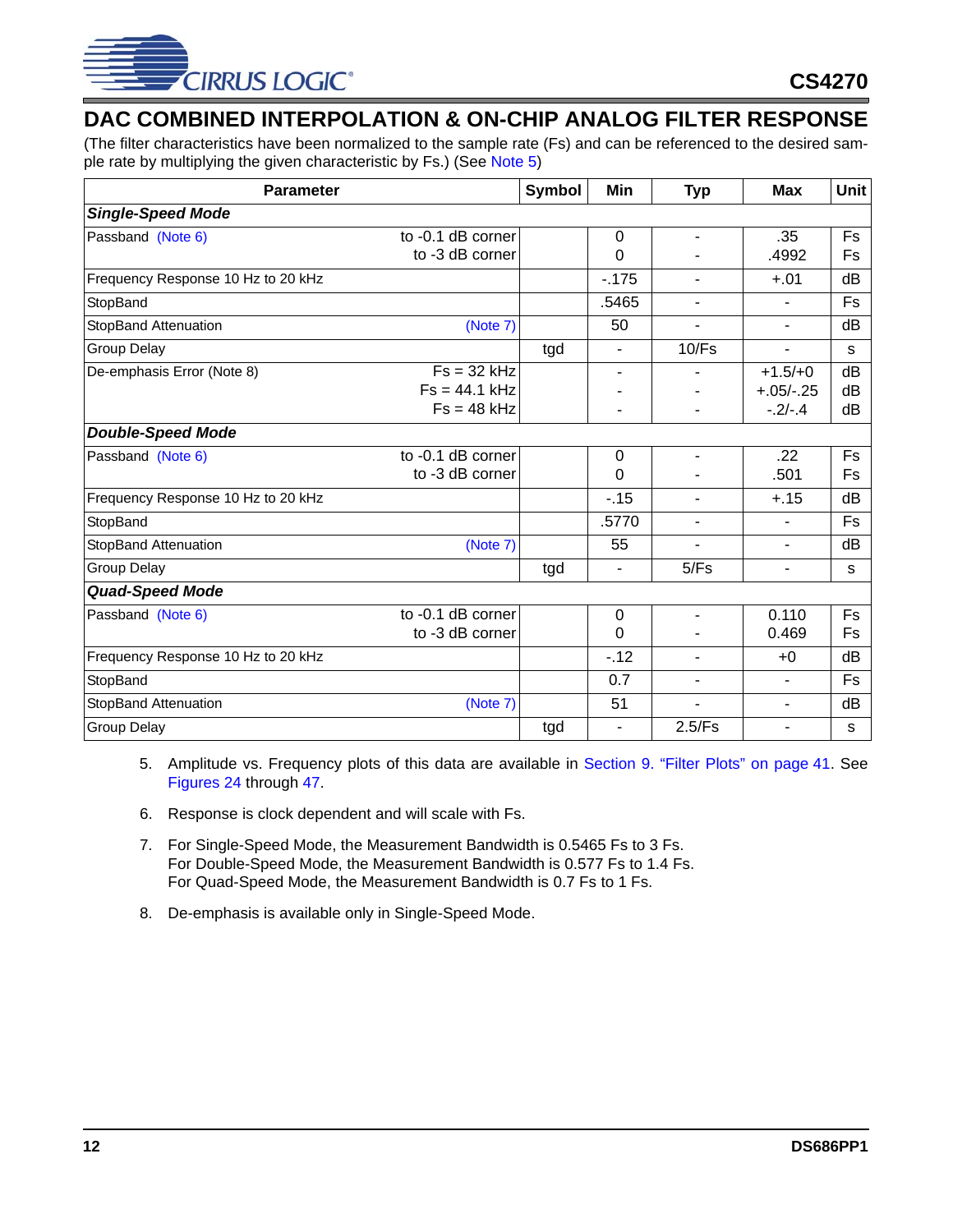## DAC COMBINED INTERPOLATION & ON-CHIP ANALOG FILTER RESPONSE

(The filter characteristics have been normalized to the sample rate (Fs) and can be referenced to the desired sample rate by multiplying the given characteristic by Fs.) (See Note 5)

| Parameter | | Symbol | Min | Typ | Max | Unit |
|---|---|---|---|---|---|---|
| ***Single-Speed Mode*** | | | | | | |
| Passband (Note 6) | to -0.1 dB corner<br>to -3 dB corner | | 0<br>0 | -<br>- | .35<br>.4992 | Fs<br>Fs |
| Frequency Response 10 Hz to 20 kHz | | | -.175 | - | +.01 | dB |
| StopBand | | | .5465 | - | - | Fs |
| StopBand Attenuation | (Note 7) | | 50 | - | - | dB |
| Group Delay | | tgd | - | 10/Fs | - | s |
| De-emphasis Error (Note 8) | Fs = 32 kHz<br>Fs = 44.1 kHz<br>Fs = 48 kHz | | -<br>-<br>- | -<br>-<br>- | +1.5/+0<br>+.05/-.25<br>-.2/-.4 | dB<br>dB<br>dB |
| ***Double-Speed Mode*** | | | | | | |
| Passband (Note 6) | to -0.1 dB corner<br>to -3 dB corner | | 0<br>0 | -<br>- | .22<br>.501 | Fs<br>Fs |
| Frequency Response 10 Hz to 20 kHz | | | -.15 | - | +.15 | dB |
| StopBand | | | .5770 | - | - | Fs |
| StopBand Attenuation | (Note 7) | | 55 | - | - | dB |
| Group Delay | | tgd | - | 5/Fs | - | s |
| ***Quad-Speed Mode*** | | | | | | |
| Passband (Note 6) | to -0.1 dB corner<br>to -3 dB corner | | 0<br>0 | -<br>- | 0.110<br>0.469 | Fs<br>Fs |
| Frequency Response 10 Hz to 20 kHz | | | -.12 | - | +0 | dB |
| StopBand | | | 0.7 | - | - | Fs |
| StopBand Attenuation | (Note 7) | | 51 | - | - | dB |
| Group Delay | | tgd | - | 2.5/Fs | - | s |

5. Amplitude vs. Frequency plots of this data are available in Section 9. "Filter Plots" on page 41. See Figures 24 through 47.
6. Response is clock dependent and will scale with Fs.
7. For Single-Speed Mode, the Measurement Bandwidth is 0.5465 Fs to 3 Fs.
   For Double-Speed Mode, the Measurement Bandwidth is 0.577 Fs to 1.4 Fs.
   For Quad-Speed Mode, the Measurement Bandwidth is 0.7 Fs to 1 Fs.
8. De-emphasis is available only in Single-Speed Mode.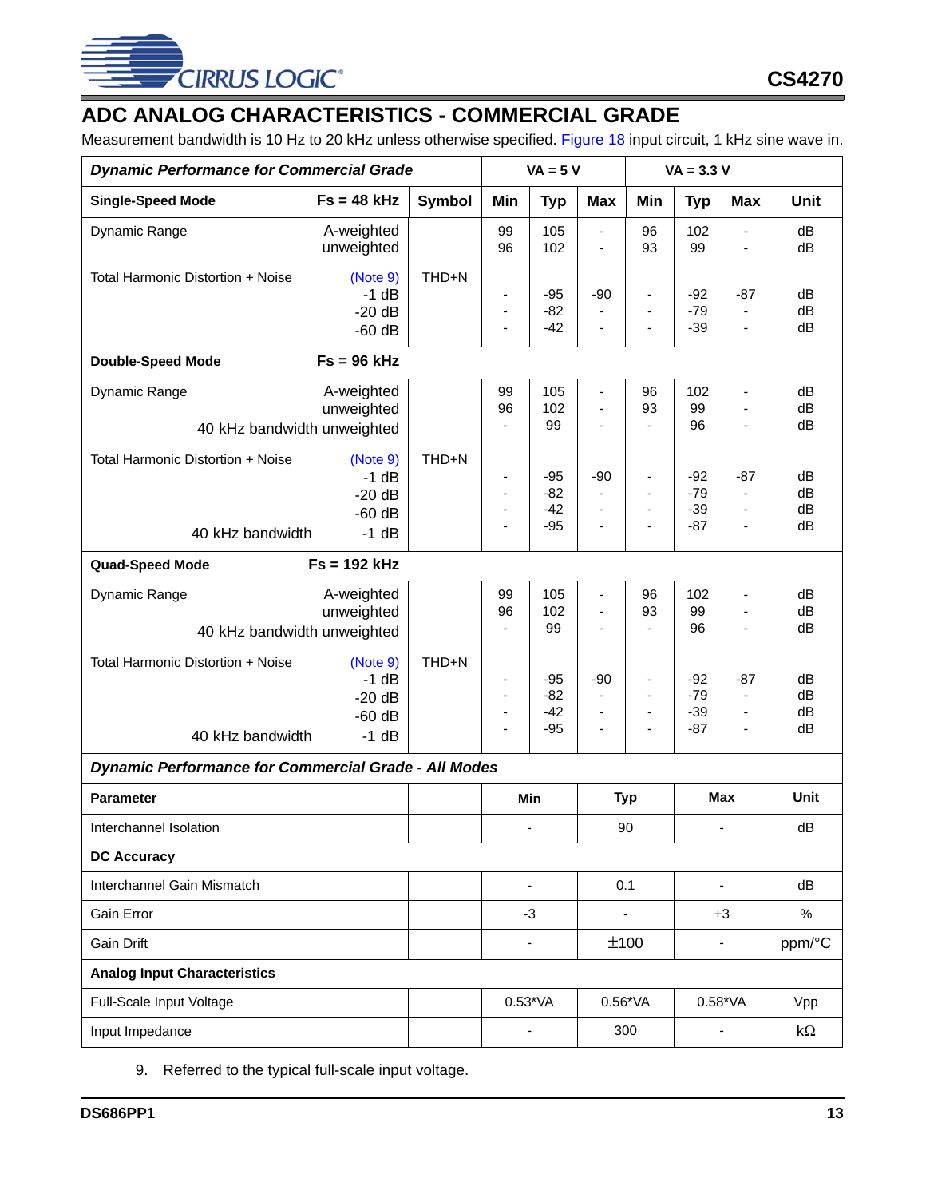# ADC ANALOG CHARACTERISTICS - COMMERCIAL GRADE

Measurement bandwidth is 10 Hz to 20 kHz unless otherwise specified. Figure 18 input circuit, 1 kHz sine wave in.

| ***Dynamic Performance for Commercial Grade*** | | | VA = 5 V | | | VA = 3.3 V | | | |
|---|---|---|---|---|---|---|---|---|---|
| **Single-Speed Mode** | **Fs = 48 kHz** | **Symbol** | **Min** | **Typ** | **Max** | **Min** | **Typ** | **Max** | **Unit** |
| Dynamic Range | A-weighted | | 99 | 105 | - | 96 | 102 | - | dB |
| | unweighted | | 96 | 102 | - | 93 | 99 | - | dB |
| Total Harmonic Distortion + Noise | (Note 9) | THD+N | | | | | | | |
| | -1 dB | | - | -95 | -90 | - | -92 | -87 | dB |
| | -20 dB | | - | -82 | - | - | -79 | - | dB |
| | -60 dB | | - | -42 | - | - | -39 | - | dB |
| **Double-Speed Mode** | **Fs = 96 kHz** | | | | | | | | |
| Dynamic Range | A-weighted | | 99 | 105 | - | 96 | 102 | - | dB |
| | unweighted | | 96 | 102 | - | 93 | 99 | - | dB |
| | 40 kHz bandwidth unweighted | | - | 99 | - | - | 96 | - | dB |
| Total Harmonic Distortion + Noise | (Note 9) | THD+N | | | | | | | |
| | -1 dB | | - | -95 | -90 | - | -92 | -87 | dB |
| | -20 dB | | - | -82 | - | - | -79 | - | dB |
| | -60 dB | | - | -42 | - | - | -39 | - | dB |
| 40 kHz bandwidth | -1 dB | | - | -95 | - | - | -87 | - | dB |
| **Quad-Speed Mode** | **Fs = 192 kHz** | | | | | | | | |
| Dynamic Range | A-weighted | | 99 | 105 | - | 96 | 102 | - | dB |
| | unweighted | | 96 | 102 | - | 93 | 99 | - | dB |
| | 40 kHz bandwidth unweighted | | - | 99 | - | - | 96 | - | dB |
| Total Harmonic Distortion + Noise | (Note 9) | THD+N | | | | | | | |
| | -1 dB | | - | -95 | -90 | - | -92 | -87 | dB |
| | -20 dB | | - | -82 | - | - | -79 | - | dB |
| | -60 dB | | - | -42 | - | - | -39 | - | dB |
| 40 kHz bandwidth | -1 dB | | - | -95 | - | - | -87 | - | dB |

| ***Dynamic Performance for Commercial Grade - All Modes*** | | | | | |
|---|---|---|---|---|---|
| **Parameter** | | **Min** | **Typ** | **Max** | **Unit** |
| Interchannel Isolation | | - | 90 | - | dB |
| **DC Accuracy** | | | | | |
| Interchannel Gain Mismatch | | - | 0.1 | - | dB |
| Gain Error | | -3 | - | +3 | % |
| Gain Drift | | - | ±100 | - | ppm/°C |
| **Analog Input Characteristics** | | | | | |
| Full-Scale Input Voltage | | 0.53*VA | 0.56*VA | 0.58*VA | Vpp |
| Input Impedance | | - | 300 | - | kΩ |

9. Referred to the typical full-scale input voltage.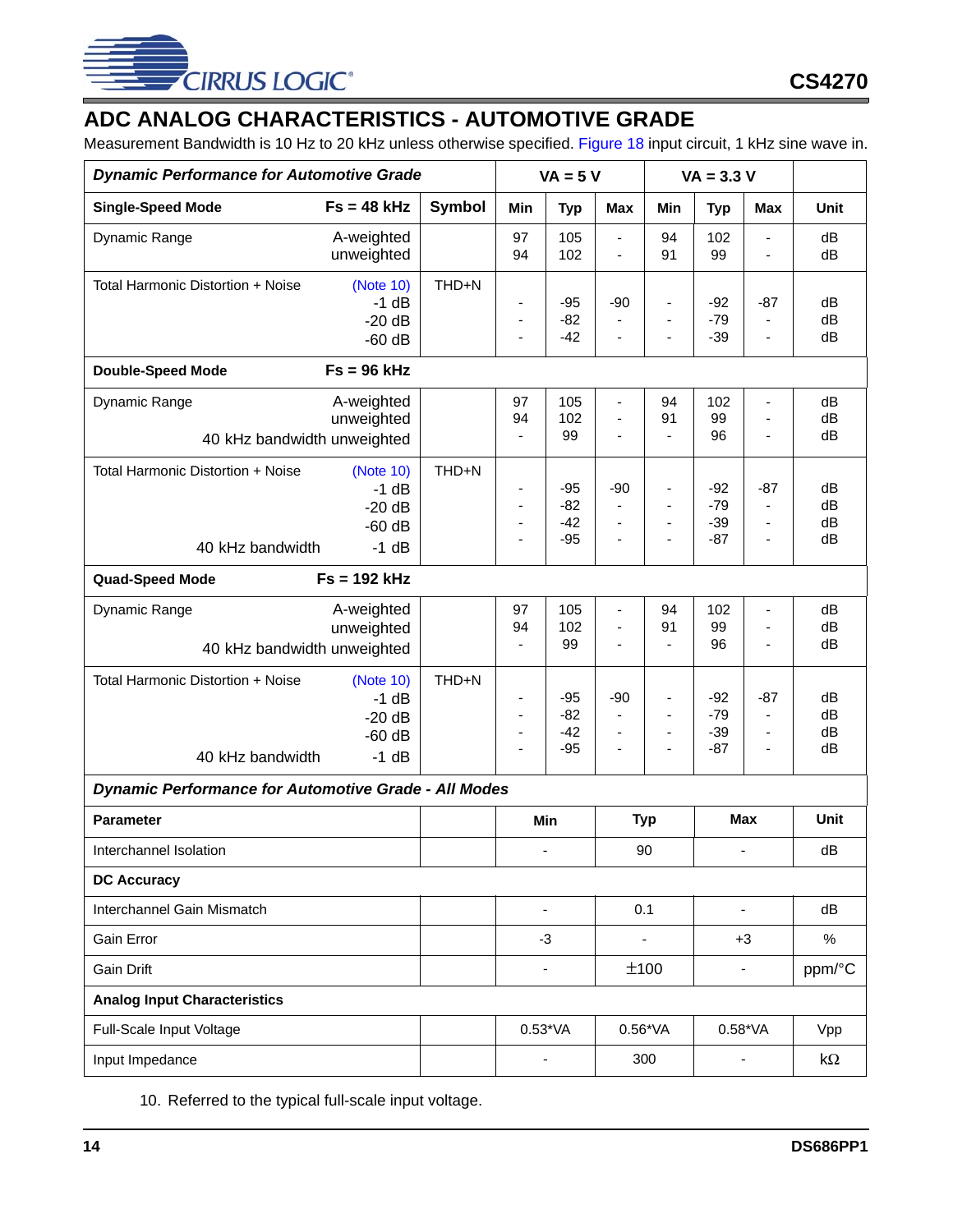## ADC ANALOG CHARACTERISTICS - AUTOMOTIVE GRADE

Measurement Bandwidth is 10 Hz to 20 kHz unless otherwise specified. Figure 18 input circuit, 1 kHz sine wave in.

| ***Dynamic Performance for Automotive Grade*** | | | VA = 5 V | | | VA = 3.3 V | | | |
|---|---|---|---|---|---|---|---|---|---|
| **Single-Speed Mode** | **Fs = 48 kHz** | **Symbol** | **Min** | **Typ** | **Max** | **Min** | **Typ** | **Max** | **Unit** |
| Dynamic Range | A-weighted<br>unweighted | | 97<br>94 | 105<br>102 | -<br>- | 94<br>91 | 102<br>99 | -<br>- | dB<br>dB |
| Total Harmonic Distortion + Noise | (Note 10)<br>-1 dB<br>-20 dB<br>-60 dB | THD+N | -<br>-<br>- | -95<br>-82<br>-42 | -90<br>-<br>- | -<br>-<br>- | -92<br>-79<br>-39 | -87<br>-<br>- | dB<br>dB<br>dB |
| **Double-Speed Mode** | **Fs = 96 kHz** | | | | | | | | |
| Dynamic Range | A-weighted<br>unweighted<br>40 kHz bandwidth unweighted | | 97<br>94<br>- | 105<br>102<br>99 | -<br>-<br>- | 94<br>91<br>- | 102<br>99<br>96 | -<br>-<br>- | dB<br>dB<br>dB |
| Total Harmonic Distortion + Noise<br><br><br><br>40 kHz bandwidth | (Note 10)<br>-1 dB<br>-20 dB<br>-60 dB<br>-1 dB | THD+N | -<br>-<br>-<br>- | -95<br>-82<br>-42<br>-95 | -90<br>-<br>-<br>- | -<br>-<br>-<br>- | -92<br>-79<br>-39<br>-87 | -87<br>-<br>-<br>- | dB<br>dB<br>dB<br>dB |
| **Quad-Speed Mode** | **Fs = 192 kHz** | | | | | | | | |
| Dynamic Range | A-weighted<br>unweighted<br>40 kHz bandwidth unweighted | | 97<br>94<br>- | 105<br>102<br>99 | -<br>-<br>- | 94<br>91<br>- | 102<br>99<br>96 | -<br>-<br>- | dB<br>dB<br>dB |
| Total Harmonic Distortion + Noise<br><br><br><br>40 kHz bandwidth | (Note 10)<br>-1 dB<br>-20 dB<br>-60 dB<br>-1 dB | THD+N | -<br>-<br>-<br>- | -95<br>-82<br>-42<br>-95 | -90<br>-<br>-<br>- | -<br>-<br>-<br>- | -92<br>-79<br>-39<br>-87 | -87<br>-<br>-<br>- | dB<br>dB<br>dB<br>dB |

| ***Dynamic Performance for Automotive Grade - All Modes*** | | | | | |
|---|---|---|---|---|---|
| **Parameter** | | **Min** | **Typ** | **Max** | **Unit** |
| Interchannel Isolation | | - | 90 | - | dB |
| **DC Accuracy** | | | | | |
| Interchannel Gain Mismatch | | - | 0.1 | - | dB |
| Gain Error | | -3 | - | +3 | % |
| Gain Drift | | - | ±100 | - | ppm/°C |
| **Analog Input Characteristics** | | | | | |
| Full-Scale Input Voltage | | 0.53*VA | 0.56*VA | 0.58*VA | Vpp |
| Input Impedance | | - | 300 | - | kΩ |

10. Referred to the typical full-scale input voltage.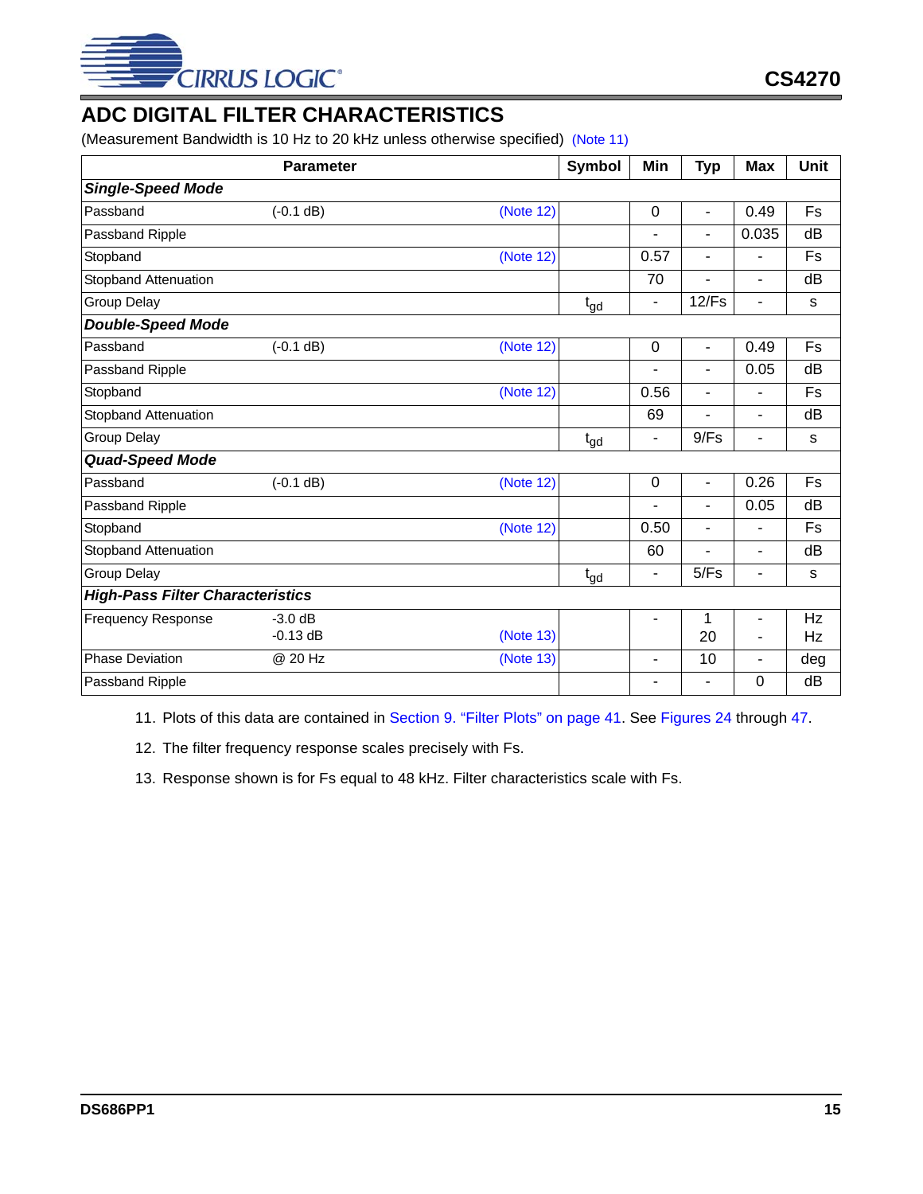## ADC DIGITAL FILTER CHARACTERISTICS

(Measurement Bandwidth is 10 Hz to 20 kHz unless otherwise specified) (Note 11)

| Parameter | | | Symbol | Min | Typ | Max | Unit |
|---|---|---|---|---|---|---|---|
| ***Single-Speed Mode*** | | | | | | | |
| Passband | (-0.1 dB) | (Note 12) | | 0 | - | 0.49 | Fs |
| Passband Ripple | | | | - | - | 0.035 | dB |
| Stopband | | (Note 12) | | 0.57 | - | - | Fs |
| Stopband Attenuation | | | | 70 | - | - | dB |
| Group Delay | | | $t_{gd}$ | - | 12/Fs | - | s |
| ***Double-Speed Mode*** | | | | | | | |
| Passband | (-0.1 dB) | (Note 12) | | 0 | - | 0.49 | Fs |
| Passband Ripple | | | | - | - | 0.05 | dB |
| Stopband | | (Note 12) | | 0.56 | - | - | Fs |
| Stopband Attenuation | | | | 69 | - | - | dB |
| Group Delay | | | $t_{gd}$ | - | 9/Fs | - | s |
| ***Quad-Speed Mode*** | | | | | | | |
| Passband | (-0.1 dB) | (Note 12) | | 0 | - | 0.26 | Fs |
| Passband Ripple | | | | - | - | 0.05 | dB |
| Stopband | | (Note 12) | | 0.50 | - | - | Fs |
| Stopband Attenuation | | | | 60 | - | - | dB |
| Group Delay | | | $t_{gd}$ | - | 5/Fs | - | s |
| ***High-Pass Filter Characteristics*** | | | | | | | |
| Frequency Response | -3.0 dB<br>-0.13 dB | (Note 13) | | - | 1<br>20 | -<br>- | Hz<br>Hz |
| Phase Deviation | @ 20 Hz | (Note 13) | | - | 10 | - | deg |
| Passband Ripple | | | | - | - | 0 | dB |

11. Plots of this data are contained in Section 9. "Filter Plots" on page 41. See Figures 24 through 47.
12. The filter frequency response scales precisely with Fs.
13. Response shown is for Fs equal to 48 kHz. Filter characteristics scale with Fs.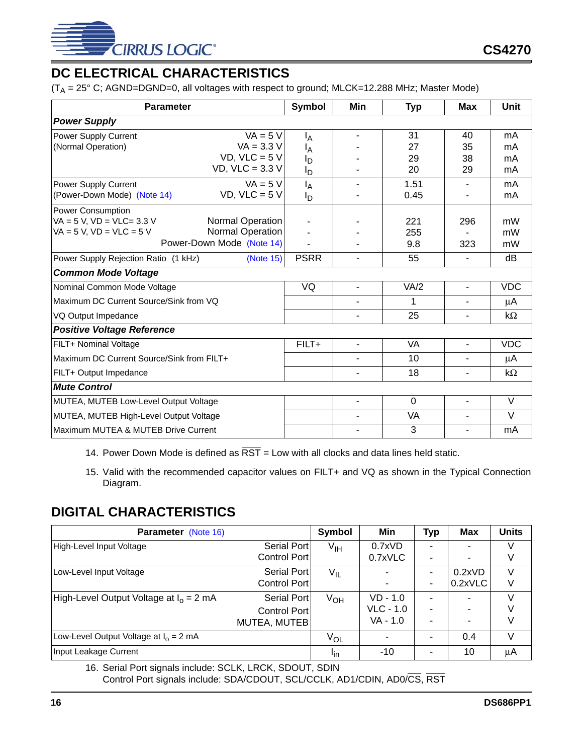## DC ELECTRICAL CHARACTERISTICS

($T_A$ = 25° C; AGND=DGND=0, all voltages with respect to ground; MLCK=12.288 MHz; Master Mode)

| Parameter | | Symbol | Min | Typ | Max | Unit |
|---|---|---|---|---|---|---|
| ***Power Supply*** | | | | | | |
| Power Supply Current (Normal Operation) | VA = 5 V | $I_A$ | - | 31 | 40 | mA |
| | VA = 3.3 V | $I_A$ | - | 27 | 35 | mA |
| | VD, VLC = 5 V | $I_D$ | - | 29 | 38 | mA |
| | VD, VLC = 3.3 V | $I_D$ | - | 20 | 29 | mA |
| Power Supply Current (Power-Down Mode) (Note 14) | VA = 5 V | $I_A$ | - | 1.51 | - | mA |
| | VD, VLC = 5 V | $I_D$ | - | 0.45 | - | mA |
| Power Consumption VA = 5 V, VD = VLC= 3.3 V | Normal Operation | - | - | 221 | 296 | mW |
| VA = 5 V, VD = VLC = 5 V | Normal Operation | - | - | 255 | - | mW |
| | Power-Down Mode (Note 14) | - | - | 9.8 | 323 | mW |
| Power Supply Rejection Ratio (1 kHz) | (Note 15) | PSRR | - | 55 | - | dB |
| ***Common Mode Voltage*** | | | | | | |
| Nominal Common Mode Voltage | | VQ | - | VA/2 | - | VDC |
| Maximum DC Current Source/Sink from VQ | | | - | 1 | - | µA |
| VQ Output Impedance | | | - | 25 | - | kΩ |
| ***Positive Voltage Reference*** | | | | | | |
| FILT+ Nominal Voltage | | FILT+ | - | VA | - | VDC |
| Maximum DC Current Source/Sink from FILT+ | | | - | 10 | - | µA |
| FILT+ Output Impedance | | | - | 18 | - | kΩ |
| ***Mute Control*** | | | | | | |
| MUTEA, MUTEB Low-Level Output Voltage | | | - | 0 | - | V |
| MUTEA, MUTEB High-Level Output Voltage | | | - | VA | - | V |
| Maximum MUTEA & MUTEB Drive Current | | | - | 3 | - | mA |

14. Power Down Mode is defined as $\overline{RST}$ = Low with all clocks and data lines held static.
15. Valid with the recommended capacitor values on FILT+ and VQ as shown in the Typical Connection Diagram.

## DIGITAL CHARACTERISTICS

| Parameter (Note 16) | | Symbol | Min | Typ | Max | Units |
|---|---|---|---|---|---|---|
| High-Level Input Voltage | Serial Port | $V_{IH}$ | 0.7xVD | - | - | V |
| | Control Port | | 0.7xVLC | - | - | V |
| Low-Level Input Voltage | Serial Port | $V_{IL}$ | - | - | 0.2xVD | V |
| | Control Port | | - | - | 0.2xVLC | V |
| High-Level Output Voltage at $I_o$ = 2 mA | Serial Port | $V_{OH}$ | VD - 1.0 | - | - | V |
| | Control Port | | VLC - 1.0 | - | - | V |
| | MUTEA, MUTEB | | VA - 1.0 | - | - | V |
| Low-Level Output Voltage at $I_o$ = 2 mA | | $V_{OL}$ | - | - | 0.4 | V |
| Input Leakage Current | | $I_{in}$ | -10 | - | 10 | µA |

16. Serial Port signals include: SCLK, LRCK, SDOUT, SDIN
    Control Port signals include: SDA/CDOUT, SCL/CCLK, AD1/CDIN, AD0/$\overline{CS}$, $\overline{RST}$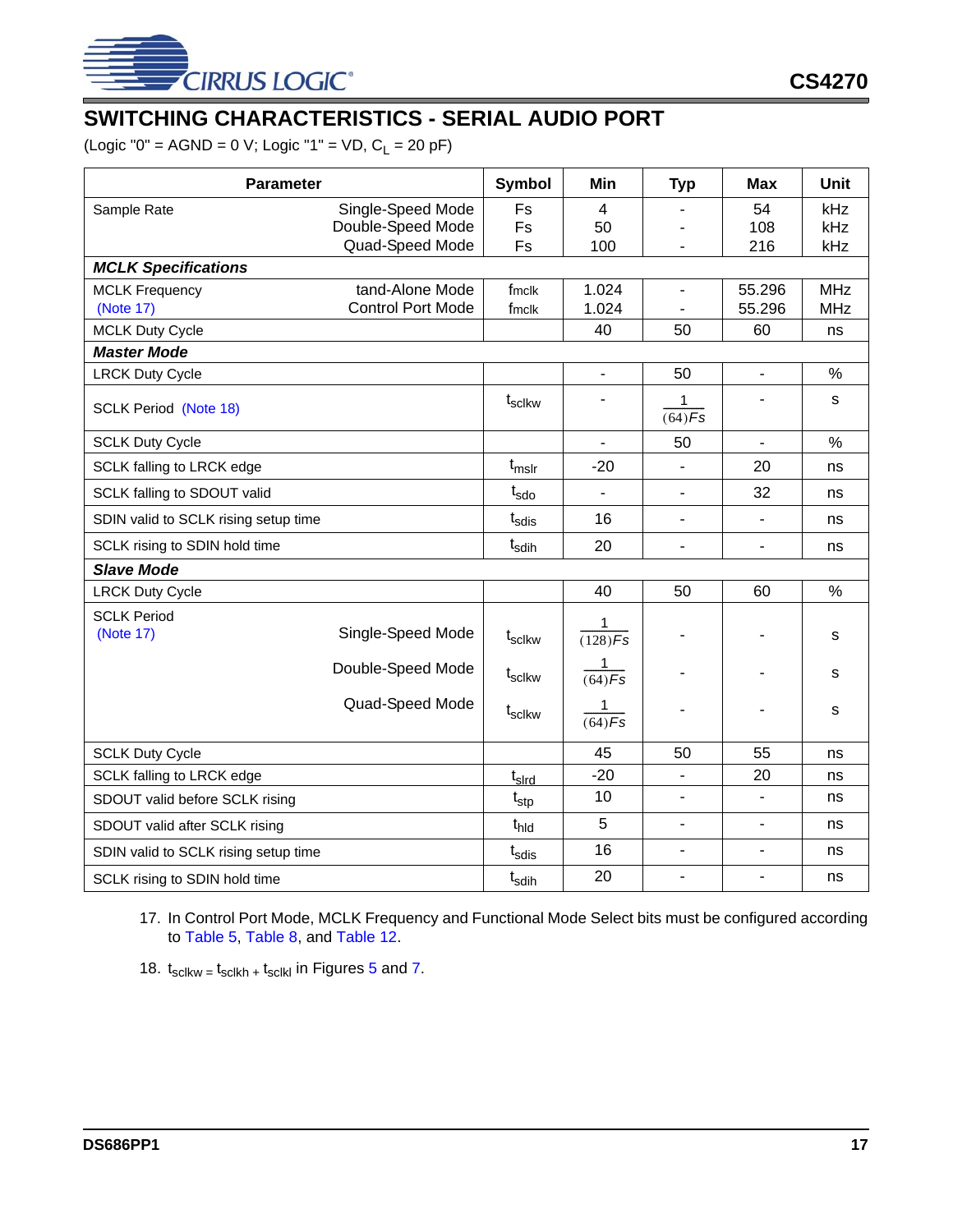## SWITCHING CHARACTERISTICS - SERIAL AUDIO PORT

(Logic "0" = AGND = 0 V; Logic "1" = VD, $C_L$ = 20 pF)

| Parameter | | Symbol | Min | Typ | Max | Unit |
|---|---|---|---|---|---|---|
| Sample Rate | Single-Speed Mode | Fs | 4 | - | 54 | kHz |
| | Double-Speed Mode | Fs | 50 | - | 108 | kHz |
| | Quad-Speed Mode | Fs | 100 | - | 216 | kHz |
| ***MCLK Specifications*** | | | | | | |
| MCLK Frequency | tand-Alone Mode | $f_{mclk}$ | 1.024 | - | 55.296 | MHz |
| (Note 17) | Control Port Mode | $f_{mclk}$ | 1.024 | - | 55.296 | MHz |
| MCLK Duty Cycle | | | 40 | 50 | 60 | ns |
| ***Master Mode*** | | | | | | |
| LRCK Duty Cycle | | | - | 50 | - | % |
| SCLK Period (Note 18) | | $t_{sclkw}$ | - | $\frac{1}{(64)Fs}$ | - | s |
| SCLK Duty Cycle | | | - | 50 | - | % |
| SCLK falling to LRCK edge | | $t_{mslr}$ | -20 | - | 20 | ns |
| SCLK falling to SDOUT valid | | $t_{sdo}$ | - | - | 32 | ns |
| SDIN valid to SCLK rising setup time | | $t_{sdis}$ | 16 | - | - | ns |
| SCLK rising to SDIN hold time | | $t_{sdih}$ | 20 | - | - | ns |
| ***Slave Mode*** | | | | | | |
| LRCK Duty Cycle | | | 40 | 50 | 60 | % |
| SCLK Period (Note 17) | Single-Speed Mode | $t_{sclkw}$ | $\frac{1}{(128)Fs}$ | - | - | s |
| | Double-Speed Mode | $t_{sclkw}$ | $\frac{1}{(64)Fs}$ | - | - | s |
| | Quad-Speed Mode | $t_{sclkw}$ | $\frac{1}{(64)Fs}$ | - | - | s |
| SCLK Duty Cycle | | | 45 | 50 | 55 | ns |
| SCLK falling to LRCK edge | | $t_{slrd}$ | -20 | - | 20 | ns |
| SDOUT valid before SCLK rising | | $t_{stp}$ | 10 | - | - | ns |
| SDOUT valid after SCLK rising | | $t_{hld}$ | 5 | - | - | ns |
| SDIN valid to SCLK rising setup time | | $t_{sdis}$ | 16 | - | - | ns |
| SCLK rising to SDIN hold time | | $t_{sdih}$ | 20 | - | - | ns |

17. In Control Port Mode, MCLK Frequency and Functional Mode Select bits must be configured according to Table 5, Table 8, and Table 12.

18. $t_{sclkw} = t_{sclkh} + t_{sclkl}$ in Figures 5 and 7.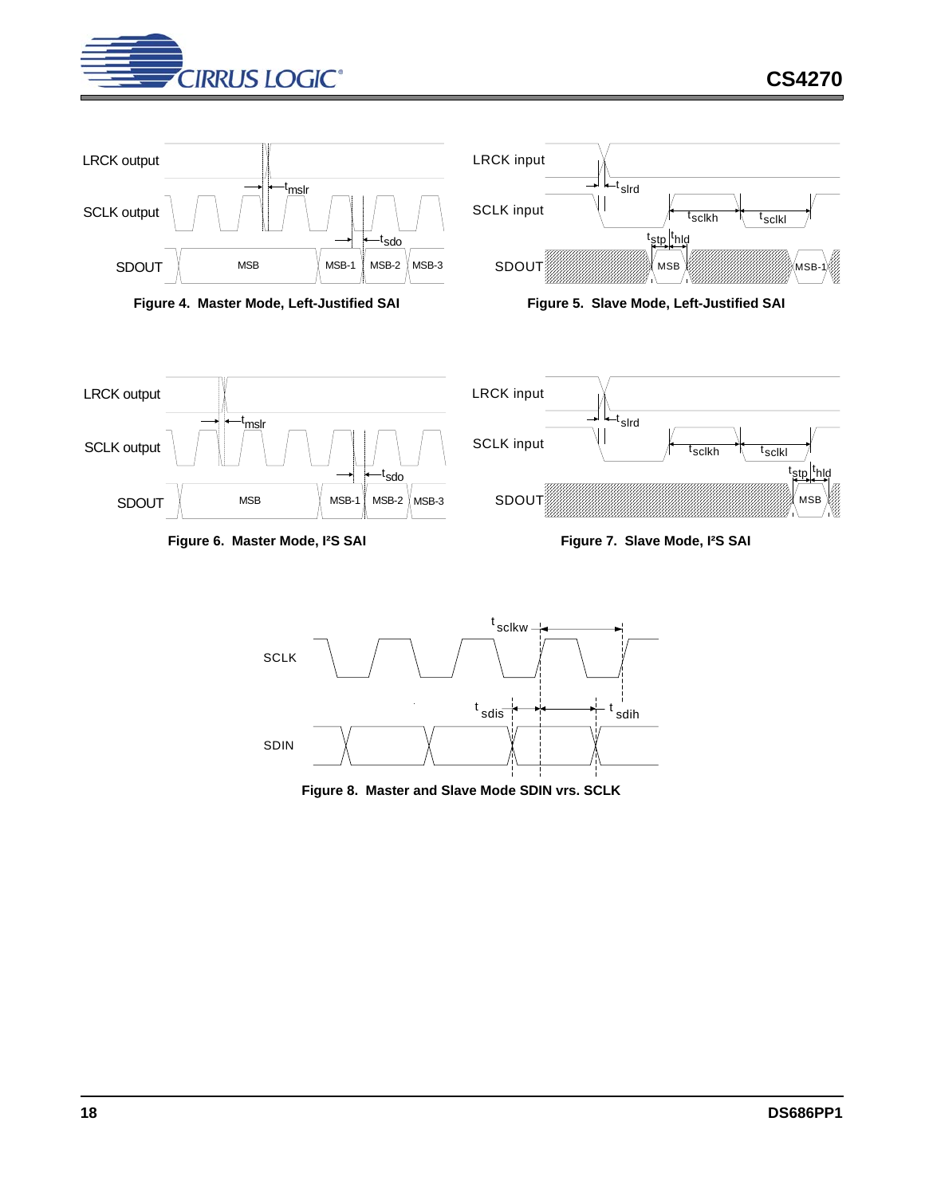LRCK output

SCLK output

SDOUT

$t_{mslr}$

$t_{sdo}$

MSB MSB-1 MSB-2 MSB-3

**Figure 4. Master Mode, Left-Justified SAI**

LRCK input

SCLK input

SDOUT

$t_{slrd}$

$t_{sclkh}$ $t_{sclkl}$

$t_{stp}$ $t_{hld}$

MSB MSB-1

**Figure 5. Slave Mode, Left-Justified SAI**

LRCK output

SCLK output

SDOUT

$t_{mslr}$

$t_{sdo}$

MSB MSB-1 MSB-2 MSB-3

**Figure 6. Master Mode, I²S SAI**

LRCK input

SCLK input

SDOUT

$t_{slrd}$

$t_{sclkh}$ $t_{sclkl}$

$t_{stp}$ $t_{hld}$

MSB

**Figure 7. Slave Mode, I²S SAI**

SCLK

SDIN

$t_{sclkw}$

$t_{sdis}$ $t_{sdih}$

**Figure 8. Master and Slave Mode SDIN vrs. SCLK**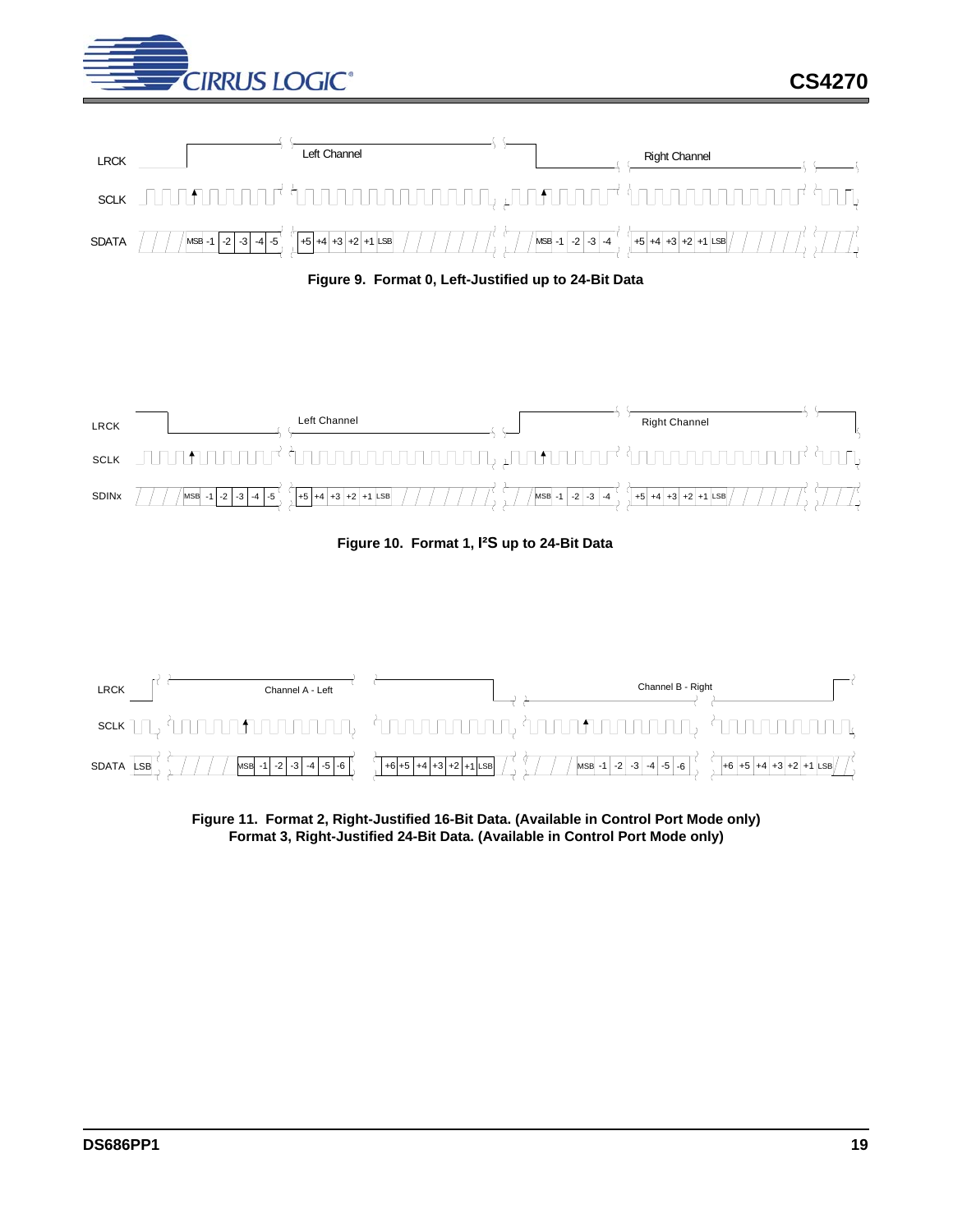Figure 9. Format 0, Left-Justified up to 24-Bit Data

Figure 10. Format 1, I²S up to 24-Bit Data

Figure 11. Format 2, Right-Justified 16-Bit Data. (Available in Control Port Mode only)
Format 3, Right-Justified 24-Bit Data. (Available in Control Port Mode only)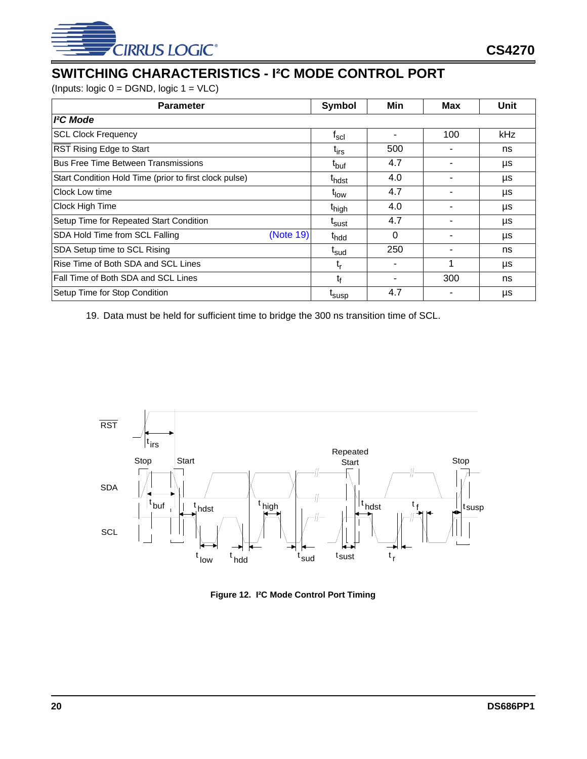## SWITCHING CHARACTERISTICS - I²C MODE CONTROL PORT

(Inputs: logic 0 = DGND, logic 1 = VLC)

| Parameter | Symbol | Min | Max | Unit |
|---|---|---|---|---|
| ***I²C Mode*** | | | | |
| SCL Clock Frequency | $f_{scl}$ | - | 100 | kHz |
| RST Rising Edge to Start | $t_{irs}$ | 500 | - | ns |
| Bus Free Time Between Transmissions | $t_{buf}$ | 4.7 | - | µs |
| Start Condition Hold Time (prior to first clock pulse) | $t_{hdst}$ | 4.0 | - | µs |
| Clock Low time | $t_{low}$ | 4.7 | - | µs |
| Clock High Time | $t_{high}$ | 4.0 | - | µs |
| Setup Time for Repeated Start Condition | $t_{sust}$ | 4.7 | - | µs |
| SDA Hold Time from SCL Falling (Note 19) | $t_{hdd}$ | 0 | - | µs |
| SDA Setup time to SCL Rising | $t_{sud}$ | 250 | - | ns |
| Rise Time of Both SDA and SCL Lines | $t_r$ | - | 1 | µs |
| Fall Time of Both SDA and SCL Lines | $t_f$ | - | 300 | ns |
| Setup Time for Stop Condition | $t_{susp}$ | 4.7 | - | µs |

19. Data must be held for sufficient time to bridge the 300 ns transition time of SCL.

**Figure 12. I²C Mode Control Port Timing**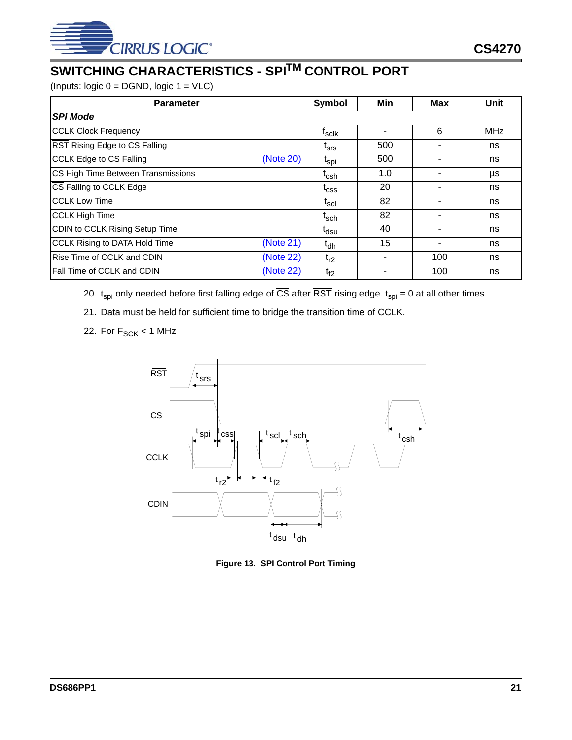## SWITCHING CHARACTERISTICS - SPI[TM] CONTROL PORT

(Inputs: logic 0 = DGND, logic 1 = VLC)

| Parameter | Symbol | Min | Max | Unit |
|---|---|---|---|---|
| ***SPI Mode*** | | | | |
| CCLK Clock Frequency | $f_{sclk}$ | - | 6 | MHz |
| $\overline{RST}$ Rising Edge to CS Falling | $t_{srs}$ | 500 | - | ns |
| CCLK Edge to $\overline{CS}$ Falling (Note 20) | $t_{spi}$ | 500 | - | ns |
| $\overline{CS}$ High Time Between Transmissions | $t_{csh}$ | 1.0 | - | µs |
| $\overline{CS}$ Falling to CCLK Edge | $t_{css}$ | 20 | - | ns |
| CCLK Low Time | $t_{scl}$ | 82 | - | ns |
| CCLK High Time | $t_{sch}$ | 82 | - | ns |
| CDIN to CCLK Rising Setup Time | $t_{dsu}$ | 40 | - | ns |
| CCLK Rising to DATA Hold Time (Note 21) | $t_{dh}$ | 15 | - | ns |
| Rise Time of CCLK and CDIN (Note 22) | $t_{r2}$ | - | 100 | ns |
| Fall Time of CCLK and CDIN (Note 22) | $t_{f2}$ | - | 100 | ns |

20. $t_{spi}$ only needed before first falling edge of $\overline{CS}$ after $\overline{RST}$ rising edge. $t_{spi}$ = 0 at all other times.
21. Data must be held for sufficient time to bridge the transition time of CCLK.
22. For $F_{SCK}$ < 1 MHz

**Figure 13. SPI Control Port Timing**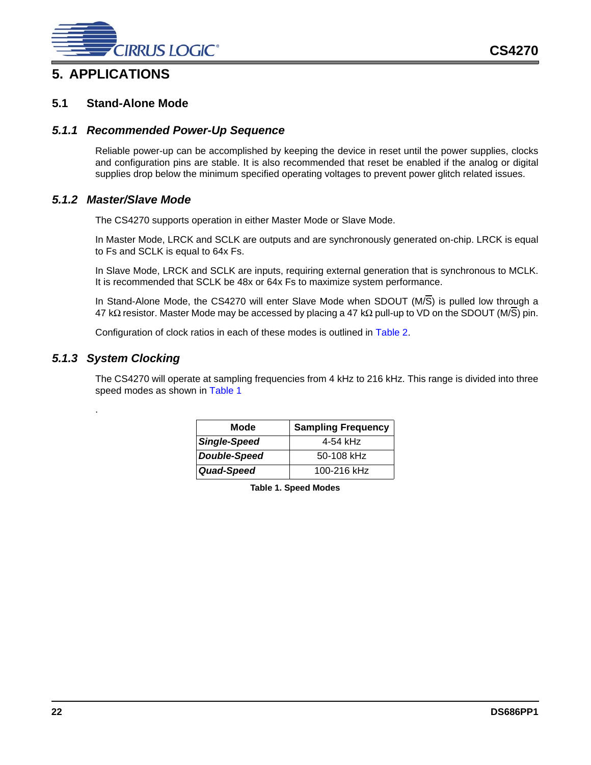# 5. APPLICATIONS

## 5.1 Stand-Alone Mode

### *5.1.1 Recommended Power-Up Sequence*

Reliable power-up can be accomplished by keeping the device in reset until the power supplies, clocks and configuration pins are stable. It is also recommended that reset be enabled if the analog or digital supplies drop below the minimum specified operating voltages to prevent power glitch related issues.

### *5.1.2 Master/Slave Mode*

The CS4270 supports operation in either Master Mode or Slave Mode.

In Master Mode, LRCK and SCLK are outputs and are synchronously generated on-chip. LRCK is equal to Fs and SCLK is equal to 64x Fs.

In Slave Mode, LRCK and SCLK are inputs, requiring external generation that is synchronous to MCLK. It is recommended that SCLK be 48x or 64x Fs to maximize system performance.

In Stand-Alone Mode, the CS4270 will enter Slave Mode when SDOUT (M/$\overline{S}$) is pulled low through a 47 kΩ resistor. Master Mode may be accessed by placing a 47 kΩ pull-up to VD on the SDOUT (M/$\overline{S}$) pin.

Configuration of clock ratios in each of these modes is outlined in Table 2.

### *5.1.3 System Clocking*

The CS4270 will operate at sampling frequencies from 4 kHz to 216 kHz. This range is divided into three speed modes as shown in Table 1

.

| Mode | Sampling Frequency |
|---|---|
| ***Single-Speed*** | 4-54 kHz |
| ***Double-Speed*** | 50-108 kHz |
| ***Quad-Speed*** | 100-216 kHz |

**Table 1. Speed Modes**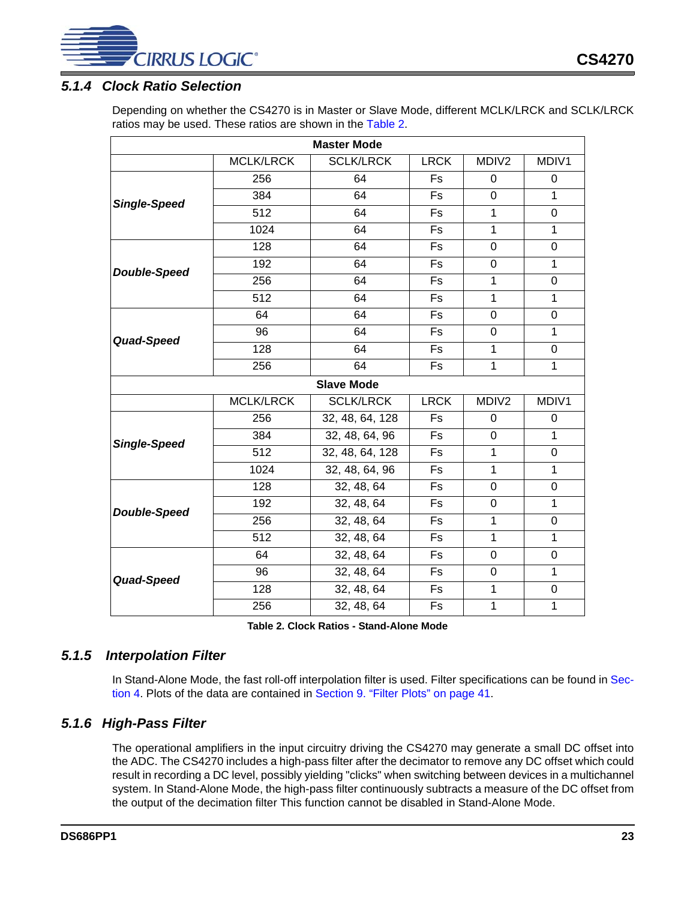### 5.1.4 Clock Ratio Selection

Depending on whether the CS4270 is in Master or Slave Mode, different MCLK/LRCK and SCLK/LRCK ratios may be used. These ratios are shown in the Table 2.

| Master Mode | | | | | |
|---|---|---|---|---|---|
| | MCLK/LRCK | SCLK/LRCK | LRCK | MDIV2 | MDIV1 |
| ***Single-Speed*** | 256 | 64 | Fs | 0 | 0 |
| | 384 | 64 | Fs | 0 | 1 |
| | 512 | 64 | Fs | 1 | 0 |
| | 1024 | 64 | Fs | 1 | 1 |
| ***Double-Speed*** | 128 | 64 | Fs | 0 | 0 |
| | 192 | 64 | Fs | 0 | 1 |
| | 256 | 64 | Fs | 1 | 0 |
| | 512 | 64 | Fs | 1 | 1 |
| ***Quad-Speed*** | 64 | 64 | Fs | 0 | 0 |
| | 96 | 64 | Fs | 0 | 1 |
| | 128 | 64 | Fs | 1 | 0 |
| | 256 | 64 | Fs | 1 | 1 |
| **Slave Mode** | | | | | |
| | MCLK/LRCK | SCLK/LRCK | LRCK | MDIV2 | MDIV1 |
| ***Single-Speed*** | 256 | 32, 48, 64, 128 | Fs | 0 | 0 |
| | 384 | 32, 48, 64, 96 | Fs | 0 | 1 |
| | 512 | 32, 48, 64, 128 | Fs | 1 | 0 |
| | 1024 | 32, 48, 64, 96 | Fs | 1 | 1 |
| ***Double-Speed*** | 128 | 32, 48, 64 | Fs | 0 | 0 |
| | 192 | 32, 48, 64 | Fs | 0 | 1 |
| | 256 | 32, 48, 64 | Fs | 1 | 0 |
| | 512 | 32, 48, 64 | Fs | 1 | 1 |
| ***Quad-Speed*** | 64 | 32, 48, 64 | Fs | 0 | 0 |
| | 96 | 32, 48, 64 | Fs | 0 | 1 |
| | 128 | 32, 48, 64 | Fs | 1 | 0 |
| | 256 | 32, 48, 64 | Fs | 1 | 1 |

**Table 2. Clock Ratios - Stand-Alone Mode**

### 5.1.5 Interpolation Filter

In Stand-Alone Mode, the fast roll-off interpolation filter is used. Filter specifications can be found in Section 4. Plots of the data are contained in Section 9. "Filter Plots" on page 41.

### 5.1.6 High-Pass Filter

The operational amplifiers in the input circuitry driving the CS4270 may generate a small DC offset into the ADC. The CS4270 includes a high-pass filter after the decimator to remove any DC offset which could result in recording a DC level, possibly yielding "clicks" when switching between devices in a multichannel system. In Stand-Alone Mode, the high-pass filter continuously subtracts a measure of the DC offset from the output of the decimation filter This function cannot be disabled in Stand-Alone Mode.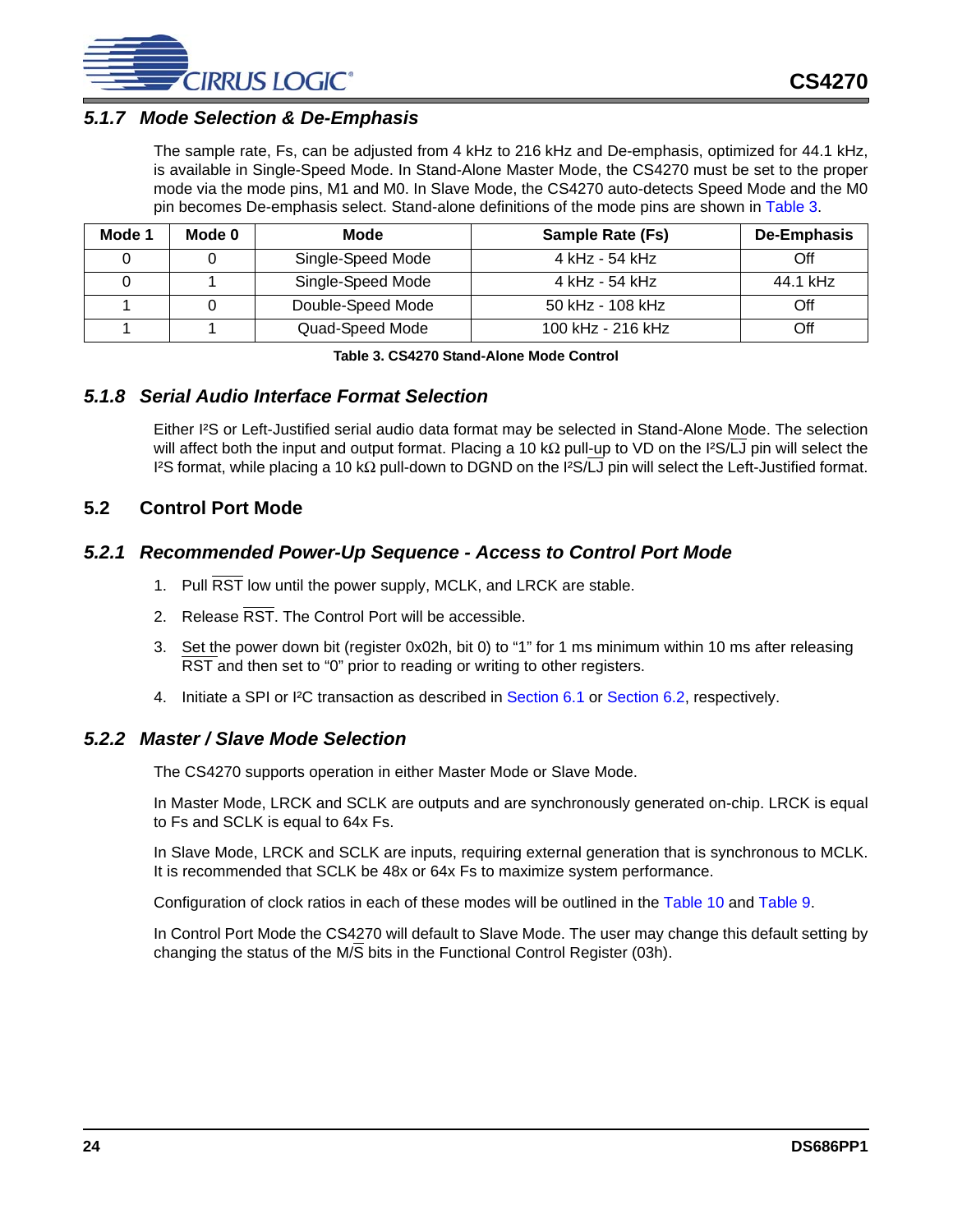### 5.1.7 Mode Selection & De-Emphasis

The sample rate, Fs, can be adjusted from 4 kHz to 216 kHz and De-emphasis, optimized for 44.1 kHz, is available in Single-Speed Mode. In Stand-Alone Master Mode, the CS4270 must be set to the proper mode via the mode pins, M1 and M0. In Slave Mode, the CS4270 auto-detects Speed Mode and the M0 pin becomes De-emphasis select. Stand-alone definitions of the mode pins are shown in Table 3.

| Mode 1 | Mode 0 | Mode | Sample Rate (Fs) | De-Emphasis |
|---|---|---|---|---|
| 0 | 0 | Single-Speed Mode | 4 kHz - 54 kHz | Off |
| 0 | 1 | Single-Speed Mode | 4 kHz - 54 kHz | 44.1 kHz |
| 1 | 0 | Double-Speed Mode | 50 kHz - 108 kHz | Off |
| 1 | 1 | Quad-Speed Mode | 100 kHz - 216 kHz | Off |

**Table 3. CS4270 Stand-Alone Mode Control**

### 5.1.8 Serial Audio Interface Format Selection

Either I²S or Left-Justified serial audio data format may be selected in Stand-Alone Mode. The selection will affect both the input and output format. Placing a 10 kΩ pull-up to VD on the I²S/$\overline{\text{LJ}}$ pin will select the I²S format, while placing a 10 kΩ pull-down to DGND on the I²S/$\overline{\text{LJ}}$ pin will select the Left-Justified format.

## 5.2 Control Port Mode

### 5.2.1 Recommended Power-Up Sequence - Access to Control Port Mode

1. Pull $\overline{\text{RST}}$ low until the power supply, MCLK, and LRCK are stable.
2. Release $\overline{\text{RST}}$. The Control Port will be accessible.
3. Set the power down bit (register 0x02h, bit 0) to “1” for 1 ms minimum within 10 ms after releasing $\overline{\text{RST}}$ and then set to “0” prior to reading or writing to other registers.
4. Initiate a SPI or I²C transaction as described in Section 6.1 or Section 6.2, respectively.

### 5.2.2 Master / Slave Mode Selection

The CS4270 supports operation in either Master Mode or Slave Mode.

In Master Mode, LRCK and SCLK are outputs and are synchronously generated on-chip. LRCK is equal to Fs and SCLK is equal to 64x Fs.

In Slave Mode, LRCK and SCLK are inputs, requiring external generation that is synchronous to MCLK. It is recommended that SCLK be 48x or 64x Fs to maximize system performance.

Configuration of clock ratios in each of these modes will be outlined in the Table 10 and Table 9.

In Control Port Mode the CS4270 will default to Slave Mode. The user may change this default setting by changing the status of the M/$\overline{\text{S}}$ bits in the Functional Control Register (03h).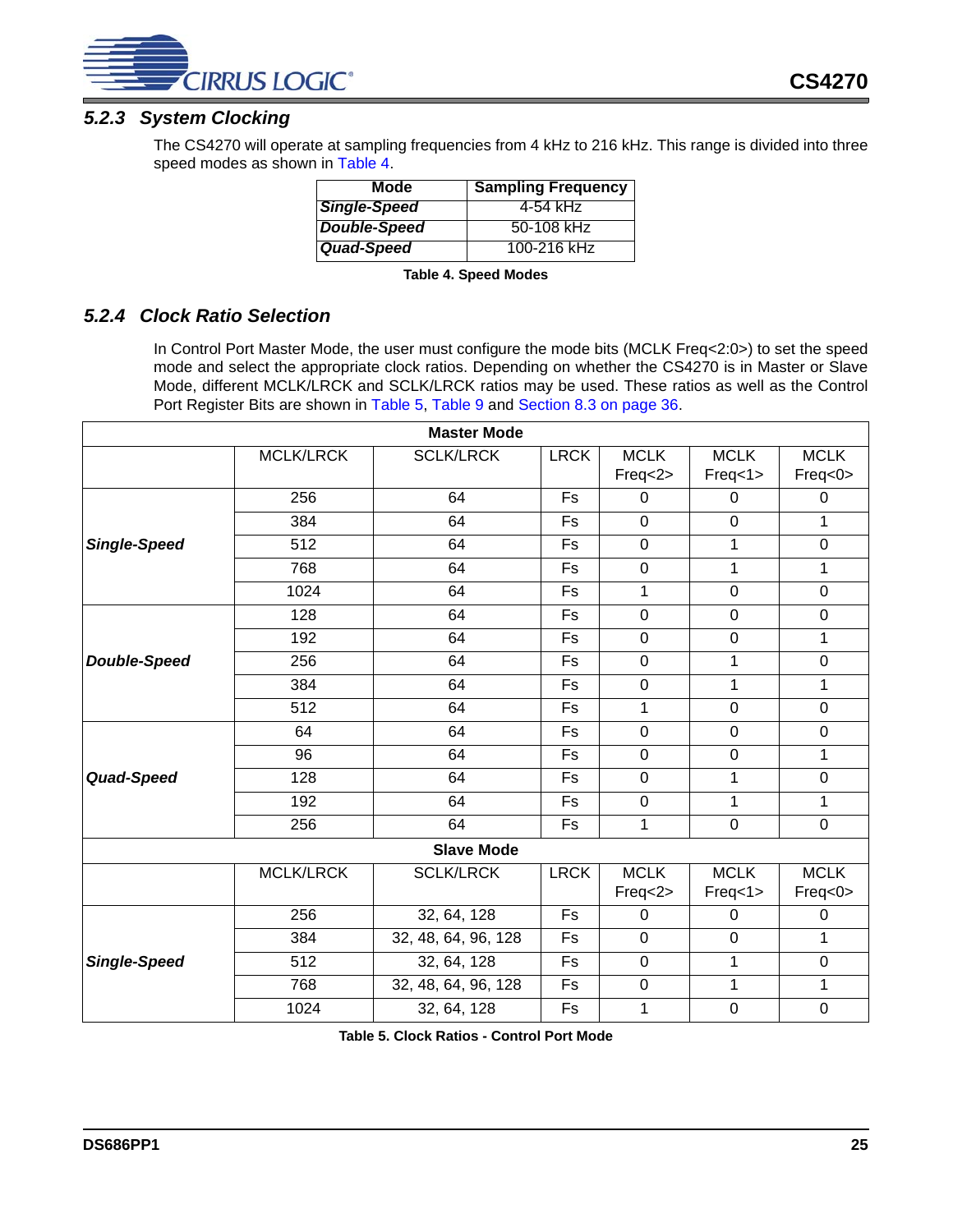### 5.2.3 System Clocking

The CS4270 will operate at sampling frequencies from 4 kHz to 216 kHz. This range is divided into three speed modes as shown in Table 4.

| Mode | Sampling Frequency |
|---|---|
| ***Single-Speed*** | 4-54 kHz |
| ***Double-Speed*** | 50-108 kHz |
| ***Quad-Speed*** | 100-216 kHz |

**Table 4. Speed Modes**

### 5.2.4 Clock Ratio Selection

In Control Port Master Mode, the user must configure the mode bits (MCLK Freq<2:0>) to set the speed mode and select the appropriate clock ratios. Depending on whether the CS4270 is in Master or Slave Mode, different MCLK/LRCK and SCLK/LRCK ratios may be used. These ratios as well as the Control Port Register Bits are shown in Table 5, Table 9 and Section 8.3 on page 36.

| **Master Mode** | | | | | | |
|---|---|---|---|---|---|---|
| | MCLK/LRCK | SCLK/LRCK | LRCK | MCLK Freq<2> | MCLK Freq<1> | MCLK Freq<0> |
| ***Single-Speed*** | 256 | 64 | Fs | 0 | 0 | 0 |
| | 384 | 64 | Fs | 0 | 0 | 1 |
| | 512 | 64 | Fs | 0 | 1 | 0 |
| | 768 | 64 | Fs | 0 | 1 | 1 |
| | 1024 | 64 | Fs | 1 | 0 | 0 |
| ***Double-Speed*** | 128 | 64 | Fs | 0 | 0 | 0 |
| | 192 | 64 | Fs | 0 | 0 | 1 |
| | 256 | 64 | Fs | 0 | 1 | 0 |
| | 384 | 64 | Fs | 0 | 1 | 1 |
| | 512 | 64 | Fs | 1 | 0 | 0 |
| ***Quad-Speed*** | 64 | 64 | Fs | 0 | 0 | 0 |
| | 96 | 64 | Fs | 0 | 0 | 1 |
| | 128 | 64 | Fs | 0 | 1 | 0 |
| | 192 | 64 | Fs | 0 | 1 | 1 |
| | 256 | 64 | Fs | 1 | 0 | 0 |
| **Slave Mode** | | | | | | |
| | MCLK/LRCK | SCLK/LRCK | LRCK | MCLK Freq<2> | MCLK Freq<1> | MCLK Freq<0> |
| ***Single-Speed*** | 256 | 32, 64, 128 | Fs | 0 | 0 | 0 |
| | 384 | 32, 48, 64, 96, 128 | Fs | 0 | 0 | 1 |
| | 512 | 32, 64, 128 | Fs | 0 | 1 | 0 |
| | 768 | 32, 48, 64, 96, 128 | Fs | 0 | 1 | 1 |
| | 1024 | 32, 64, 128 | Fs | 1 | 0 | 0 |

**Table 5. Clock Ratios - Control Port Mode**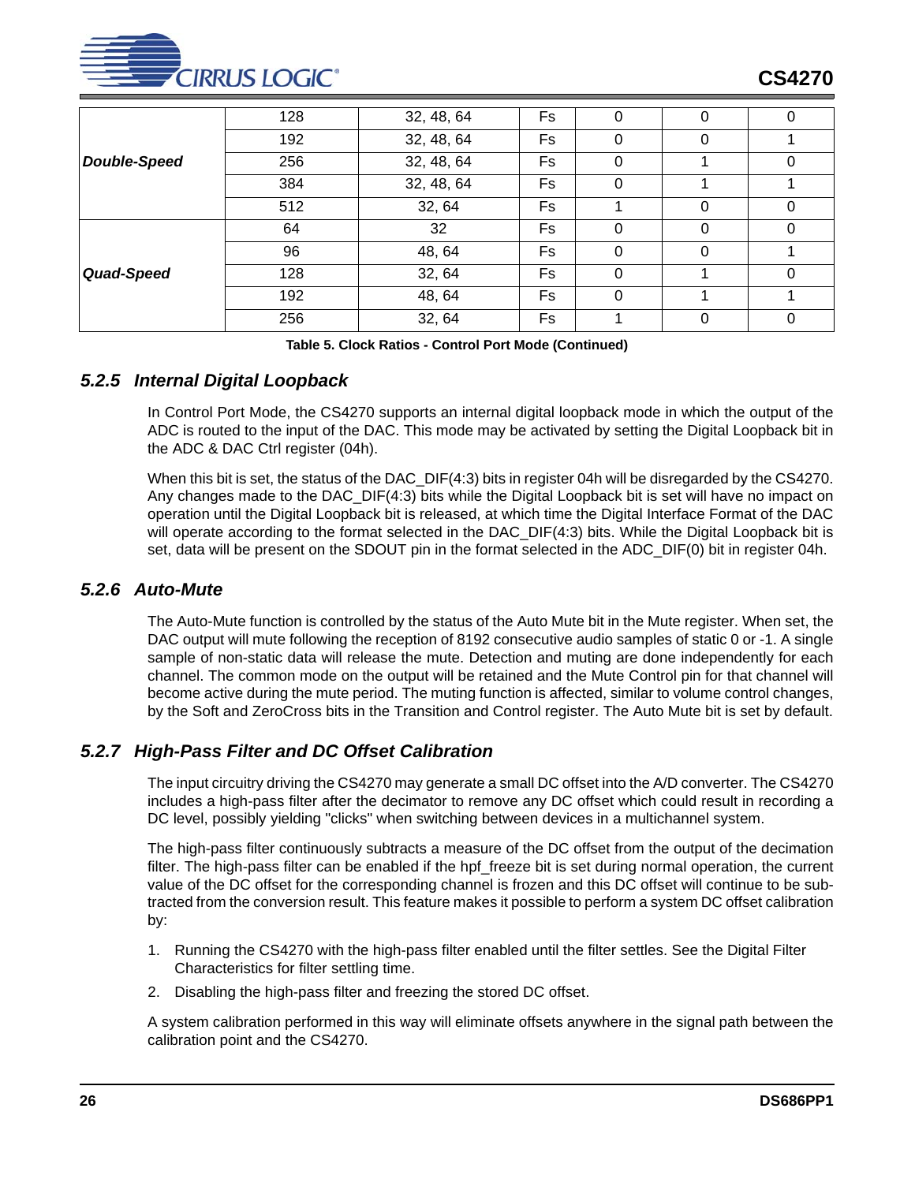| | | | | | | |
|---|---|---|---|---|---|---|
| ***Double-Speed*** | 128 | 32, 48, 64 | Fs | 0 | 0 | 0 |
| | 192 | 32, 48, 64 | Fs | 0 | 0 | 1 |
| | 256 | 32, 48, 64 | Fs | 0 | 1 | 0 |
| | 384 | 32, 48, 64 | Fs | 0 | 1 | 1 |
| | 512 | 32, 64 | Fs | 1 | 0 | 0 |
| ***Quad-Speed*** | 64 | 32 | Fs | 0 | 0 | 0 |
| | 96 | 48, 64 | Fs | 0 | 0 | 1 |
| | 128 | 32, 64 | Fs | 0 | 1 | 0 |
| | 192 | 48, 64 | Fs | 0 | 1 | 1 |
| | 256 | 32, 64 | Fs | 1 | 0 | 0 |

**Table 5. Clock Ratios - Control Port Mode (Continued)**

### *5.2.5 Internal Digital Loopback*

In Control Port Mode, the CS4270 supports an internal digital loopback mode in which the output of the ADC is routed to the input of the DAC. This mode may be activated by setting the Digital Loopback bit in the ADC & DAC Ctrl register (04h).

When this bit is set, the status of the DAC_DIF(4:3) bits in register 04h will be disregarded by the CS4270. Any changes made to the DAC_DIF(4:3) bits while the Digital Loopback bit is set will have no impact on operation until the Digital Loopback bit is released, at which time the Digital Interface Format of the DAC will operate according to the format selected in the DAC_DIF(4:3) bits. While the Digital Loopback bit is set, data will be present on the SDOUT pin in the format selected in the ADC_DIF(0) bit in register 04h.

### *5.2.6 Auto-Mute*

The Auto-Mute function is controlled by the status of the Auto Mute bit in the Mute register. When set, the DAC output will mute following the reception of 8192 consecutive audio samples of static 0 or -1. A single sample of non-static data will release the mute. Detection and muting are done independently for each channel. The common mode on the output will be retained and the Mute Control pin for that channel will become active during the mute period. The muting function is affected, similar to volume control changes, by the Soft and ZeroCross bits in the Transition and Control register. The Auto Mute bit is set by default.

### *5.2.7 High-Pass Filter and DC Offset Calibration*

The input circuitry driving the CS4270 may generate a small DC offset into the A/D converter. The CS4270 includes a high-pass filter after the decimator to remove any DC offset which could result in recording a DC level, possibly yielding "clicks" when switching between devices in a multichannel system.

The high-pass filter continuously subtracts a measure of the DC offset from the output of the decimation filter. The high-pass filter can be enabled if the hpf_freeze bit is set during normal operation, the current value of the DC offset for the corresponding channel is frozen and this DC offset will continue to be subtracted from the conversion result. This feature makes it possible to perform a system DC offset calibration by:

1. Running the CS4270 with the high-pass filter enabled until the filter settles. See the Digital Filter Characteristics for filter settling time.
2. Disabling the high-pass filter and freezing the stored DC offset.

A system calibration performed in this way will eliminate offsets anywhere in the signal path between the calibration point and the CS4270.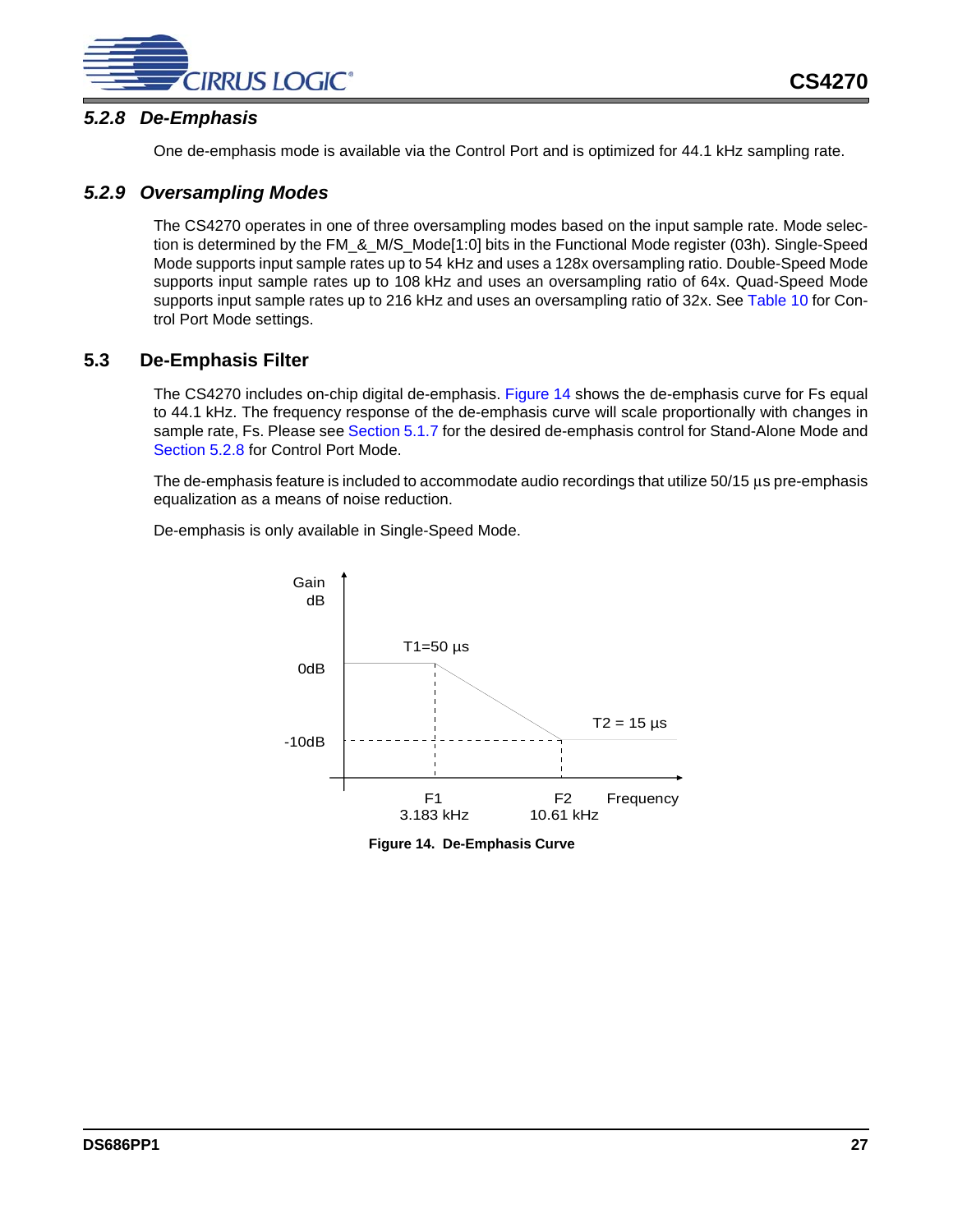### 5.2.8 De-Emphasis

One de-emphasis mode is available via the Control Port and is optimized for 44.1 kHz sampling rate.

### 5.2.9 Oversampling Modes

The CS4270 operates in one of three oversampling modes based on the input sample rate. Mode selection is determined by the FM_&_M/S_Mode[1:0] bits in the Functional Mode register (03h). Single-Speed Mode supports input sample rates up to 54 kHz and uses a 128x oversampling ratio. Double-Speed Mode supports input sample rates up to 108 kHz and uses an oversampling ratio of 64x. Quad-Speed Mode supports input sample rates up to 216 kHz and uses an oversampling ratio of 32x. See Table 10 for Control Port Mode settings.

## 5.3 De-Emphasis Filter

The CS4270 includes on-chip digital de-emphasis. Figure 14 shows the de-emphasis curve for Fs equal to 44.1 kHz. The frequency response of the de-emphasis curve will scale proportionally with changes in sample rate, Fs. Please see Section 5.1.7 for the desired de-emphasis control for Stand-Alone Mode and Section 5.2.8 for Control Port Mode.

The de-emphasis feature is included to accommodate audio recordings that utilize 50/15 µs pre-emphasis equalization as a means of noise reduction.

De-emphasis is only available in Single-Speed Mode.

Gain dB

T1=50 µs

0dB

-10dB

T2 = 15 µs

F1 3.183 kHz

F2 10.61 kHz

Frequency

**Figure 14. De-Emphasis Curve**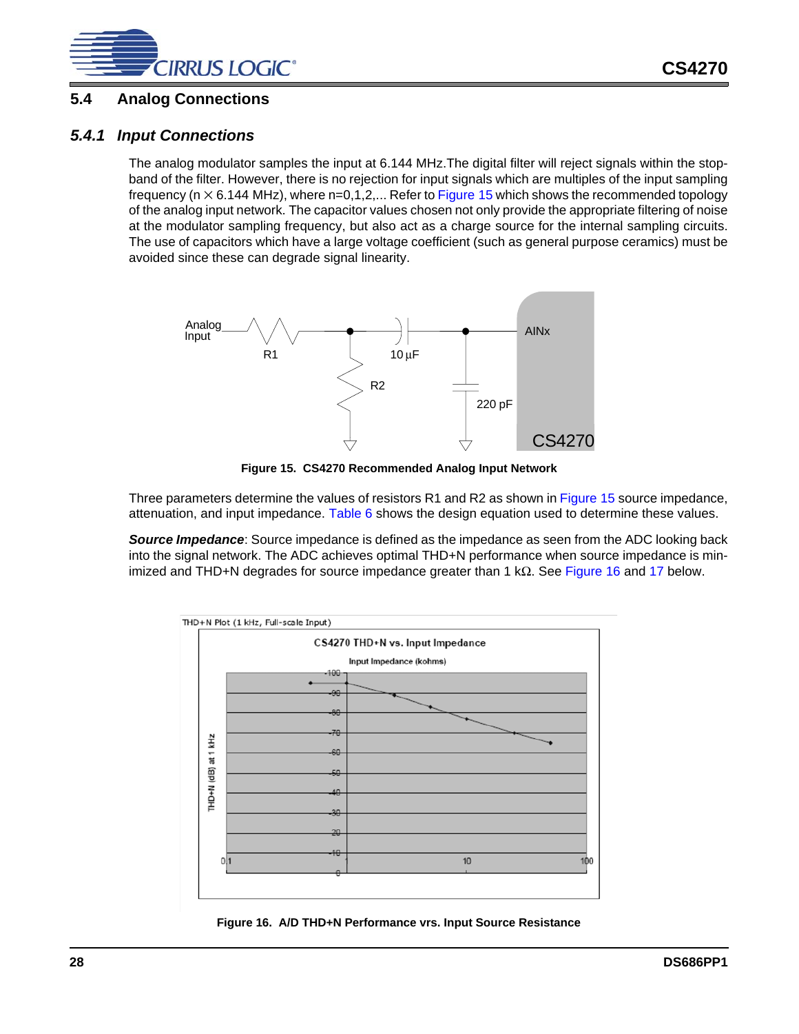## 5.4 Analog Connections

### *5.4.1 Input Connections*

The analog modulator samples the input at 6.144 MHz.The digital filter will reject signals within the stopband of the filter. However, there is no rejection for input signals which are multiples of the input sampling frequency (n × 6.144 MHz), where n=0,1,2,... Refer to Figure 15 which shows the recommended topology of the analog input network. The capacitor values chosen not only provide the appropriate filtering of noise at the modulator sampling frequency, but also act as a charge source for the internal sampling circuits. The use of capacitors which have a large voltage coefficient (such as general purpose ceramics) must be avoided since these can degrade signal linearity.

**Figure 15. CS4270 Recommended Analog Input Network**

Three parameters determine the values of resistors R1 and R2 as shown in Figure 15 source impedance, attenuation, and input impedance. Table 6 shows the design equation used to determine these values.

***Source Impedance***: Source impedance is defined as the impedance as seen from the ADC looking back into the signal network. The ADC achieves optimal THD+N performance when source impedance is minimized and THD+N degrades for source impedance greater than 1 kΩ. See Figure 16 and 17 below.

**Figure 16. A/D THD+N Performance vrs. Input Source Resistance**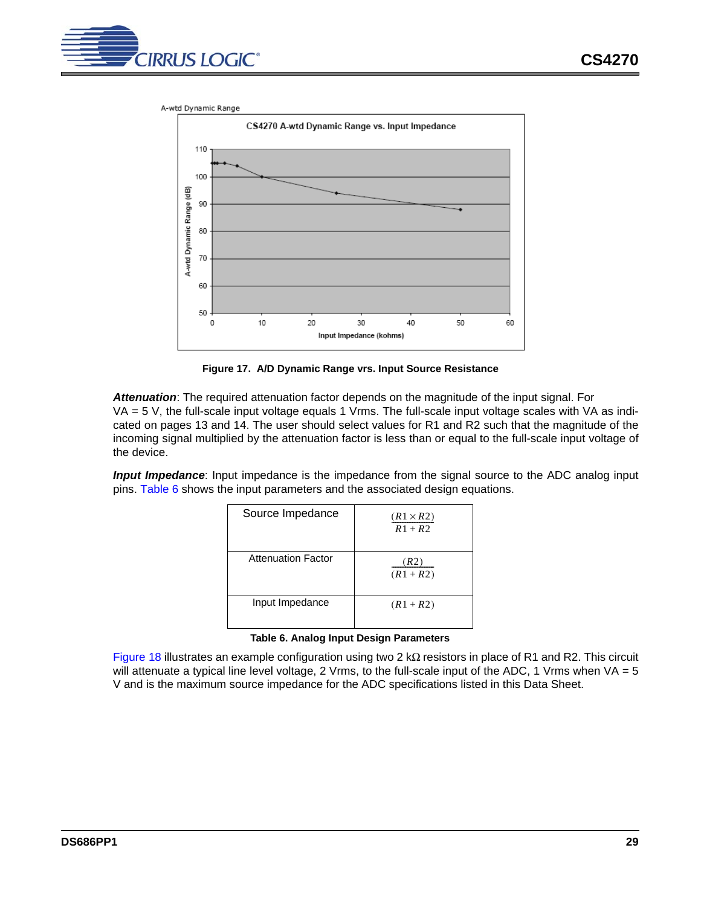A-wtd Dynamic Range

Figure 17. A/D Dynamic Range vrs. Input Source Resistance

***Attenuation***: The required attenuation factor depends on the magnitude of the input signal. For VA = 5 V, the full-scale input voltage equals 1 Vrms. The full-scale input voltage scales with VA as indicated on pages 13 and 14. The user should select values for R1 and R2 such that the magnitude of the incoming signal multiplied by the attenuation factor is less than or equal to the full-scale input voltage of the device.

***Input Impedance***: Input impedance is the impedance from the signal source to the ADC analog input pins. Table 6 shows the input parameters and the associated design equations.

| Parameter | Equation |
|---|---|
| Source Impedance | $\frac{(R1 \times R2)}{R1 + R2}$ |
| Attenuation Factor | $\frac{(R2)}{(R1 + R2)}$ |
| Input Impedance | $(R1 + R2)$ |

**Table 6. Analog Input Design Parameters**

Figure 18 illustrates an example configuration using two 2 kΩ resistors in place of R1 and R2. This circuit will attenuate a typical line level voltage, 2 Vrms, to the full-scale input of the ADC, 1 Vrms when VA = 5 V and is the maximum source impedance for the ADC specifications listed in this Data Sheet.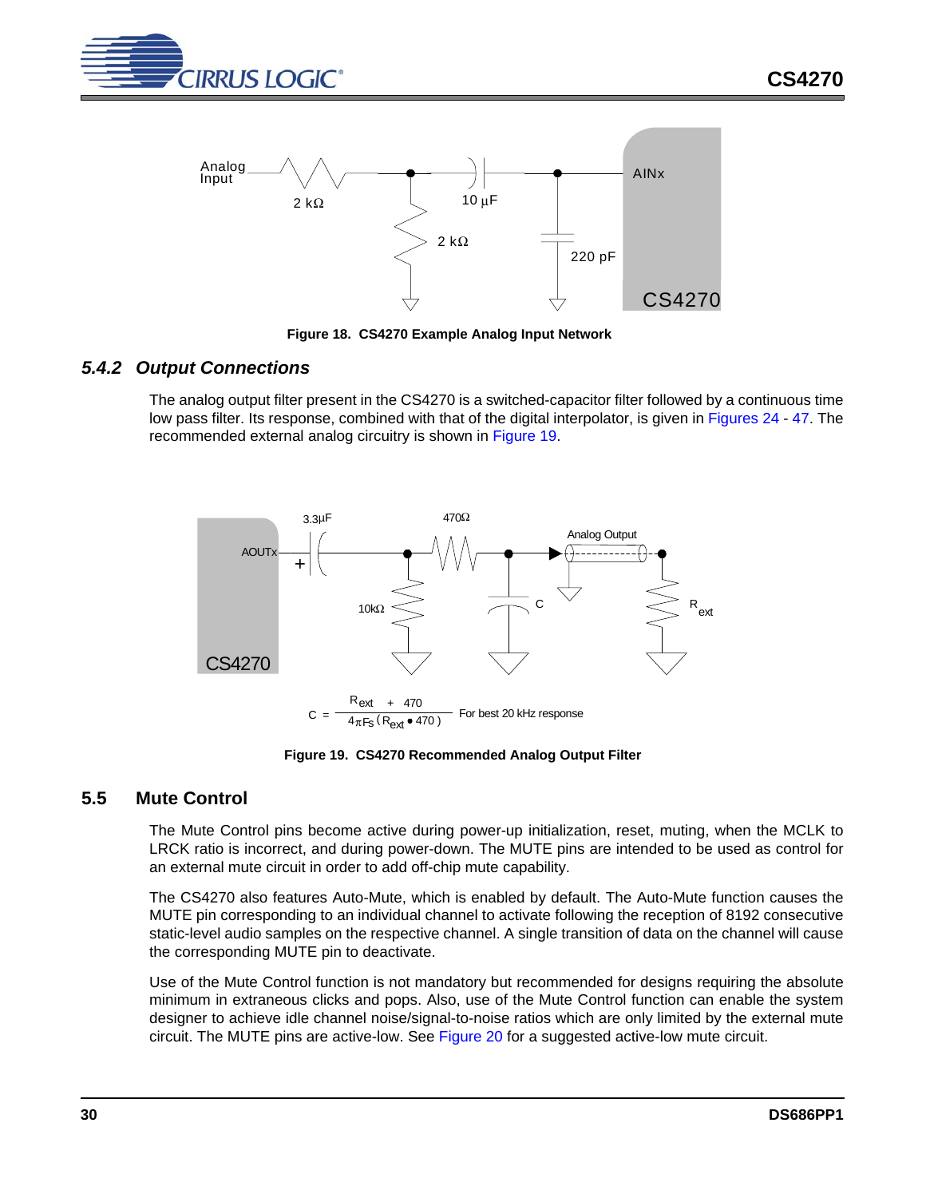Figure 18. CS4270 Example Analog Input Network

### 5.4.2 Output Connections

The analog output filter present in the CS4270 is a switched-capacitor filter followed by a continuous time low pass filter. Its response, combined with that of the digital interpolator, is given in Figures 24 - 47. The recommended external analog circuitry is shown in Figure 19.

$$C = \frac{R_{ext} + 470}{4\pi Fs\,(R_{ext} \bullet 470)}$$

For best 20 kHz response

Figure 19. CS4270 Recommended Analog Output Filter

## 5.5 Mute Control

The Mute Control pins become active during power-up initialization, reset, muting, when the MCLK to LRCK ratio is incorrect, and during power-down. The MUTE pins are intended to be used as control for an external mute circuit in order to add off-chip mute capability.

The CS4270 also features Auto-Mute, which is enabled by default. The Auto-Mute function causes the MUTE pin corresponding to an individual channel to activate following the reception of 8192 consecutive static-level audio samples on the respective channel. A single transition of data on the channel will cause the corresponding MUTE pin to deactivate.

Use of the Mute Control function is not mandatory but recommended for designs requiring the absolute minimum in extraneous clicks and pops. Also, use of the Mute Control function can enable the system designer to achieve idle channel noise/signal-to-noise ratios which are only limited by the external mute circuit. The MUTE pins are active-low. See Figure 20 for a suggested active-low mute circuit.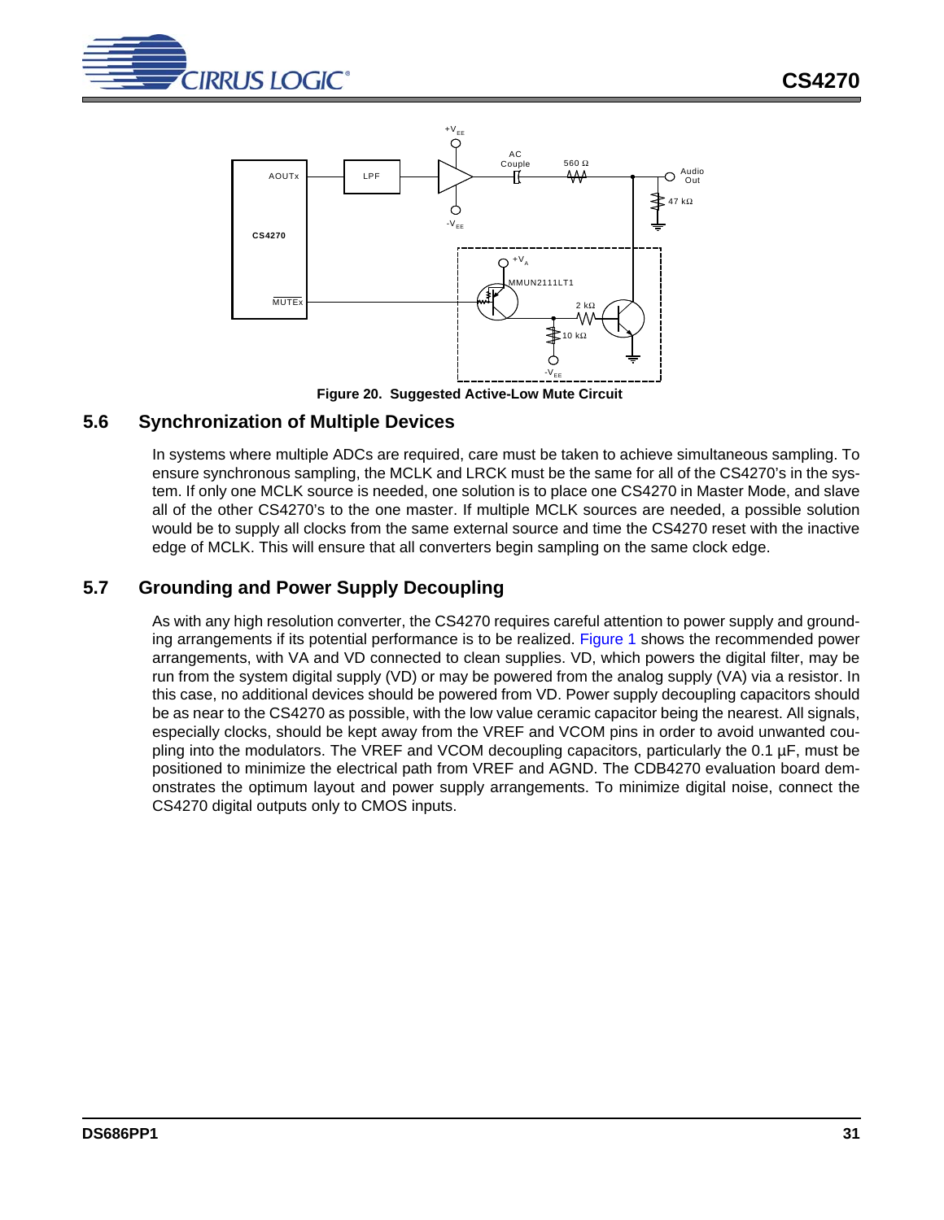Figure 20.  Suggested Active-Low Mute Circuit

## 5.6 Synchronization of Multiple Devices

In systems where multiple ADCs are required, care must be taken to achieve simultaneous sampling. To ensure synchronous sampling, the MCLK and LRCK must be the same for all of the CS4270's in the system. If only one MCLK source is needed, one solution is to place one CS4270 in Master Mode, and slave all of the other CS4270's to the one master. If multiple MCLK sources are needed, a possible solution would be to supply all clocks from the same external source and time the CS4270 reset with the inactive edge of MCLK. This will ensure that all converters begin sampling on the same clock edge.

## 5.7 Grounding and Power Supply Decoupling

As with any high resolution converter, the CS4270 requires careful attention to power supply and grounding arrangements if its potential performance is to be realized. Figure 1 shows the recommended power arrangements, with VA and VD connected to clean supplies. VD, which powers the digital filter, may be run from the system digital supply (VD) or may be powered from the analog supply (VA) via a resistor. In this case, no additional devices should be powered from VD. Power supply decoupling capacitors should be as near to the CS4270 as possible, with the low value ceramic capacitor being the nearest. All signals, especially clocks, should be kept away from the VREF and VCOM pins in order to avoid unwanted coupling into the modulators. The VREF and VCOM decoupling capacitors, particularly the 0.1 µF, must be positioned to minimize the electrical path from VREF and AGND. The CDB4270 evaluation board demonstrates the optimum layout and power supply arrangements. To minimize digital noise, connect the CS4270 digital outputs only to CMOS inputs.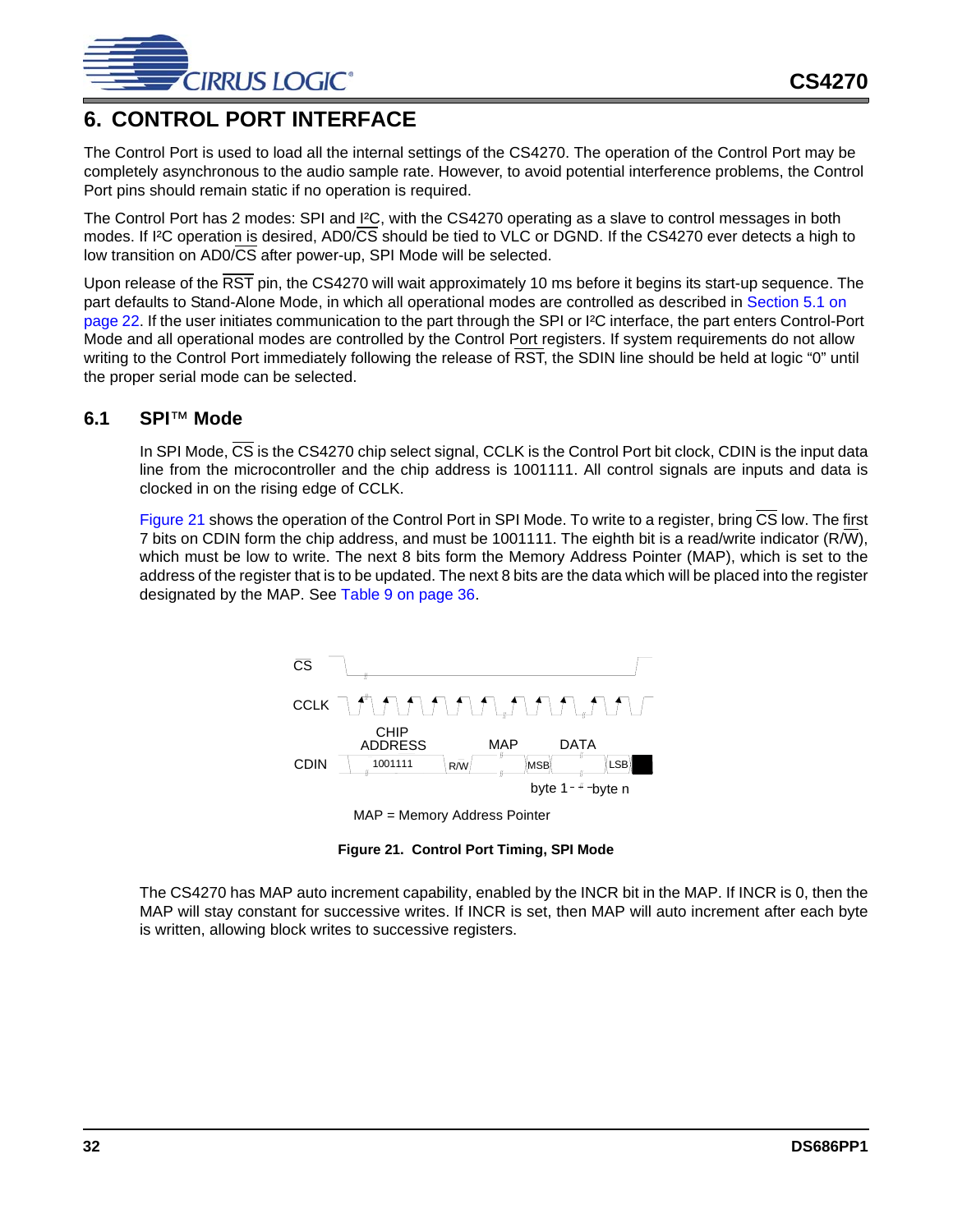# 6. CONTROL PORT INTERFACE

The Control Port is used to load all the internal settings of the CS4270. The operation of the Control Port may be completely asynchronous to the audio sample rate. However, to avoid potential interference problems, the Control Port pins should remain static if no operation is required.

The Control Port has 2 modes: SPI and I²C, with the CS4270 operating as a slave to control messages in both modes. If I²C operation is desired, AD0/CS should be tied to VLC or DGND. If the CS4270 ever detects a high to low transition on AD0/CS after power-up, SPI Mode will be selected.

Upon release of the RST pin, the CS4270 will wait approximately 10 ms before it begins its start-up sequence. The part defaults to Stand-Alone Mode, in which all operational modes are controlled as described in Section 5.1 on page 22. If the user initiates communication to the part through the SPI or I²C interface, the part enters Control-Port Mode and all operational modes are controlled by the Control Port registers. If system requirements do not allow writing to the Control Port immediately following the release of RST, the SDIN line should be held at logic “0” until the proper serial mode can be selected.

## 6.1 SPI™ Mode

In SPI Mode, CS is the CS4270 chip select signal, CCLK is the Control Port bit clock, CDIN is the input data line from the microcontroller and the chip address is 1001111. All control signals are inputs and data is clocked in on the rising edge of CCLK.

Figure 21 shows the operation of the Control Port in SPI Mode. To write to a register, bring CS low. The first 7 bits on CDIN form the chip address, and must be 1001111. The eighth bit is a read/write indicator (R/W), which must be low to write. The next 8 bits form the Memory Address Pointer (MAP), which is set to the address of the register that is to be updated. The next 8 bits are the data which will be placed into the register designated by the MAP. See Table 9 on page 36.

CS

CCLK

CDIN — CHIP ADDRESS 1001111, R/W, MAP, DATA (MSB ... LSB), byte 1 - - byte n

MAP = Memory Address Pointer

**Figure 21. Control Port Timing, SPI Mode**

The CS4270 has MAP auto increment capability, enabled by the INCR bit in the MAP. If INCR is 0, then the MAP will stay constant for successive writes. If INCR is set, then MAP will auto increment after each byte is written, allowing block writes to successive registers.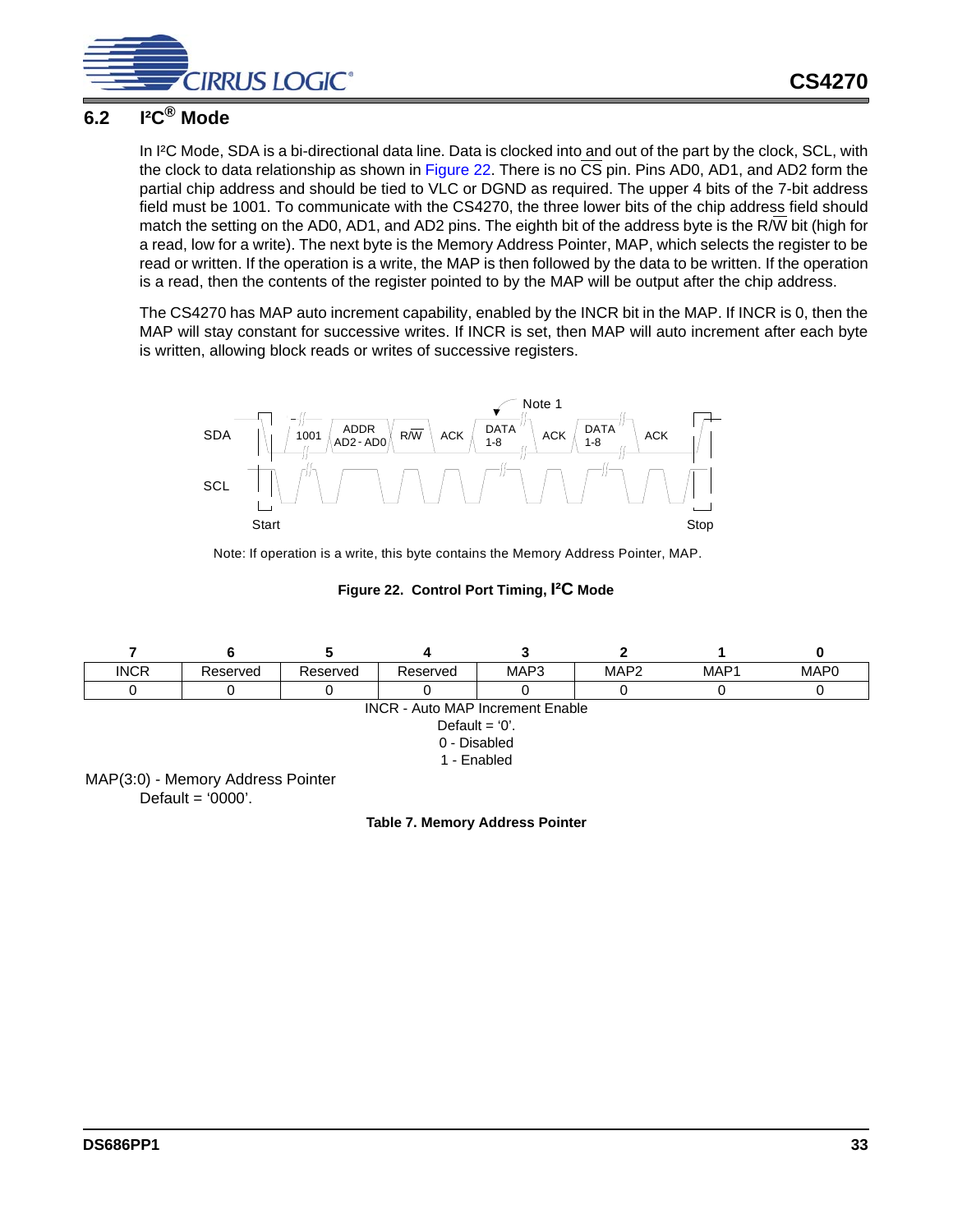## 6.2 I²C® Mode

In I²C Mode, SDA is a bi-directional data line. Data is clocked into and out of the part by the clock, SCL, with the clock to data relationship as shown in Figure 22. There is no CS pin. Pins AD0, AD1, and AD2 form the partial chip address and should be tied to VLC or DGND as required. The upper 4 bits of the 7-bit address field must be 1001. To communicate with the CS4270, the three lower bits of the chip address field should match the setting on the AD0, AD1, and AD2 pins. The eighth bit of the address byte is the R/W bit (high for a read, low for a write). The next byte is the Memory Address Pointer, MAP, which selects the register to be read or written. If the operation is a write, the MAP is then followed by the data to be written. If the operation is a read, then the contents of the register pointed to by the MAP will be output after the chip address.

The CS4270 has MAP auto increment capability, enabled by the INCR bit in the MAP. If INCR is 0, then the MAP will stay constant for successive writes. If INCR is set, then MAP will auto increment after each byte is written, allowing block reads or writes of successive registers.

Note: If operation is a write, this byte contains the Memory Address Pointer, MAP.

**Figure 22. Control Port Timing, I²C Mode**

| 7 | 6 | 5 | 4 | 3 | 2 | 1 | 0 |
|---|---|---|---|---|---|---|---|
| INCR | Reserved | Reserved | Reserved | MAP3 | MAP2 | MAP1 | MAP0 |
| 0 | 0 | 0 | 0 | 0 | 0 | 0 | 0 |

INCR - Auto MAP Increment Enable
Default = '0'.
0 - Disabled
1 - Enabled

MAP(3:0) - Memory Address Pointer
Default = '0000'.

**Table 7. Memory Address Pointer**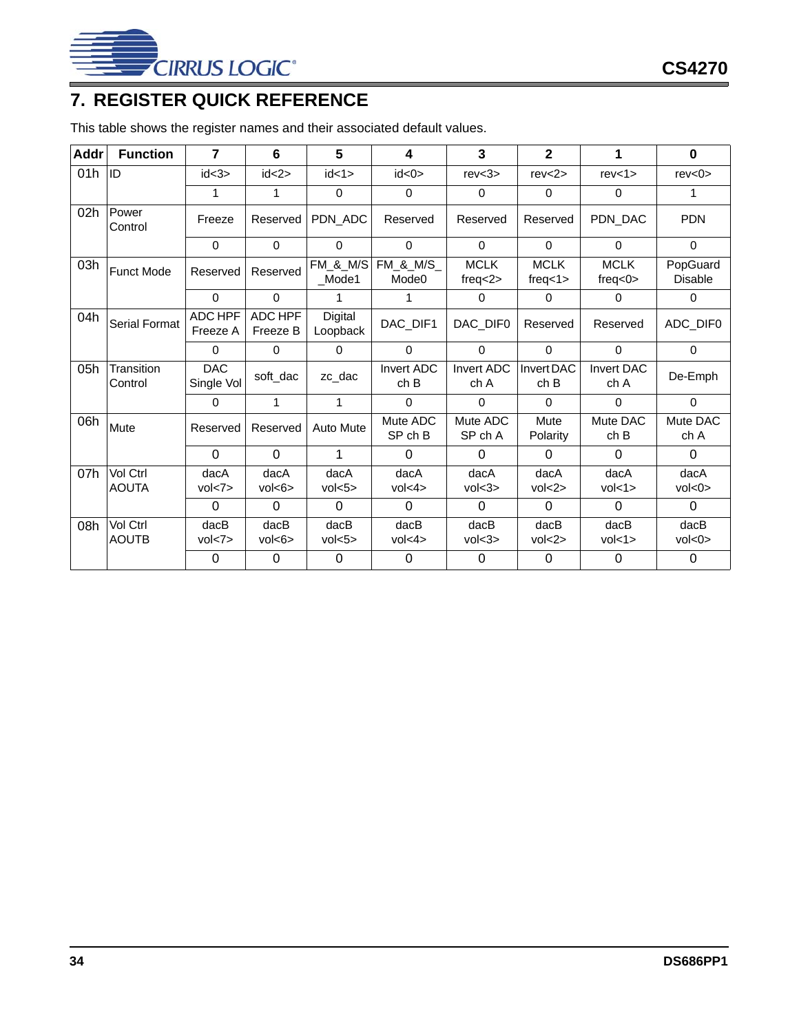## 7. REGISTER QUICK REFERENCE

This table shows the register names and their associated default values.

| Addr | Function | 7 | 6 | 5 | 4 | 3 | 2 | 1 | 0 |
|---|---|---|---|---|---|---|---|---|---|
| 01h | ID | id<3> | id<2> | id<1> | id<0> | rev<3> | rev<2> | rev<1> | rev<0> |
| | | 1 | 1 | 0 | 0 | 0 | 0 | 0 | 1 |
| 02h | Power Control | Freeze | Reserved | PDN_ADC | Reserved | Reserved | Reserved | PDN_DAC | PDN |
| | | 0 | 0 | 0 | 0 | 0 | 0 | 0 | 0 |
| 03h | Funct Mode | Reserved | Reserved | FM_&_M/S_Mode1 | FM_&_M/S_Mode0 | MCLK freq<2> | MCLK freq<1> | MCLK freq<0> | PopGuard Disable |
| | | 0 | 0 | 1 | 1 | 0 | 0 | 0 | 0 |
| 04h | Serial Format | ADC HPF Freeze A | ADC HPF Freeze B | Digital Loopback | DAC_DIF1 | DAC_DIF0 | Reserved | Reserved | ADC_DIF0 |
| | | 0 | 0 | 0 | 0 | 0 | 0 | 0 | 0 |
| 05h | Transition Control | DAC Single Vol | soft_dac | zc_dac | Invert ADC ch B | Invert ADC ch A | Invert DAC ch B | Invert DAC ch A | De-Emph |
| | | 0 | 1 | 1 | 0 | 0 | 0 | 0 | 0 |
| 06h | Mute | Reserved | Reserved | Auto Mute | Mute ADC SP ch B | Mute ADC SP ch A | Mute Polarity | Mute DAC ch B | Mute DAC ch A |
| | | 0 | 0 | 1 | 0 | 0 | 0 | 0 | 0 |
| 07h | Vol Ctrl AOUTA | dacA vol<7> | dacA vol<6> | dacA vol<5> | dacA vol<4> | dacA vol<3> | dacA vol<2> | dacA vol<1> | dacA vol<0> |
| | | 0 | 0 | 0 | 0 | 0 | 0 | 0 | 0 |
| 08h | Vol Ctrl AOUTB | dacB vol<7> | dacB vol<6> | dacB vol<5> | dacB vol<4> | dacB vol<3> | dacB vol<2> | dacB vol<1> | dacB vol<0> |
| | | 0 | 0 | 0 | 0 | 0 | 0 | 0 | 0 |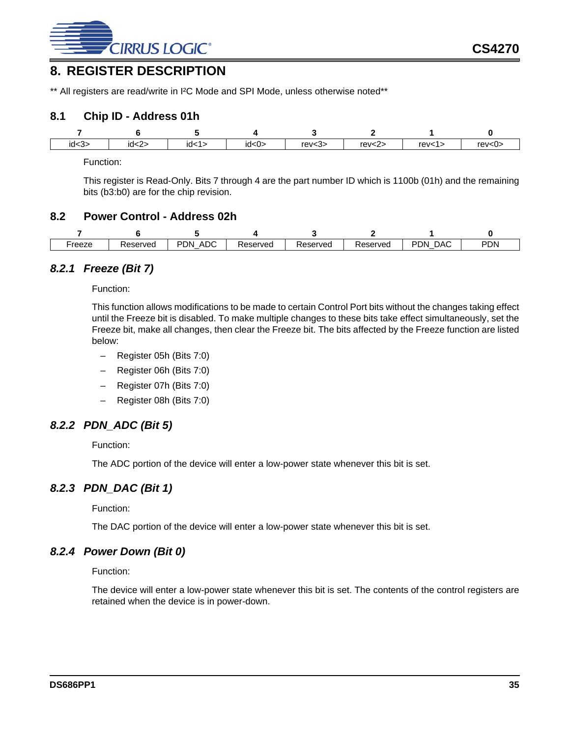# 8. REGISTER DESCRIPTION

** All registers are read/write in I²C Mode and SPI Mode, unless otherwise noted**

## 8.1 Chip ID - Address 01h

| 7 | 6 | 5 | 4 | 3 | 2 | 1 | 0 |
|---|---|---|---|---|---|---|---|
| id<3> | id<2> | id<1> | id<0> | rev<3> | rev<2> | rev<1> | rev<0> |

Function:

This register is Read-Only. Bits 7 through 4 are the part number ID which is 1100b (01h) and the remaining bits (b3:b0) are for the chip revision.

## 8.2 Power Control - Address 02h

| 7 | 6 | 5 | 4 | 3 | 2 | 1 | 0 |
|---|---|---|---|---|---|---|---|
| Freeze | Reserved | PDN_ADC | Reserved | Reserved | Reserved | PDN_DAC | PDN |

### *8.2.1 Freeze (Bit 7)*

Function:

This function allows modifications to be made to certain Control Port bits without the changes taking effect until the Freeze bit is disabled. To make multiple changes to these bits take effect simultaneously, set the Freeze bit, make all changes, then clear the Freeze bit. The bits affected by the Freeze function are listed below:

- Register 05h (Bits 7:0)
- Register 06h (Bits 7:0)
- Register 07h (Bits 7:0)
- Register 08h (Bits 7:0)

### *8.2.2 PDN_ADC (Bit 5)*

Function:

The ADC portion of the device will enter a low-power state whenever this bit is set.

### *8.2.3 PDN_DAC (Bit 1)*

Function:

The DAC portion of the device will enter a low-power state whenever this bit is set.

### *8.2.4 Power Down (Bit 0)*

Function:

The device will enter a low-power state whenever this bit is set. The contents of the control registers are retained when the device is in power-down.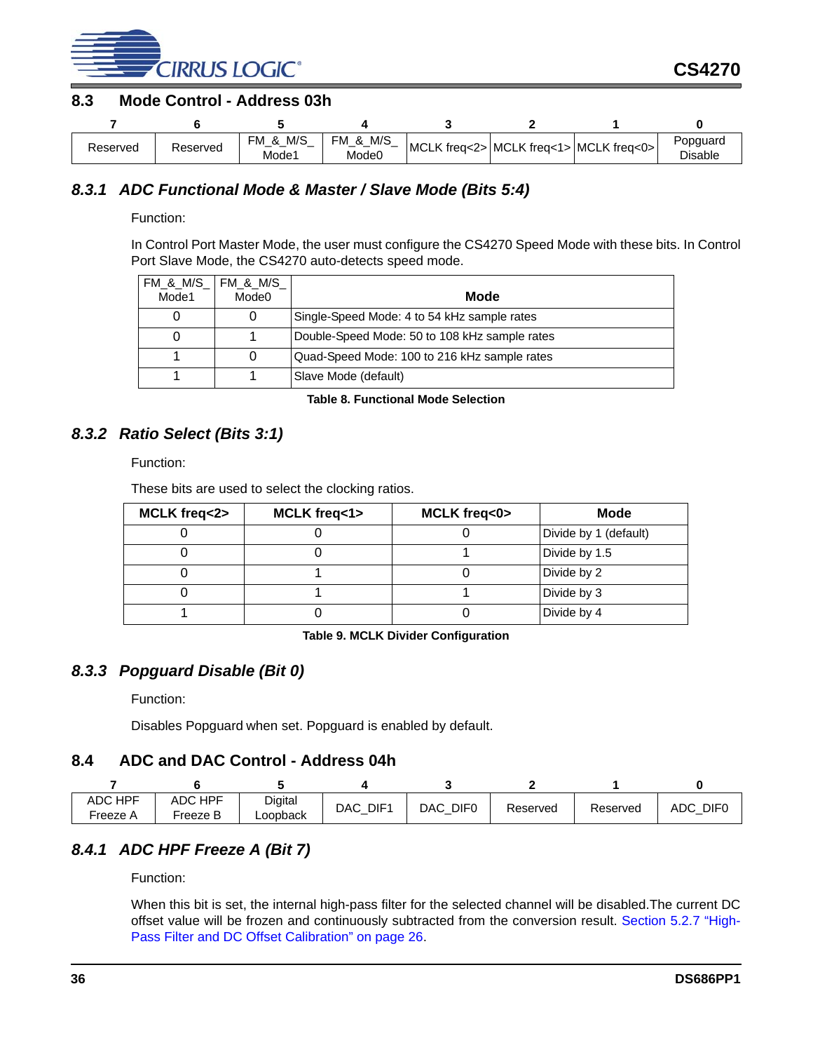## 8.3 Mode Control - Address 03h

| 7 | 6 | 5 | 4 | 3 | 2 | 1 | 0 |
|---|---|---|---|---|---|---|---|
| Reserved | Reserved | FM_&_M/S_ Mode1 | FM_&_M/S_ Mode0 | MCLK freq<2> | MCLK freq<1> | MCLK freq<0> | Popguard Disable |

### 8.3.1 ADC Functional Mode & Master / Slave Mode (Bits 5:4)

Function:

In Control Port Master Mode, the user must configure the CS4270 Speed Mode with these bits. In Control Port Slave Mode, the CS4270 auto-detects speed mode.

| FM_&_M/S_ Mode1 | FM_&_M/S_ Mode0 | Mode |
|---|---|---|
| 0 | 0 | Single-Speed Mode: 4 to 54 kHz sample rates |
| 0 | 1 | Double-Speed Mode: 50 to 108 kHz sample rates |
| 1 | 0 | Quad-Speed Mode: 100 to 216 kHz sample rates |
| 1 | 1 | Slave Mode (default) |

**Table 8. Functional Mode Selection**

### 8.3.2 Ratio Select (Bits 3:1)

Function:

These bits are used to select the clocking ratios.

| MCLK freq<2> | MCLK freq<1> | MCLK freq<0> | Mode |
|---|---|---|---|
| 0 | 0 | 0 | Divide by 1 (default) |
| 0 | 0 | 1 | Divide by 1.5 |
| 0 | 1 | 0 | Divide by 2 |
| 0 | 1 | 1 | Divide by 3 |
| 1 | 0 | 0 | Divide by 4 |

**Table 9. MCLK Divider Configuration**

### 8.3.3 Popguard Disable (Bit 0)

Function:

Disables Popguard when set. Popguard is enabled by default.

## 8.4 ADC and DAC Control - Address 04h

| 7 | 6 | 5 | 4 | 3 | 2 | 1 | 0 |
|---|---|---|---|---|---|---|---|
| ADC HPF Freeze A | ADC HPF Freeze B | Digital Loopback | DAC_DIF1 | DAC_DIF0 | Reserved | Reserved | ADC_DIF0 |

### 8.4.1 ADC HPF Freeze A (Bit 7)

Function:

When this bit is set, the internal high-pass filter for the selected channel will be disabled.The current DC offset value will be frozen and continuously subtracted from the conversion result. Section 5.2.7 “High-Pass Filter and DC Offset Calibration” on page 26.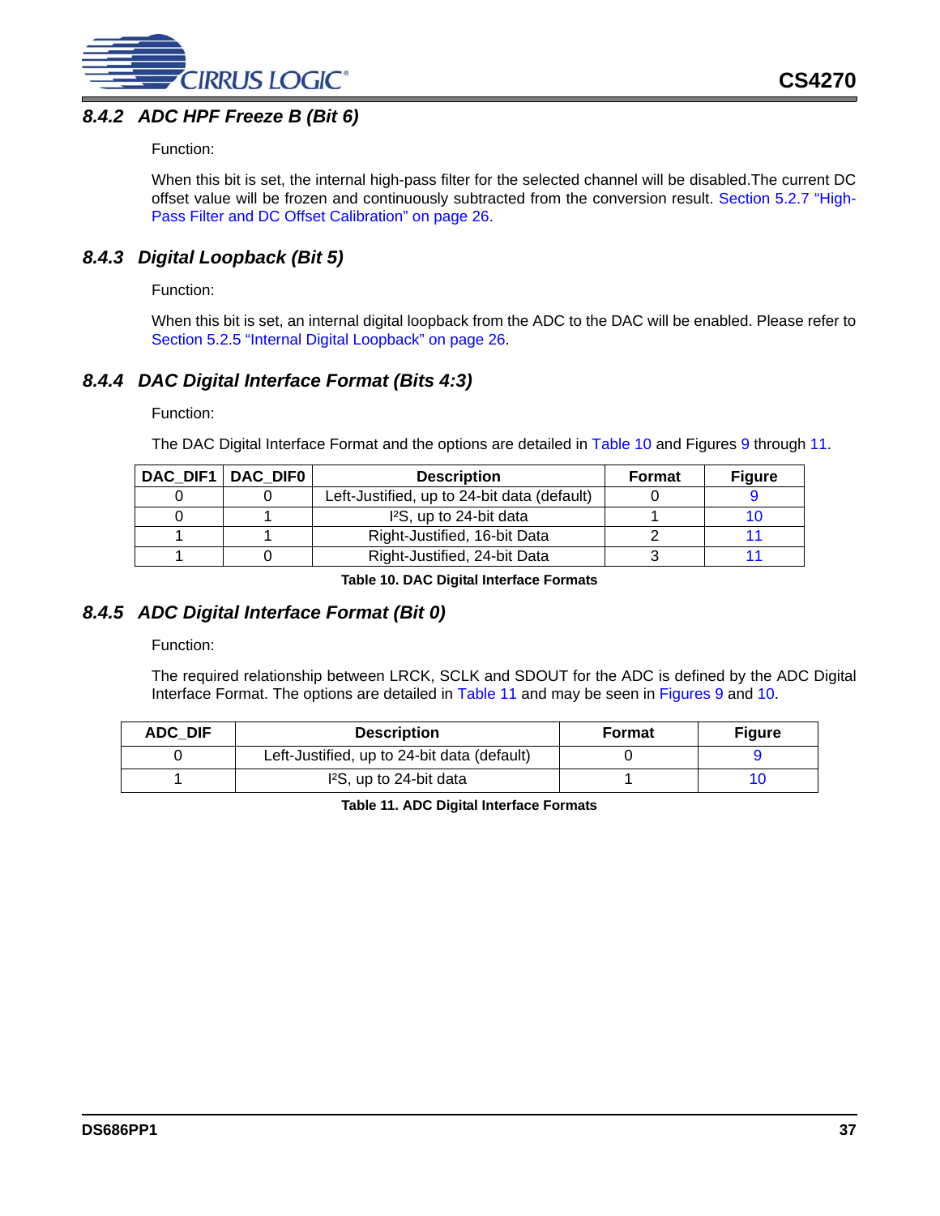### 8.4.2 ADC HPF Freeze B (Bit 6)

Function:

When this bit is set, the internal high-pass filter for the selected channel will be disabled.The current DC offset value will be frozen and continuously subtracted from the conversion result. Section 5.2.7 "High-Pass Filter and DC Offset Calibration" on page 26.

### 8.4.3 Digital Loopback (Bit 5)

Function:

When this bit is set, an internal digital loopback from the ADC to the DAC will be enabled. Please refer to Section 5.2.5 "Internal Digital Loopback" on page 26.

### 8.4.4 DAC Digital Interface Format (Bits 4:3)

Function:

The DAC Digital Interface Format and the options are detailed in Table 10 and Figures 9 through 11.

| DAC_DIF1 | DAC_DIF0 | Description | Format | Figure |
|---|---|---|---|---|
| 0 | 0 | Left-Justified, up to 24-bit data (default) | 0 | 9 |
| 0 | 1 | I²S, up to 24-bit data | 1 | 10 |
| 1 | 1 | Right-Justified, 16-bit Data | 2 | 11 |
| 1 | 0 | Right-Justified, 24-bit Data | 3 | 11 |

**Table 10. DAC Digital Interface Formats**

### 8.4.5 ADC Digital Interface Format (Bit 0)

Function:

The required relationship between LRCK, SCLK and SDOUT for the ADC is defined by the ADC Digital Interface Format. The options are detailed in Table 11 and may be seen in Figures 9 and 10.

| ADC_DIF | Description | Format | Figure |
|---|---|---|---|
| 0 | Left-Justified, up to 24-bit data (default) | 0 | 9 |
| 1 | I²S, up to 24-bit data | 1 | 10 |

**Table 11. ADC Digital Interface Formats**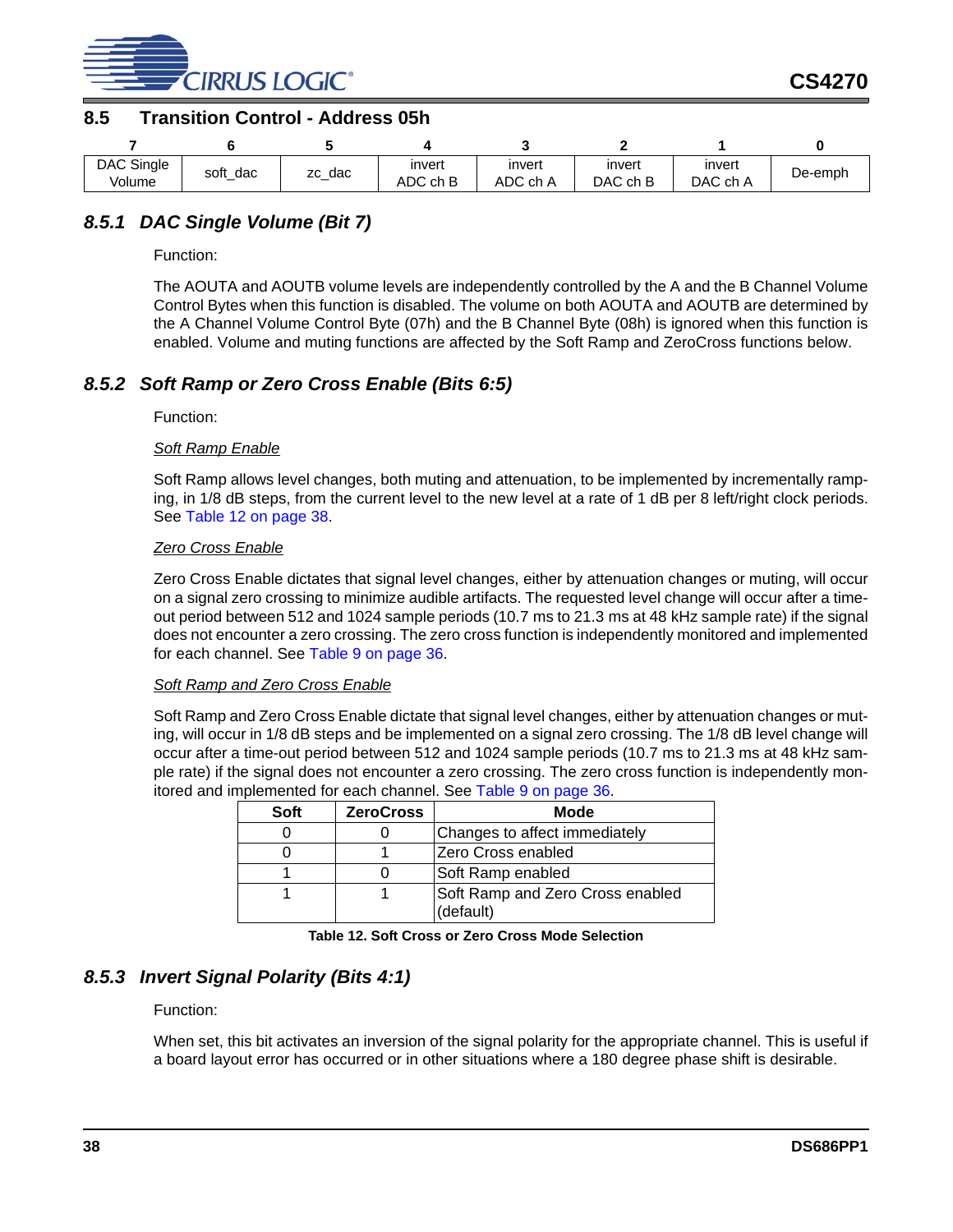## 8.5 Transition Control - Address 05h

| 7 | 6 | 5 | 4 | 3 | 2 | 1 | 0 |
|---|---|---|---|---|---|---|---|
| DAC Single Volume | soft_dac | zc_dac | invert ADC ch B | invert ADC ch A | invert DAC ch B | invert DAC ch A | De-emph |

### *8.5.1 DAC Single Volume (Bit 7)*

Function:

The AOUTA and AOUTB volume levels are independently controlled by the A and the B Channel Volume Control Bytes when this function is disabled. The volume on both AOUTA and AOUTB are determined by the A Channel Volume Control Byte (07h) and the B Channel Byte (08h) is ignored when this function is enabled. Volume and muting functions are affected by the Soft Ramp and ZeroCross functions below.

### *8.5.2 Soft Ramp or Zero Cross Enable (Bits 6:5)*

Function:

*Soft Ramp Enable*

Soft Ramp allows level changes, both muting and attenuation, to be implemented by incrementally ramping, in 1/8 dB steps, from the current level to the new level at a rate of 1 dB per 8 left/right clock periods. See Table 12 on page 38.

*Zero Cross Enable*

Zero Cross Enable dictates that signal level changes, either by attenuation changes or muting, will occur on a signal zero crossing to minimize audible artifacts. The requested level change will occur after a timeout period between 512 and 1024 sample periods (10.7 ms to 21.3 ms at 48 kHz sample rate) if the signal does not encounter a zero crossing. The zero cross function is independently monitored and implemented for each channel. See Table 9 on page 36.

*Soft Ramp and Zero Cross Enable*

Soft Ramp and Zero Cross Enable dictate that signal level changes, either by attenuation changes or muting, will occur in 1/8 dB steps and be implemented on a signal zero crossing. The 1/8 dB level change will occur after a time-out period between 512 and 1024 sample periods (10.7 ms to 21.3 ms at 48 kHz sample rate) if the signal does not encounter a zero crossing. The zero cross function is independently monitored and implemented for each channel. See Table 9 on page 36.

| Soft | ZeroCross | Mode |
|---|---|---|
| 0 | 0 | Changes to affect immediately |
| 0 | 1 | Zero Cross enabled |
| 1 | 0 | Soft Ramp enabled |
| 1 | 1 | Soft Ramp and Zero Cross enabled (default) |

**Table 12. Soft Cross or Zero Cross Mode Selection**

### *8.5.3 Invert Signal Polarity (Bits 4:1)*

Function:

When set, this bit activates an inversion of the signal polarity for the appropriate channel. This is useful if a board layout error has occurred or in other situations where a 180 degree phase shift is desirable.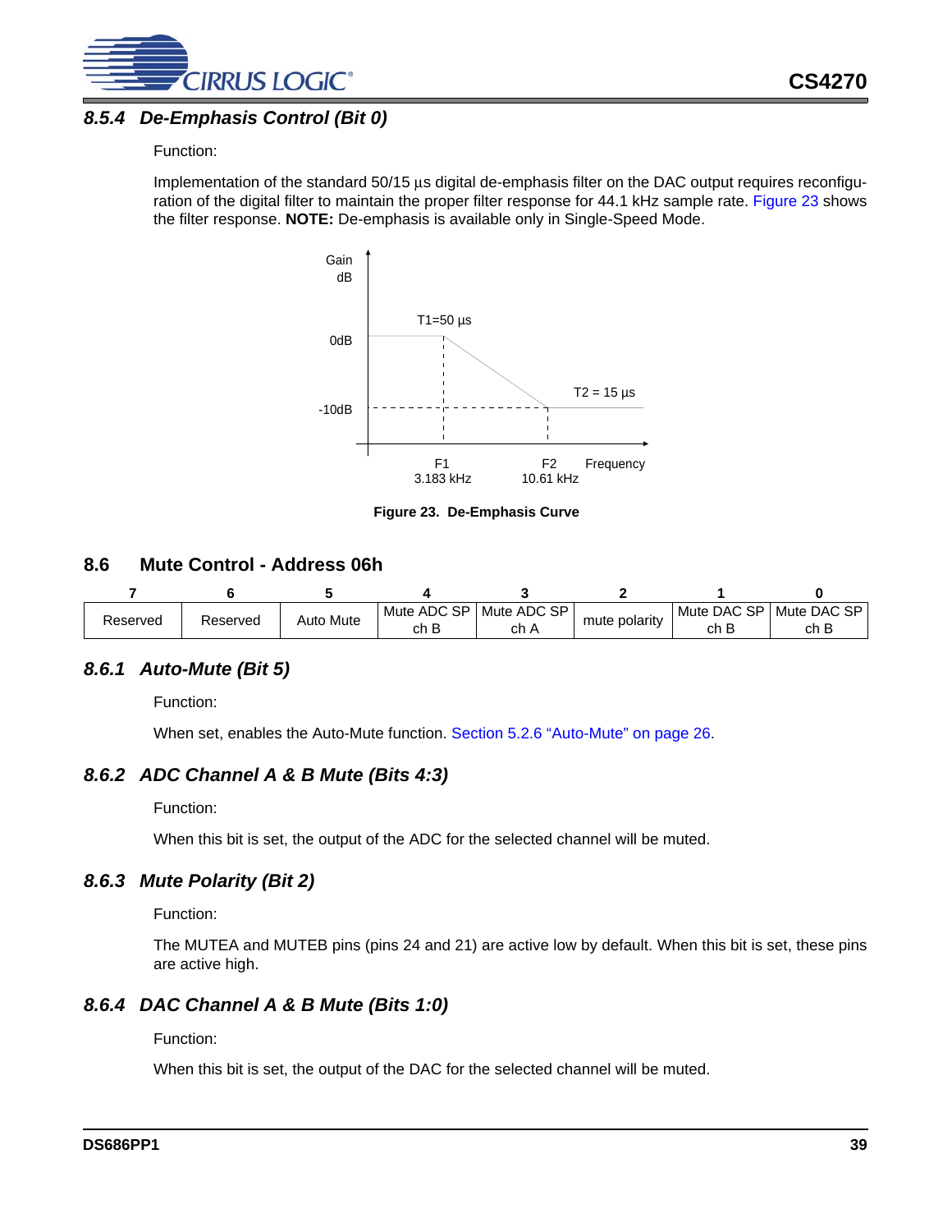### 8.5.4 De-Emphasis Control (Bit 0)

Function:

Implementation of the standard 50/15 µs digital de-emphasis filter on the DAC output requires reconfiguration of the digital filter to maintain the proper filter response for 44.1 kHz sample rate. Figure 23 shows the filter response. **NOTE:** De-emphasis is available only in Single-Speed Mode.

**Figure 23. De-Emphasis Curve**

## 8.6 Mute Control - Address 06h

| 7 | 6 | 5 | 4 | 3 | 2 | 1 | 0 |
|---|---|---|---|---|---|---|---|
| Reserved | Reserved | Auto Mute | Mute ADC SP ch B | Mute ADC SP ch A | mute polarity | Mute DAC SP ch B | Mute DAC SP ch B |

### 8.6.1 Auto-Mute (Bit 5)

Function:

When set, enables the Auto-Mute function. Section 5.2.6 "Auto-Mute" on page 26.

### 8.6.2 ADC Channel A & B Mute (Bits 4:3)

Function:

When this bit is set, the output of the ADC for the selected channel will be muted.

### 8.6.3 Mute Polarity (Bit 2)

Function:

The MUTEA and MUTEB pins (pins 24 and 21) are active low by default. When this bit is set, these pins are active high.

### 8.6.4 DAC Channel A & B Mute (Bits 1:0)

Function:

When this bit is set, the output of the DAC for the selected channel will be muted.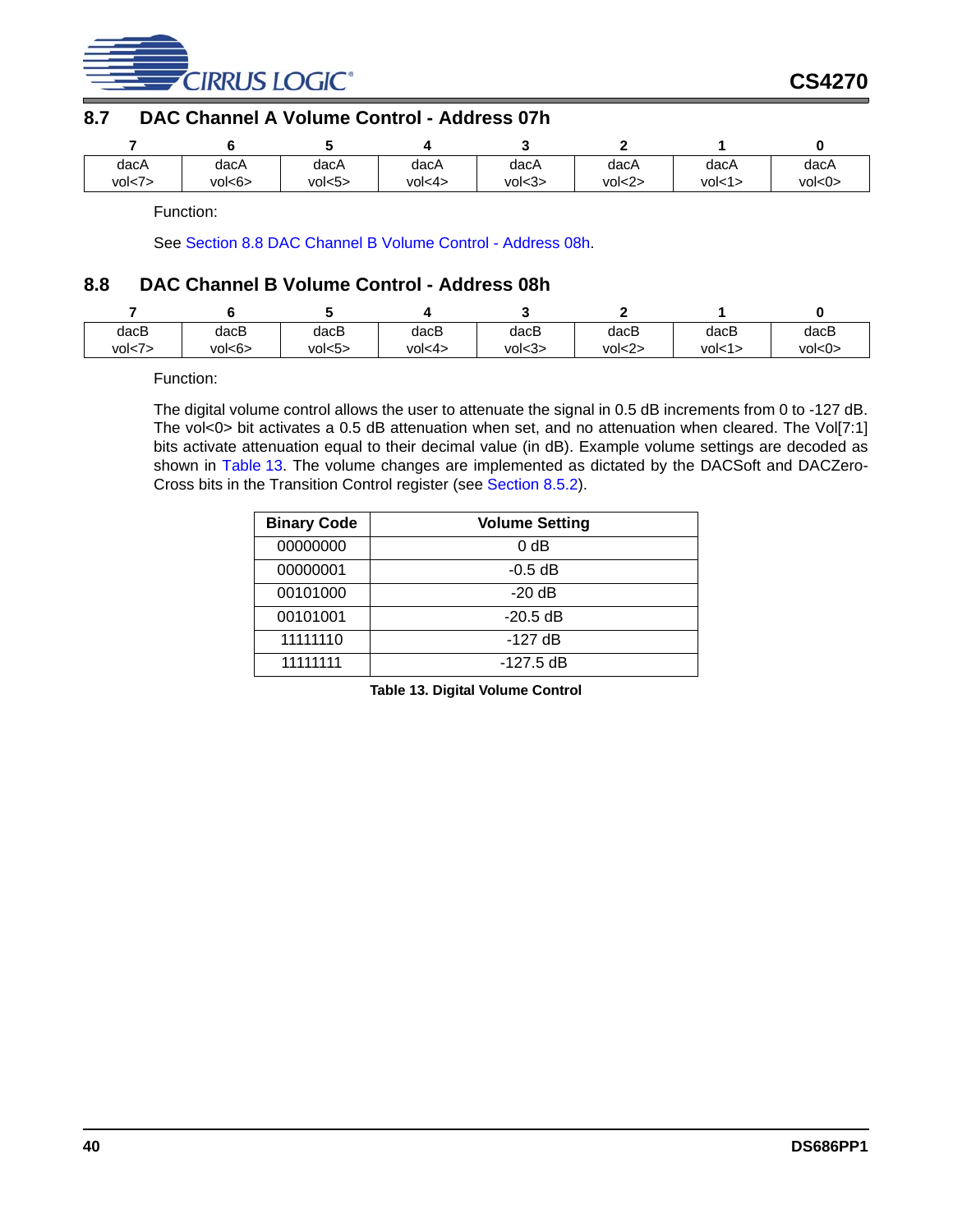## 8.7 DAC Channel A Volume Control - Address 07h

| 7 | 6 | 5 | 4 | 3 | 2 | 1 | 0 |
|---|---|---|---|---|---|---|---|
| dacA vol<7> | dacA vol<6> | dacA vol<5> | dacA vol<4> | dacA vol<3> | dacA vol<2> | dacA vol<1> | dacA vol<0> |

Function:

See Section 8.8 DAC Channel B Volume Control - Address 08h.

## 8.8 DAC Channel B Volume Control - Address 08h

| 7 | 6 | 5 | 4 | 3 | 2 | 1 | 0 |
|---|---|---|---|---|---|---|---|
| dacB vol<7> | dacB vol<6> | dacB vol<5> | dacB vol<4> | dacB vol<3> | dacB vol<2> | dacB vol<1> | dacB vol<0> |

Function:

The digital volume control allows the user to attenuate the signal in 0.5 dB increments from 0 to -127 dB. The vol<0> bit activates a 0.5 dB attenuation when set, and no attenuation when cleared. The Vol[7:1] bits activate attenuation equal to their decimal value (in dB). Example volume settings are decoded as shown in Table 13. The volume changes are implemented as dictated by the DACSoft and DACZero-Cross bits in the Transition Control register (see Section 8.5.2).

| Binary Code | Volume Setting |
|---|---|
| 00000000 | 0 dB |
| 00000001 | -0.5 dB |
| 00101000 | -20 dB |
| 00101001 | -20.5 dB |
| 11111110 | -127 dB |
| 11111111 | -127.5 dB |

**Table 13. Digital Volume Control**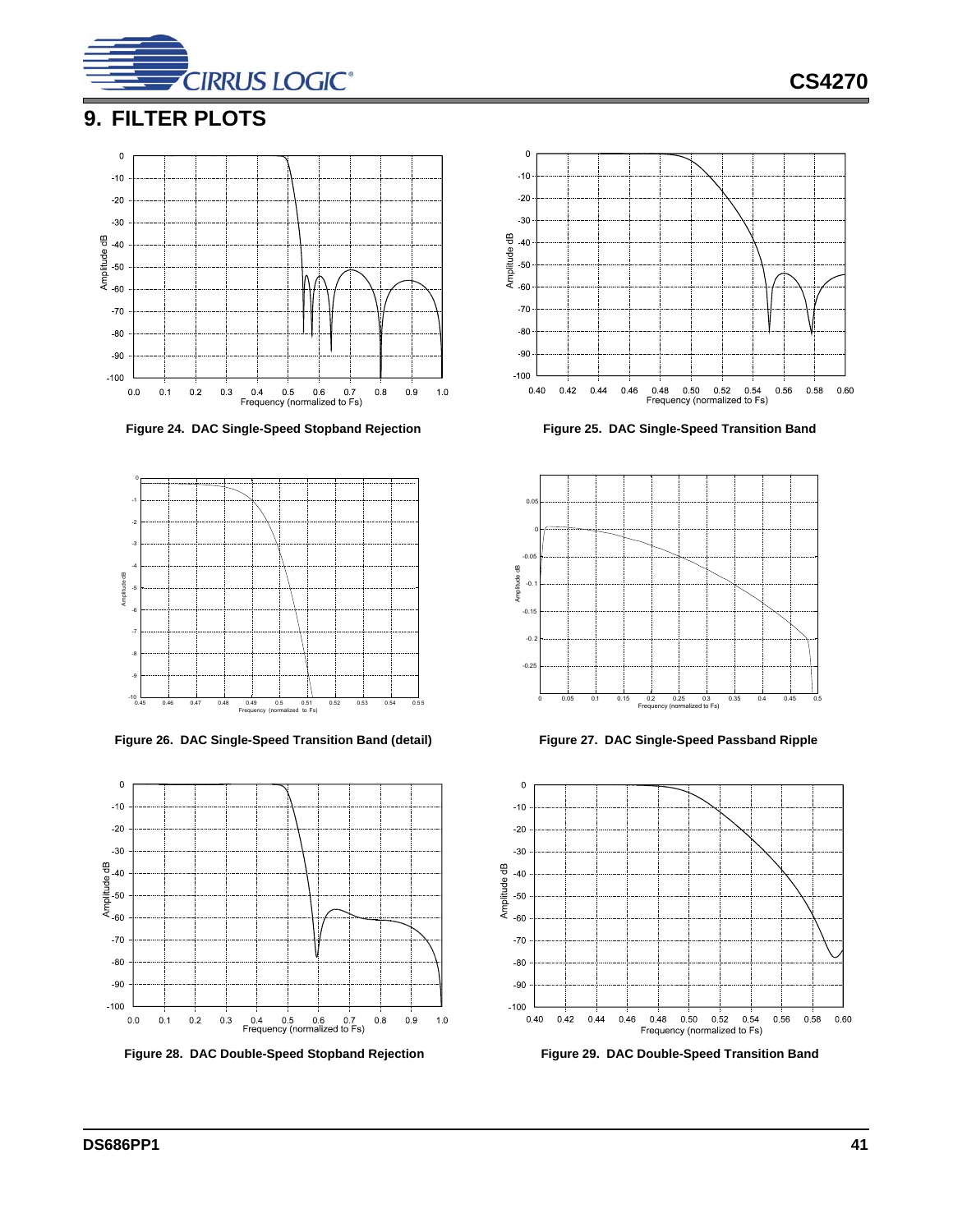## 9. FILTER PLOTS

Figure 24. DAC Single-Speed Stopband Rejection

Figure 25. DAC Single-Speed Transition Band

Figure 26. DAC Single-Speed Transition Band (detail)

Figure 27. DAC Single-Speed Passband Ripple

Figure 28. DAC Double-Speed Stopband Rejection

Figure 29. DAC Double-Speed Transition Band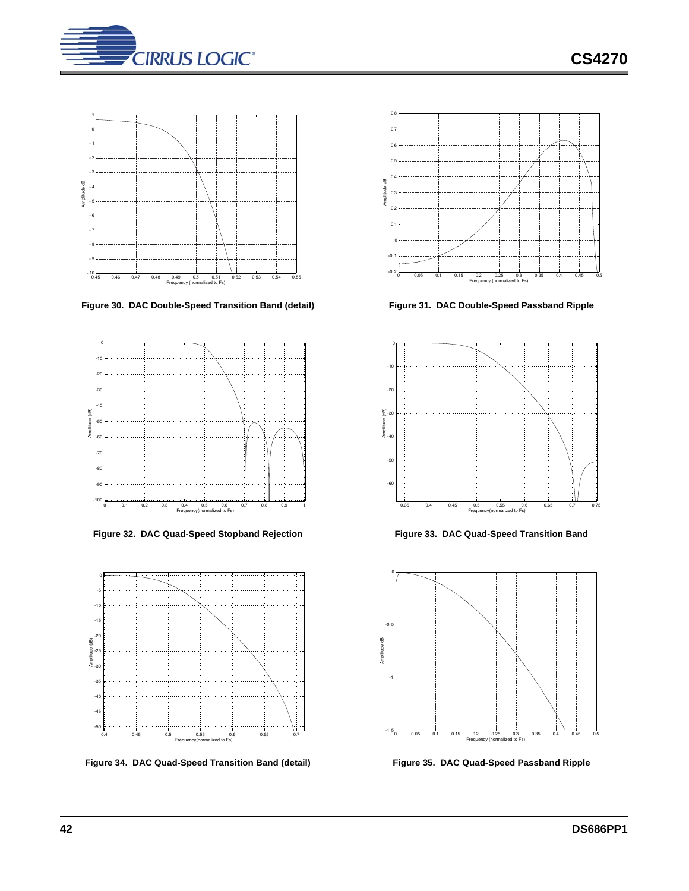Figure 30. DAC Double-Speed Transition Band (detail)

Figure 31. DAC Double-Speed Passband Ripple

Figure 32. DAC Quad-Speed Stopband Rejection

Figure 33. DAC Quad-Speed Transition Band

Figure 34. DAC Quad-Speed Transition Band (detail)

Figure 35. DAC Quad-Speed Passband Ripple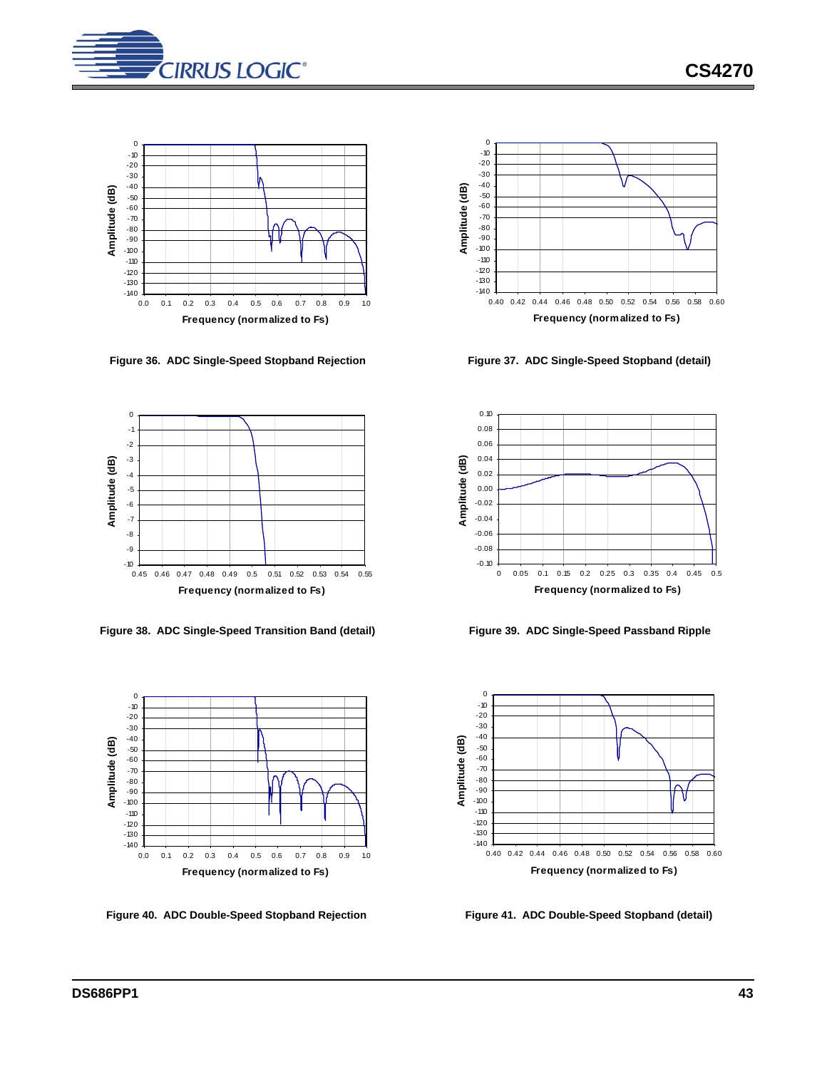Figure 36. ADC Single-Speed Stopband Rejection

Figure 37. ADC Single-Speed Stopband (detail)

Figure 38. ADC Single-Speed Transition Band (detail)

Figure 39. ADC Single-Speed Passband Ripple

Figure 40. ADC Double-Speed Stopband Rejection

Figure 41. ADC Double-Speed Stopband (detail)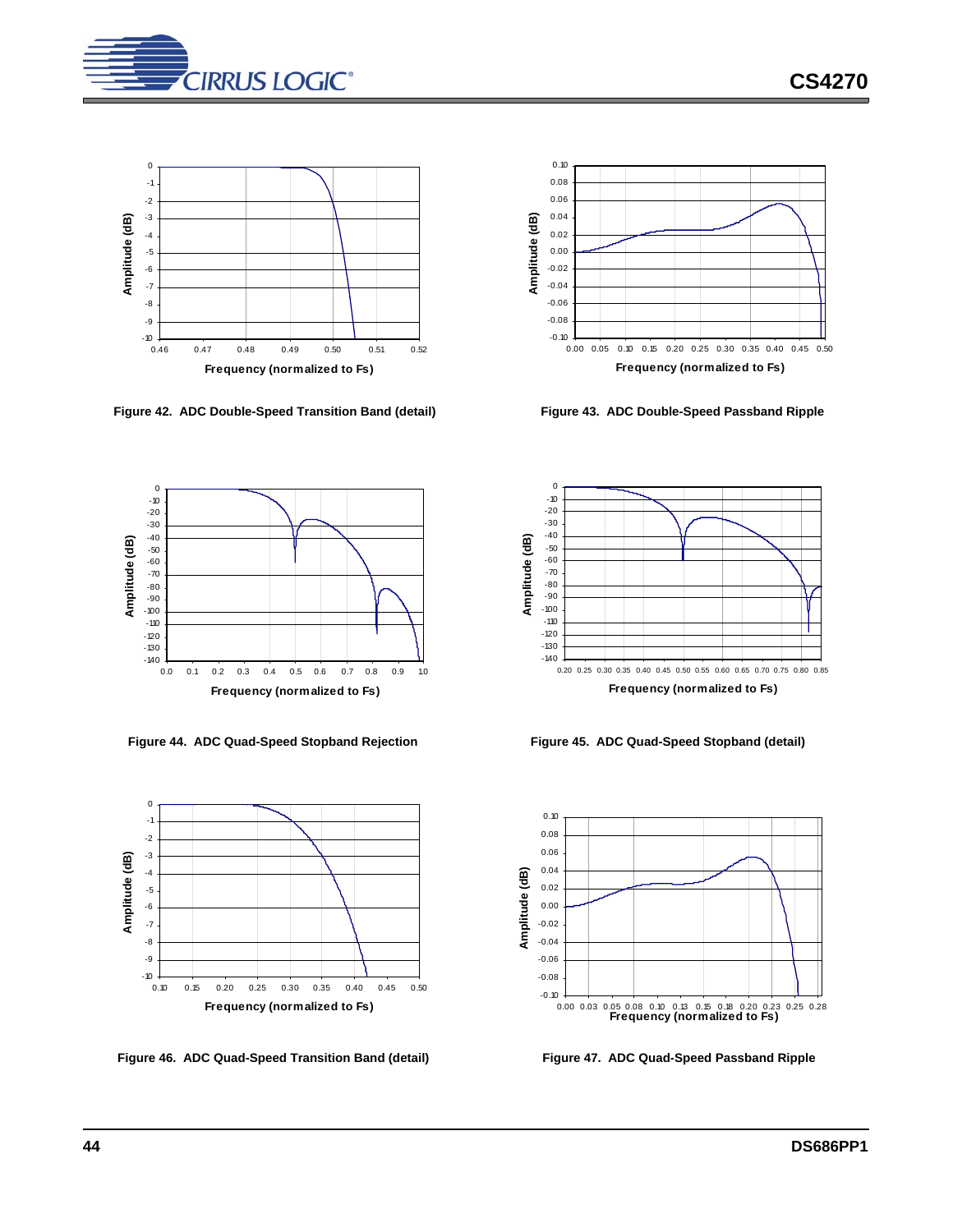Figure 42. ADC Double-Speed Transition Band (detail)

Figure 43. ADC Double-Speed Passband Ripple

Figure 44. ADC Quad-Speed Stopband Rejection

Figure 45. ADC Quad-Speed Stopband (detail)

Figure 46. ADC Quad-Speed Transition Band (detail)

Figure 47. ADC Quad-Speed Passband Ripple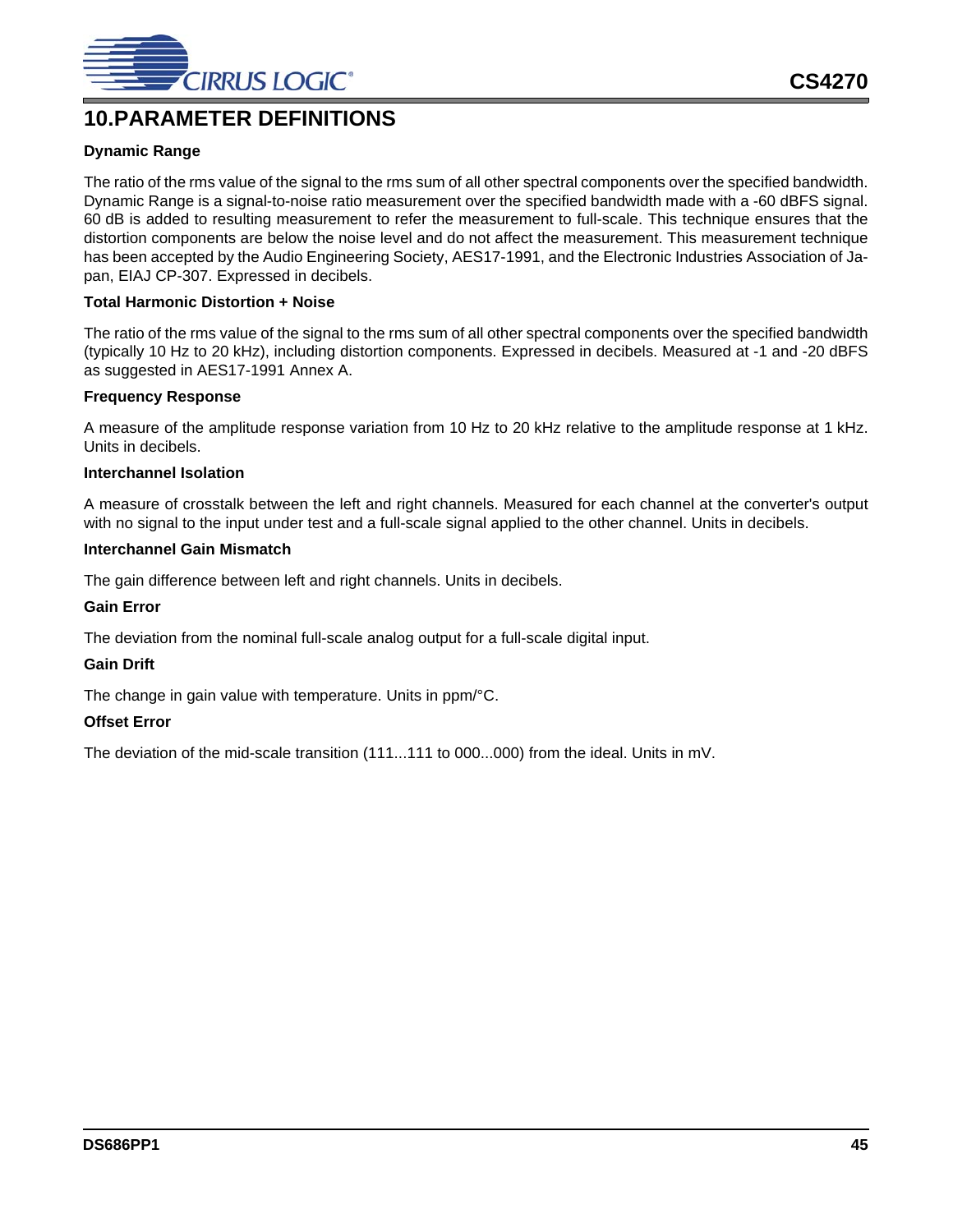# 10.PARAMETER DEFINITIONS

### Dynamic Range

The ratio of the rms value of the signal to the rms sum of all other spectral components over the specified bandwidth. Dynamic Range is a signal-to-noise ratio measurement over the specified bandwidth made with a -60 dBFS signal. 60 dB is added to resulting measurement to refer the measurement to full-scale. This technique ensures that the distortion components are below the noise level and do not affect the measurement. This measurement technique has been accepted by the Audio Engineering Society, AES17-1991, and the Electronic Industries Association of Japan, EIAJ CP-307. Expressed in decibels.

### Total Harmonic Distortion + Noise

The ratio of the rms value of the signal to the rms sum of all other spectral components over the specified bandwidth (typically 10 Hz to 20 kHz), including distortion components. Expressed in decibels. Measured at -1 and -20 dBFS as suggested in AES17-1991 Annex A.

### Frequency Response

A measure of the amplitude response variation from 10 Hz to 20 kHz relative to the amplitude response at 1 kHz. Units in decibels.

### Interchannel Isolation

A measure of crosstalk between the left and right channels. Measured for each channel at the converter's output with no signal to the input under test and a full-scale signal applied to the other channel. Units in decibels.

### Interchannel Gain Mismatch

The gain difference between left and right channels. Units in decibels.

### Gain Error

The deviation from the nominal full-scale analog output for a full-scale digital input.

### Gain Drift

The change in gain value with temperature. Units in ppm/°C.

### Offset Error

The deviation of the mid-scale transition (111...111 to 000...000) from the ideal. Units in mV.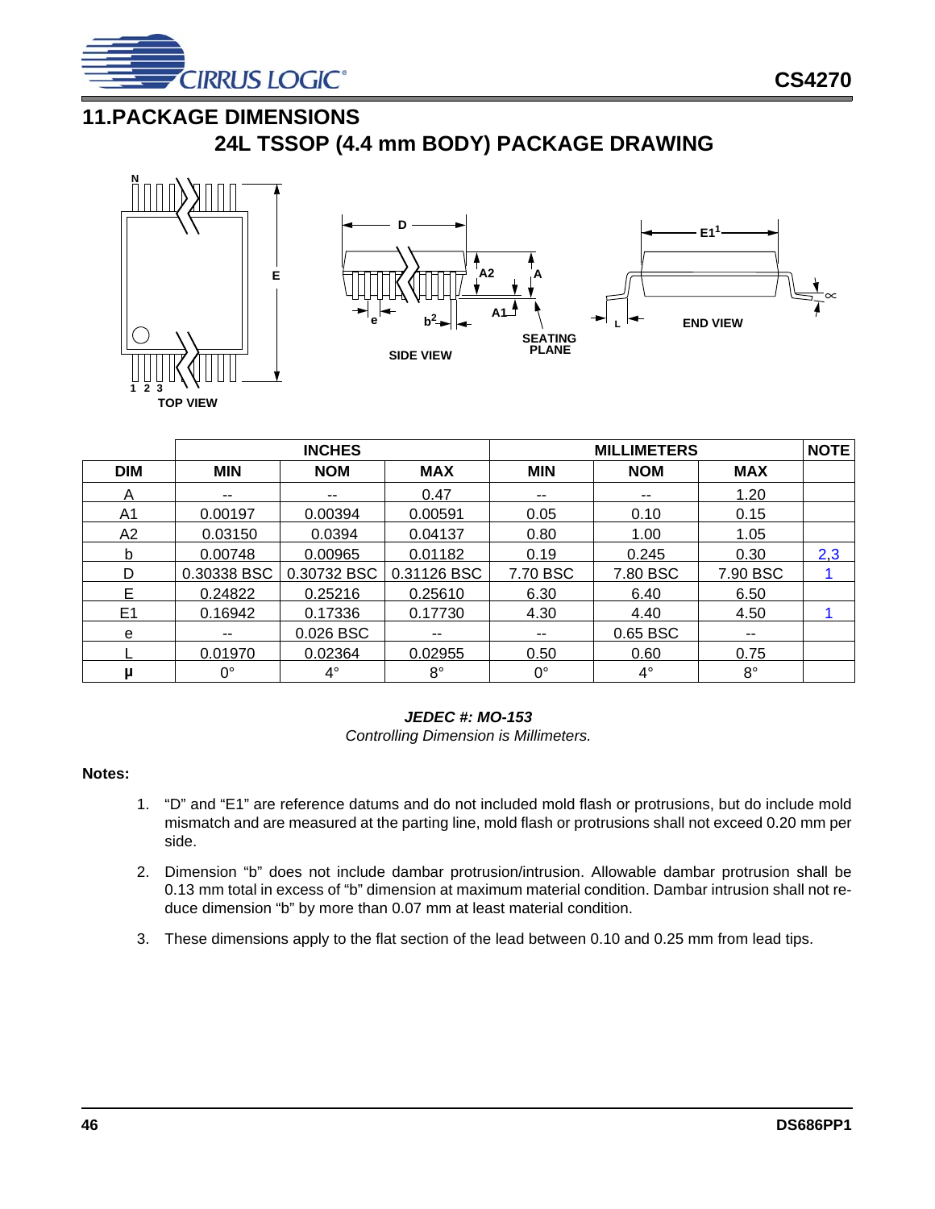## 11.PACKAGE DIMENSIONS

### 24L TSSOP (4.4 mm BODY) PACKAGE DRAWING

| | INCHES | | | MILLIMETERS | | | NOTE |
|---|---|---|---|---|---|---|---|
| DIM | MIN | NOM | MAX | MIN | NOM | MAX | |
| A | -- | -- | 0.47 | -- | -- | 1.20 | |
| A1 | 0.00197 | 0.00394 | 0.00591 | 0.05 | 0.10 | 0.15 | |
| A2 | 0.03150 | 0.0394 | 0.04137 | 0.80 | 1.00 | 1.05 | |
| b | 0.00748 | 0.00965 | 0.01182 | 0.19 | 0.245 | 0.30 | 2,3 |
| D | 0.30338 BSC | 0.30732 BSC | 0.31126 BSC | 7.70 BSC | 7.80 BSC | 7.90 BSC | 1 |
| E | 0.24822 | 0.25216 | 0.25610 | 6.30 | 6.40 | 6.50 | |
| E1 | 0.16942 | 0.17336 | 0.17730 | 4.30 | 4.40 | 4.50 | 1 |
| e | -- | 0.026 BSC | -- | -- | 0.65 BSC | -- | |
| L | 0.01970 | 0.02364 | 0.02955 | 0.50 | 0.60 | 0.75 | |
| µ | 0° | 4° | 8° | 0° | 4° | 8° | |

***JEDEC #: MO-153***

*Controlling Dimension is Millimeters.*

**Notes:**

1. "D" and "E1" are reference datums and do not included mold flash or protrusions, but do include mold mismatch and are measured at the parting line, mold flash or protrusions shall not exceed 0.20 mm per side.
2. Dimension "b" does not include dambar protrusion/intrusion. Allowable dambar protrusion shall be 0.13 mm total in excess of "b" dimension at maximum material condition. Dambar intrusion shall not reduce dimension "b" by more than 0.07 mm at least material condition.
3. These dimensions apply to the flat section of the lead between 0.10 and 0.25 mm from lead tips.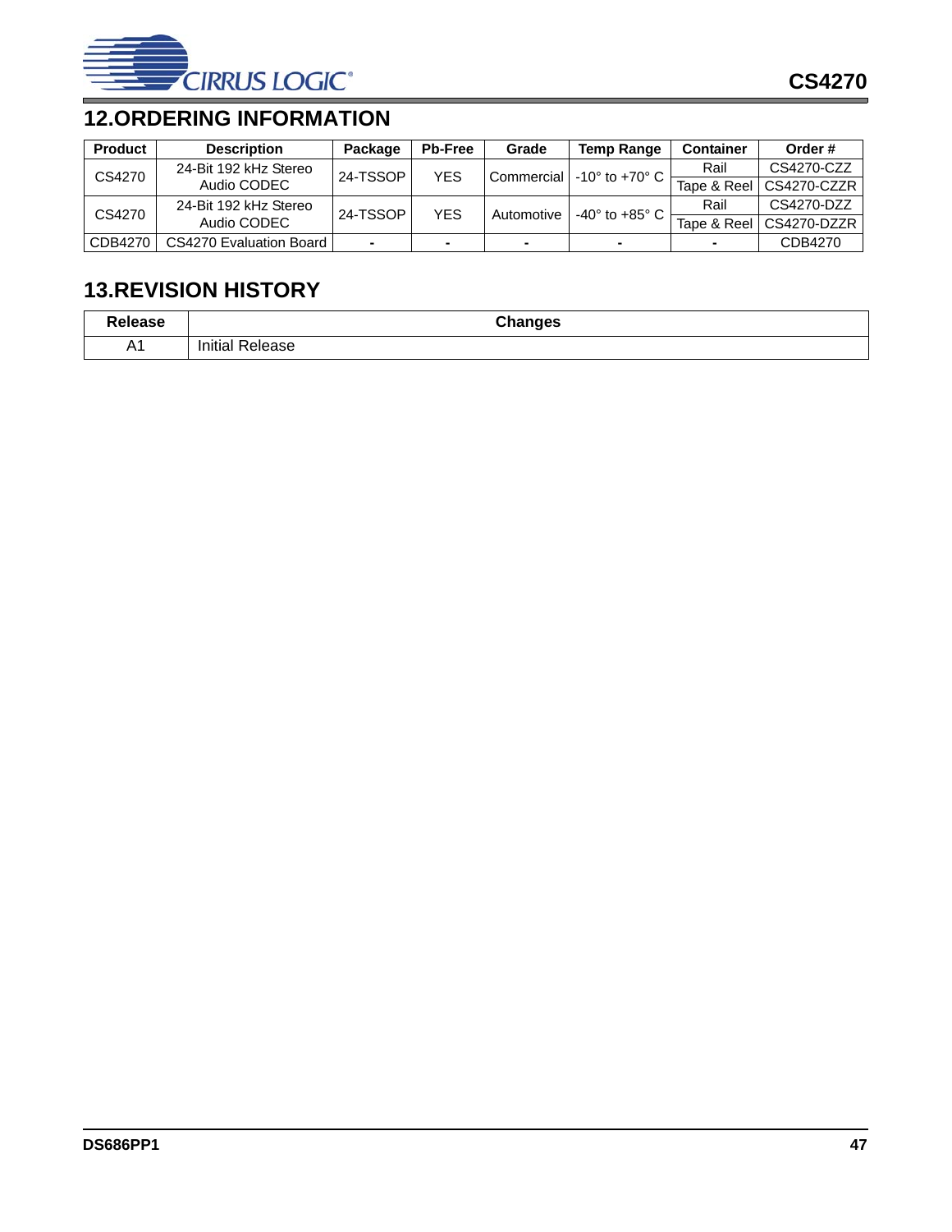## 12.ORDERING INFORMATION

| Product | Description | Package | Pb-Free | Grade | Temp Range | Container | Order # |
|---|---|---|---|---|---|---|---|
| CS4270 | 24-Bit 192 kHz Stereo Audio CODEC | 24-TSSOP | YES | Commercial | -10° to +70° C | Rail | CS4270-CZZ |
| | | | | | | Tape & Reel | CS4270-CZZR |
| CS4270 | 24-Bit 192 kHz Stereo Audio CODEC | 24-TSSOP | YES | Automotive | -40° to +85° C | Rail | CS4270-DZZ |
| | | | | | | Tape & Reel | CS4270-DZZR |
| CDB4270 | CS4270 Evaluation Board | - | - | - | - | - | CDB4270 |

## 13.REVISION HISTORY

| Release | Changes |
|---|---|
| A1 | Initial Release |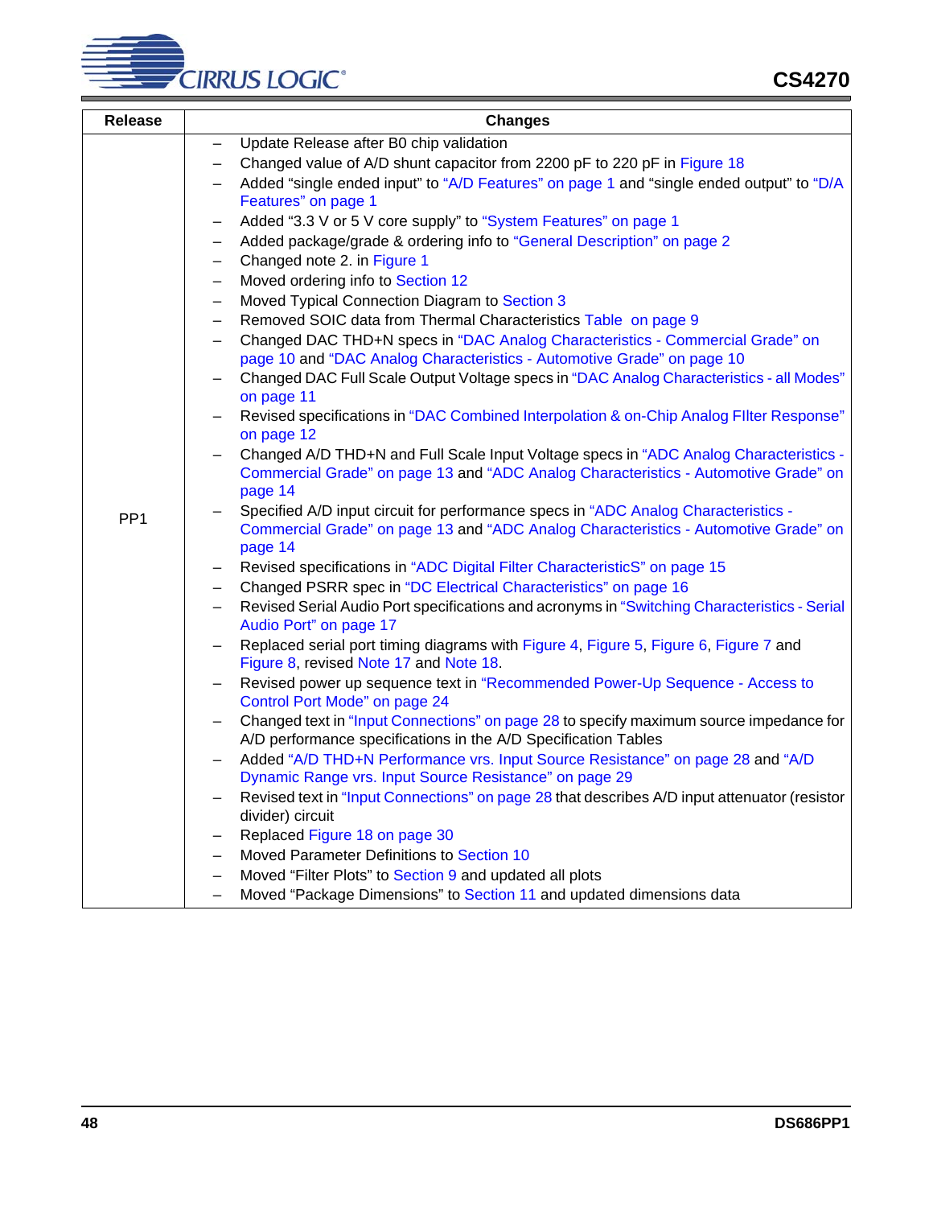| Release | Changes |
|---|---|
| PP1 | – Update Release after B0 chip validation<br>– Changed value of A/D shunt capacitor from 2200 pF to 220 pF in Figure 18<br>– Added “single ended input” to “A/D Features” on page 1 and “single ended output” to “D/A Features” on page 1<br>– Added “3.3 V or 5 V core supply” to “System Features” on page 1<br>– Added package/grade & ordering info to “General Description” on page 2<br>– Changed note 2. in Figure 1<br>– Moved ordering info to Section 12<br>– Moved Typical Connection Diagram to Section 3<br>– Removed SOIC data from Thermal Characteristics Table on page 9<br>– Changed DAC THD+N specs in “DAC Analog Characteristics - Commercial Grade” on page 10 and “DAC Analog Characteristics - Automotive Grade” on page 10<br>– Changed DAC Full Scale Output Voltage specs in “DAC Analog Characteristics - all Modes” on page 11<br>– Revised specifications in “DAC Combined Interpolation & on-Chip Analog FIlter Response” on page 12<br>– Changed A/D THD+N and Full Scale Input Voltage specs in “ADC Analog Characteristics - Commercial Grade” on page 13 and “ADC Analog Characteristics - Automotive Grade” on page 14<br>– Specified A/D input circuit for performance specs in “ADC Analog Characteristics - Commercial Grade” on page 13 and “ADC Analog Characteristics - Automotive Grade” on page 14<br>– Revised specifications in “ADC Digital Filter CharacteristicS” on page 15<br>– Changed PSRR spec in “DC Electrical Characteristics” on page 16<br>– Revised Serial Audio Port specifications and acronyms in “Switching Characteristics - Serial Audio Port” on page 17<br>– Replaced serial port timing diagrams with Figure 4, Figure 5, Figure 6, Figure 7 and Figure 8, revised Note 17 and Note 18.<br>– Revised power up sequence text in “Recommended Power-Up Sequence - Access to Control Port Mode” on page 24<br>– Changed text in “Input Connections” on page 28 to specify maximum source impedance for A/D performance specifications in the A/D Specification Tables<br>– Added “A/D THD+N Performance vrs. Input Source Resistance” on page 28 and “A/D Dynamic Range vrs. Input Source Resistance” on page 29<br>– Revised text in “Input Connections” on page 28 that describes A/D input attenuator (resistor divider) circuit<br>– Replaced Figure 18 on page 30<br>– Moved Parameter Definitions to Section 10<br>– Moved “Filter Plots” to Section 9 and updated all plots<br>– Moved “Package Dimensions” to Section 11 and updated dimensions data |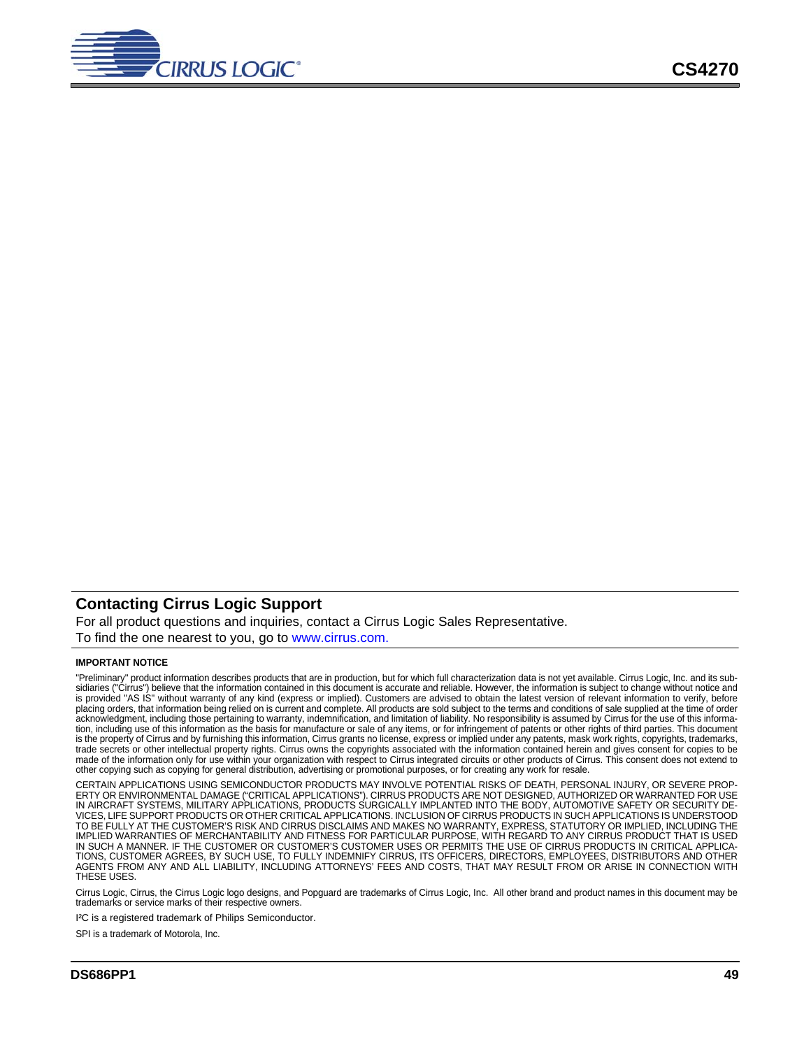## Contacting Cirrus Logic Support

For all product questions and inquiries, contact a Cirrus Logic Sales Representative.

To find the one nearest to you, go to www.cirrus.com.

**IMPORTANT NOTICE**

"Preliminary" product information describes products that are in production, but for which full characterization data is not yet available. Cirrus Logic, Inc. and its subsidiaries ("Cirrus") believe that the information contained in this document is accurate and reliable. However, the information is subject to change without notice and is provided "AS IS" without warranty of any kind (express or implied). Customers are advised to obtain the latest version of relevant information to verify, before placing orders, that information being relied on is current and complete. All products are sold subject to the terms and conditions of sale supplied at the time of order acknowledgment, including those pertaining to warranty, indemnification, and limitation of liability. No responsibility is assumed by Cirrus for the use of this information, including use of this information as the basis for manufacture or sale of any items, or for infringement of patents or other rights of third parties. This document is the property of Cirrus and by furnishing this information, Cirrus grants no license, express or implied under any patents, mask work rights, copyrights, trademarks, trade secrets or other intellectual property rights. Cirrus owns the copyrights associated with the information contained herein and gives consent for copies to be made of the information only for use within your organization with respect to Cirrus integrated circuits or other products of Cirrus. This consent does not extend to other copying such as copying for general distribution, advertising or promotional purposes, or for creating any work for resale.

CERTAIN APPLICATIONS USING SEMICONDUCTOR PRODUCTS MAY INVOLVE POTENTIAL RISKS OF DEATH, PERSONAL INJURY, OR SEVERE PROPERTY OR ENVIRONMENTAL DAMAGE ("CRITICAL APPLICATIONS"). CIRRUS PRODUCTS ARE NOT DESIGNED, AUTHORIZED OR WARRANTED FOR USE IN AIRCRAFT SYSTEMS, MILITARY APPLICATIONS, PRODUCTS SURGICALLY IMPLANTED INTO THE BODY, AUTOMOTIVE SAFETY OR SECURITY DEVICES, LIFE SUPPORT PRODUCTS OR OTHER CRITICAL APPLICATIONS. INCLUSION OF CIRRUS PRODUCTS IN SUCH APPLICATIONS IS UNDERSTOOD TO BE FULLY AT THE CUSTOMER'S RISK AND CIRRUS DISCLAIMS AND MAKES NO WARRANTY, EXPRESS, STATUTORY OR IMPLIED, INCLUDING THE IMPLIED WARRANTIES OF MERCHANTABILITY AND FITNESS FOR PARTICULAR PURPOSE, WITH REGARD TO ANY CIRRUS PRODUCT THAT IS USED IN SUCH A MANNER. IF THE CUSTOMER OR CUSTOMER'S CUSTOMER USES OR PERMITS THE USE OF CIRRUS PRODUCTS IN CRITICAL APPLICATIONS, CUSTOMER AGREES, BY SUCH USE, TO FULLY INDEMNIFY CIRRUS, ITS OFFICERS, DIRECTORS, EMPLOYEES, DISTRIBUTORS AND OTHER AGENTS FROM ANY AND ALL LIABILITY, INCLUDING ATTORNEYS' FEES AND COSTS, THAT MAY RESULT FROM OR ARISE IN CONNECTION WITH THESE USES.

Cirrus Logic, Cirrus, the Cirrus Logic logo designs, and Popguard are trademarks of Cirrus Logic, Inc. All other brand and product names in this document may be trademarks or service marks of their respective owners.

I²C is a registered trademark of Philips Semiconductor.

SPI is a trademark of Motorola, Inc.